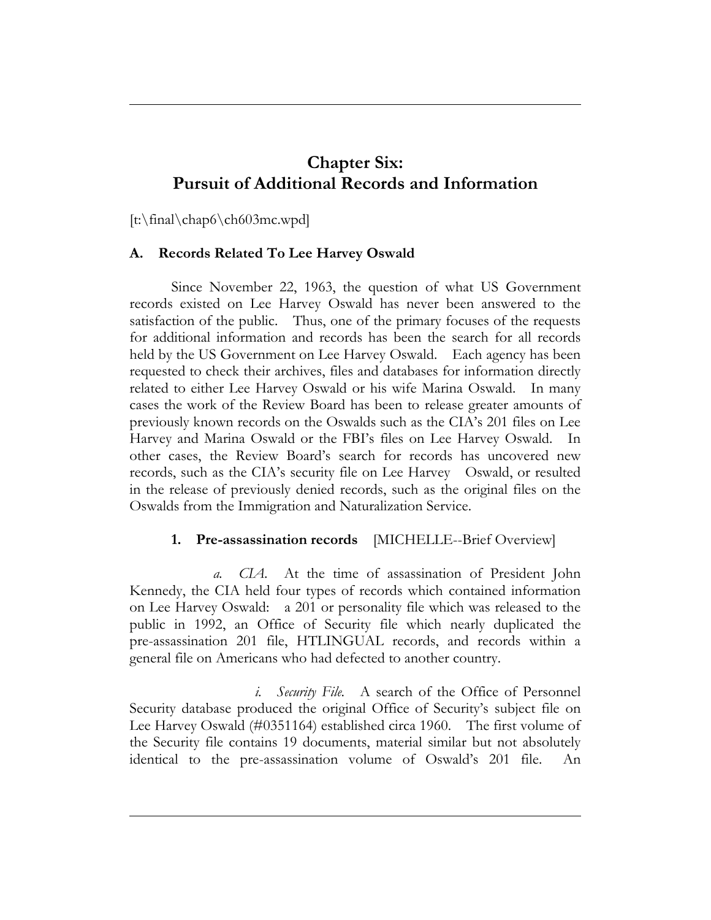# Chapter Six:
# Pursuit of Additional Records and Information

[t:\final\chap6\ch603mc.wpd]

## A. Records Related To Lee Harvey Oswald

Since November 22, 1963, the question of what US Government records existed on Lee Harvey Oswald has never been answered to the satisfaction of the public. Thus, one of the primary focuses of the requests for additional information and records has been the search for all records held by the US Government on Lee Harvey Oswald. Each agency has been requested to check their archives, files and databases for information directly related to either Lee Harvey Oswald or his wife Marina Oswald. In many cases the work of the Review Board has been to release greater amounts of previously known records on the Oswalds such as the CIA's 201 files on Lee Harvey and Marina Oswald or the FBI's files on Lee Harvey Oswald. In other cases, the Review Board's search for records has uncovered new records, such as the CIA's security file on Lee Harvey Oswald, or resulted in the release of previously denied records, such as the original files on the Oswalds from the Immigration and Naturalization Service.

### 1. Pre-assassination records [MICHELLE--Brief Overview]

*a. CIA.* At the time of assassination of President John Kennedy, the CIA held four types of records which contained information on Lee Harvey Oswald: a 201 or personality file which was released to the public in 1992, an Office of Security file which nearly duplicated the pre-assassination 201 file, HTLINGUAL records, and records within a general file on Americans who had defected to another country.

*i. Security File.* A search of the Office of Personnel Security database produced the original Office of Security's subject file on Lee Harvey Oswald (#0351164) established circa 1960. The first volume of the Security file contains 19 documents, material similar but not absolutely identical to the pre-assassination volume of Oswald's 201 file. An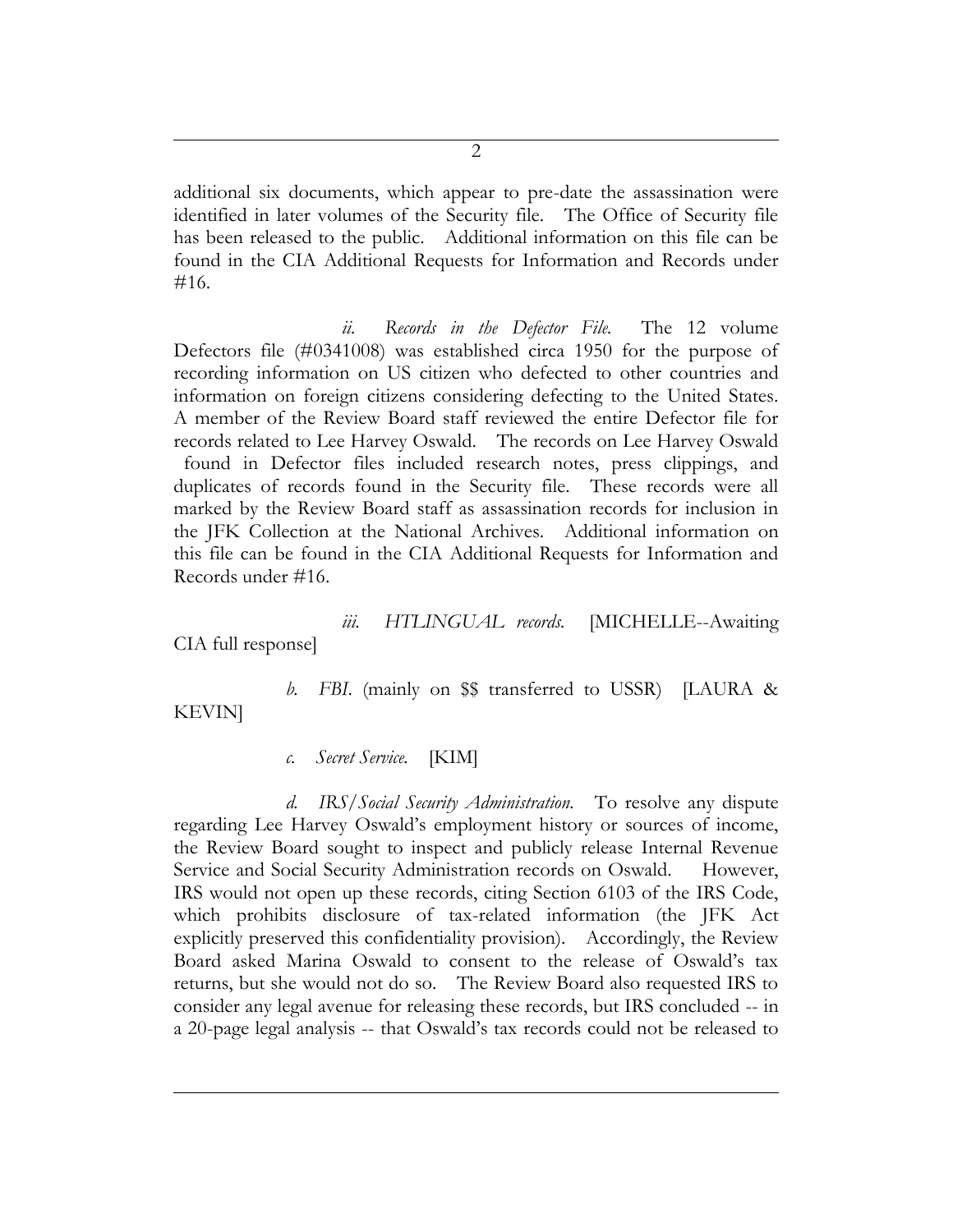additional six documents, which appear to pre-date the assassination were identified in later volumes of the Security file. The Office of Security file has been released to the public. Additional information on this file can be found in the CIA Additional Requests for Information and Records under #16.

*ii. Records in the Defector File.* The 12 volume Defectors file (#0341008) was established circa 1950 for the purpose of recording information on US citizen who defected to other countries and information on foreign citizens considering defecting to the United States. A member of the Review Board staff reviewed the entire Defector file for records related to Lee Harvey Oswald. The records on Lee Harvey Oswald found in Defector files included research notes, press clippings, and duplicates of records found in the Security file. These records were all marked by the Review Board staff as assassination records for inclusion in the JFK Collection at the National Archives. Additional information on this file can be found in the CIA Additional Requests for Information and Records under #16.

*iii. HTLINGUAL records.* [MICHELLE--Awaiting CIA full response]

*b. FBI.* (mainly on $$ transferred to USSR) [LAURA & KEVIN]

*c. Secret Service.* [KIM]

*d. IRS/Social Security Administration.* To resolve any dispute regarding Lee Harvey Oswald's employment history or sources of income, the Review Board sought to inspect and publicly release Internal Revenue Service and Social Security Administration records on Oswald. However, IRS would not open up these records, citing Section 6103 of the IRS Code, which prohibits disclosure of tax-related information (the JFK Act explicitly preserved this confidentiality provision). Accordingly, the Review Board asked Marina Oswald to consent to the release of Oswald's tax returns, but she would not do so. The Review Board also requested IRS to consider any legal avenue for releasing these records, but IRS concluded -- in a 20-page legal analysis -- that Oswald's tax records could not be released to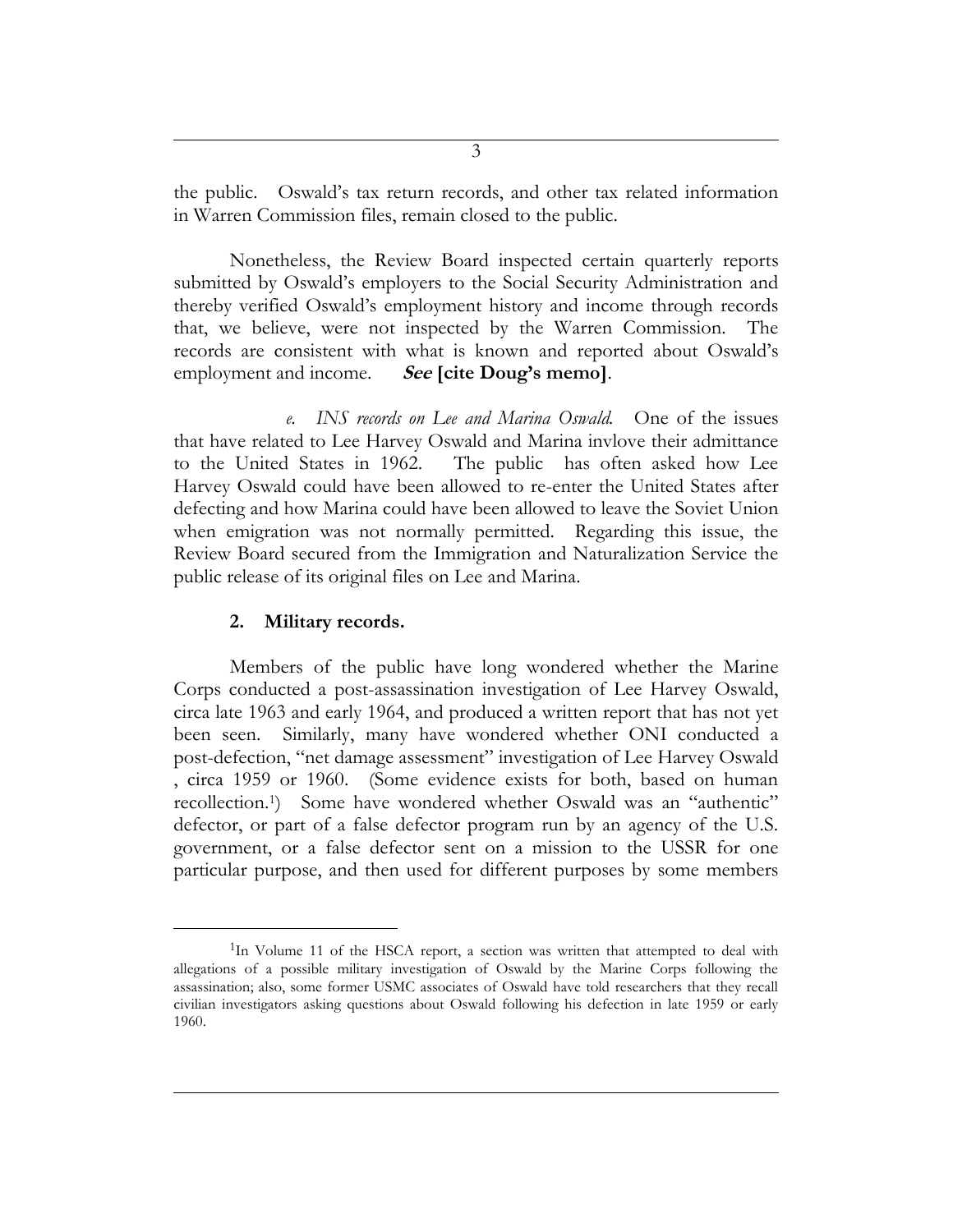the public. Oswald's tax return records, and other tax related information in Warren Commission files, remain closed to the public.

Nonetheless, the Review Board inspected certain quarterly reports submitted by Oswald's employers to the Social Security Administration and thereby verified Oswald's employment history and income through records that, we believe, were not inspected by the Warren Commission. The records are consistent with what is known and reported about Oswald's employment and income. ***See* [cite Doug's memo]**.

*e. INS records on Lee and Marina Oswald.* One of the issues that have related to Lee Harvey Oswald and Marina invlove their admittance to the United States in 1962. The public has often asked how Lee Harvey Oswald could have been allowed to re-enter the United States after defecting and how Marina could have been allowed to leave the Soviet Union when emigration was not normally permitted. Regarding this issue, the Review Board secured from the Immigration and Naturalization Service the public release of its original files on Lee and Marina.

### 2. Military records.

Members of the public have long wondered whether the Marine Corps conducted a post-assassination investigation of Lee Harvey Oswald, circa late 1963 and early 1964, and produced a written report that has not yet been seen. Similarly, many have wondered whether ONI conducted a post-defection, "net damage assessment" investigation of Lee Harvey Oswald , circa 1959 or 1960. (Some evidence exists for both, based on human recollection.[1]) Some have wondered whether Oswald was an "authentic" defector, or part of a false defector program run by an agency of the U.S. government, or a false defector sent on a mission to the USSR for one particular purpose, and then used for different purposes by some members

---

[1] In Volume 11 of the HSCA report, a section was written that attempted to deal with allegations of a possible military investigation of Oswald by the Marine Corps following the assassination; also, some former USMC associates of Oswald have told researchers that they recall civilian investigators asking questions about Oswald following his defection in late 1959 or early 1960.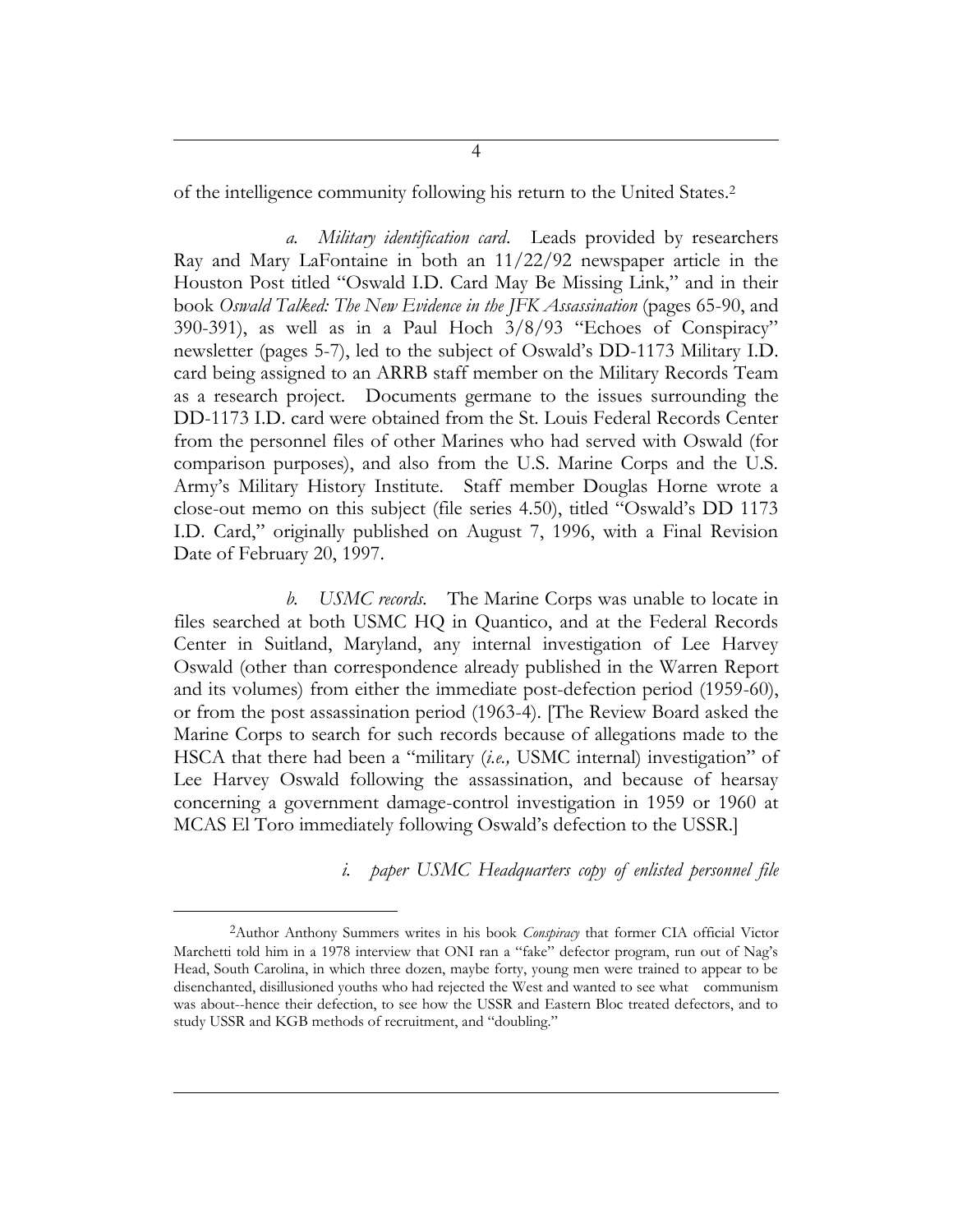of the intelligence community following his return to the United States.[2]

*a. Military identification card*. Leads provided by researchers Ray and Mary LaFontaine in both an 11/22/92 newspaper article in the Houston Post titled "Oswald I.D. Card May Be Missing Link," and in their book *Oswald Talked: The New Evidence in the JFK Assassination* (pages 65-90, and 390-391), as well as in a Paul Hoch 3/8/93 "Echoes of Conspiracy" newsletter (pages 5-7), led to the subject of Oswald's DD-1173 Military I.D. card being assigned to an ARRB staff member on the Military Records Team as a research project. Documents germane to the issues surrounding the DD-1173 I.D. card were obtained from the St. Louis Federal Records Center from the personnel files of other Marines who had served with Oswald (for comparison purposes), and also from the U.S. Marine Corps and the U.S. Army's Military History Institute. Staff member Douglas Horne wrote a close-out memo on this subject (file series 4.50), titled "Oswald's DD 1173 I.D. Card," originally published on August 7, 1996, with a Final Revision Date of February 20, 1997.

*b. USMC records*. The Marine Corps was unable to locate in files searched at both USMC HQ in Quantico, and at the Federal Records Center in Suitland, Maryland, any internal investigation of Lee Harvey Oswald (other than correspondence already published in the Warren Report and its volumes) from either the immediate post-defection period (1959-60), or from the post assassination period (1963-4). [The Review Board asked the Marine Corps to search for such records because of allegations made to the HSCA that there had been a "military (*i.e.,* USMC internal) investigation" of Lee Harvey Oswald following the assassination, and because of hearsay concerning a government damage-control investigation in 1959 or 1960 at MCAS El Toro immediately following Oswald's defection to the USSR.]

*i. paper USMC Headquarters copy of enlisted personnel file*

---

[2] Author Anthony Summers writes in his book *Conspiracy* that former CIA official Victor Marchetti told him in a 1978 interview that ONI ran a "fake" defector program, run out of Nag's Head, South Carolina, in which three dozen, maybe forty, young men were trained to appear to be disenchanted, disillusioned youths who had rejected the West and wanted to see what communism was about--hence their defection, to see how the USSR and Eastern Bloc treated defectors, and to study USSR and KGB methods of recruitment, and "doubling."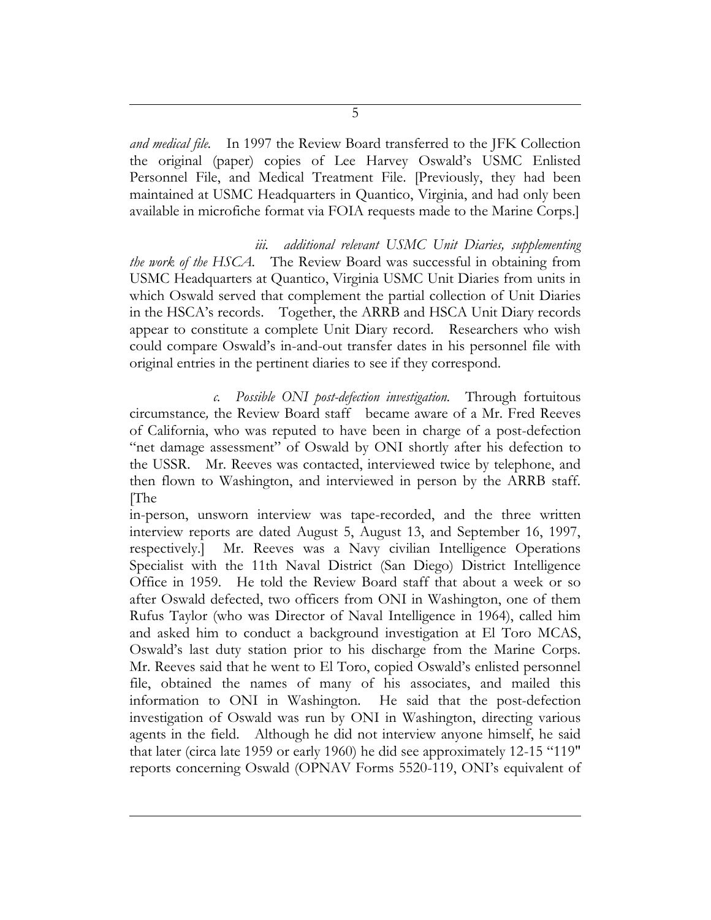*and medical file.* In 1997 the Review Board transferred to the JFK Collection the original (paper) copies of Lee Harvey Oswald's USMC Enlisted Personnel File, and Medical Treatment File. [Previously, they had been maintained at USMC Headquarters in Quantico, Virginia, and had only been available in microfiche format via FOIA requests made to the Marine Corps.]

*iii. additional relevant USMC Unit Diaries, supplementing the work of the HSCA.* The Review Board was successful in obtaining from USMC Headquarters at Quantico, Virginia USMC Unit Diaries from units in which Oswald served that complement the partial collection of Unit Diaries in the HSCA's records. Together, the ARRB and HSCA Unit Diary records appear to constitute a complete Unit Diary record. Researchers who wish could compare Oswald's in-and-out transfer dates in his personnel file with original entries in the pertinent diaries to see if they correspond.

*c. Possible ONI post-defection investigation.* Through fortuitous circumstance*,* the Review Board staff became aware of a Mr. Fred Reeves of California, who was reputed to have been in charge of a post-defection "net damage assessment" of Oswald by ONI shortly after his defection to the USSR. Mr. Reeves was contacted, interviewed twice by telephone, and then flown to Washington, and interviewed in person by the ARRB staff. [The in-person, unsworn interview was tape-recorded, and the three written interview reports are dated August 5, August 13, and September 16, 1997, respectively.] Mr. Reeves was a Navy civilian Intelligence Operations Specialist with the 11th Naval District (San Diego) District Intelligence Office in 1959. He told the Review Board staff that about a week or so after Oswald defected, two officers from ONI in Washington, one of them Rufus Taylor (who was Director of Naval Intelligence in 1964), called him and asked him to conduct a background investigation at El Toro MCAS, Oswald's last duty station prior to his discharge from the Marine Corps. Mr. Reeves said that he went to El Toro, copied Oswald's enlisted personnel file, obtained the names of many of his associates, and mailed this information to ONI in Washington. He said that the post-defection investigation of Oswald was run by ONI in Washington, directing various agents in the field. Although he did not interview anyone himself, he said that later (circa late 1959 or early 1960) he did see approximately 12-15 "119" reports concerning Oswald (OPNAV Forms 5520-119, ONI's equivalent of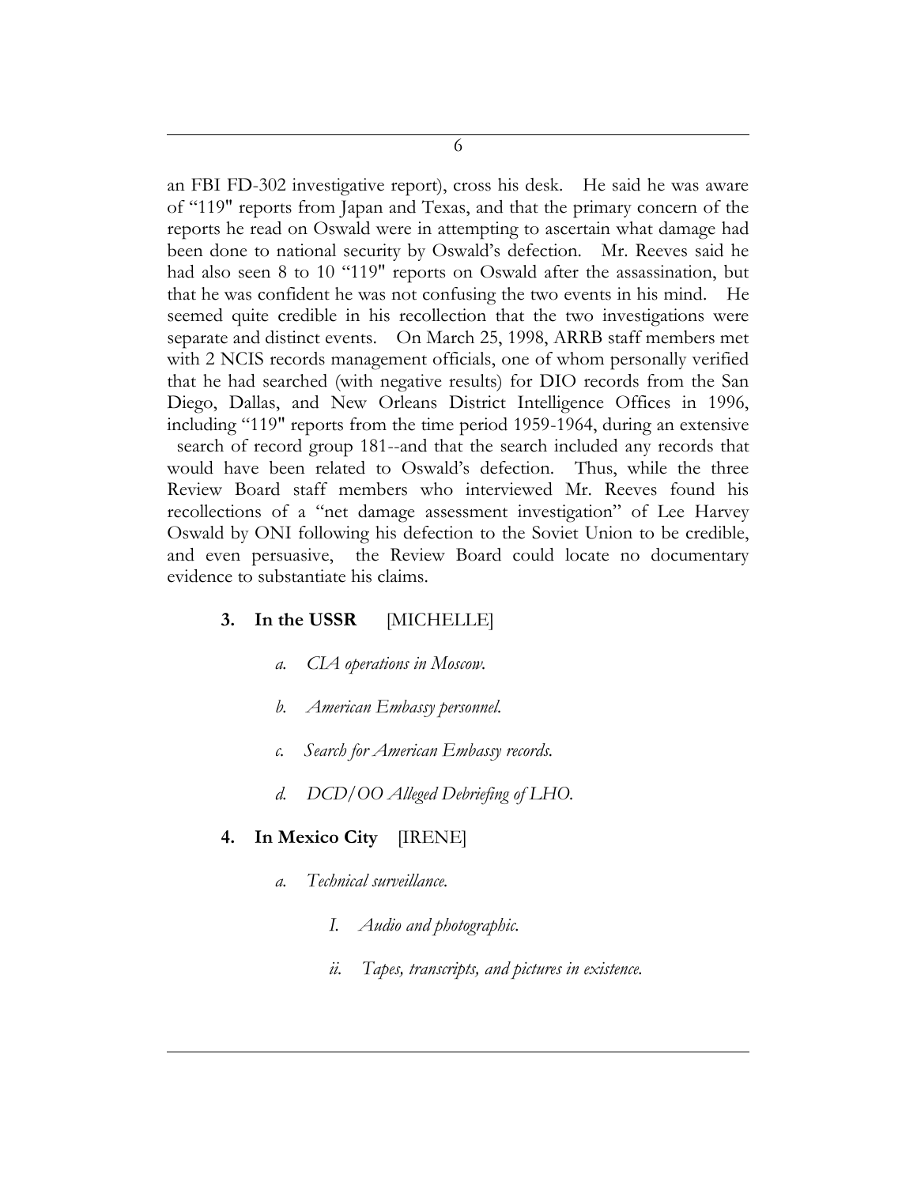an FBI FD-302 investigative report), cross his desk. He said he was aware of "119" reports from Japan and Texas, and that the primary concern of the reports he read on Oswald were in attempting to ascertain what damage had been done to national security by Oswald's defection. Mr. Reeves said he had also seen 8 to 10 "119" reports on Oswald after the assassination, but that he was confident he was not confusing the two events in his mind. He seemed quite credible in his recollection that the two investigations were separate and distinct events. On March 25, 1998, ARRB staff members met with 2 NCIS records management officials, one of whom personally verified that he had searched (with negative results) for DIO records from the San Diego, Dallas, and New Orleans District Intelligence Offices in 1996, including "119" reports from the time period 1959-1964, during an extensive search of record group 181--and that the search included any records that would have been related to Oswald's defection. Thus, while the three Review Board staff members who interviewed Mr. Reeves found his recollections of a "net damage assessment investigation" of Lee Harvey Oswald by ONI following his defection to the Soviet Union to be credible, and even persuasive, the Review Board could locate no documentary evidence to substantiate his claims.

**3. In the USSR** [MICHELLE]

*a. CIA operations in Moscow.*

*b. American Embassy personnel.*

*c. Search for American Embassy records.*

*d. DCD/OO Alleged Debriefing of LHO.*

**4. In Mexico City** [IRENE]

*a. Technical surveillance.*

*I. Audio and photographic.*

*ii. Tapes, transcripts, and pictures in existence.*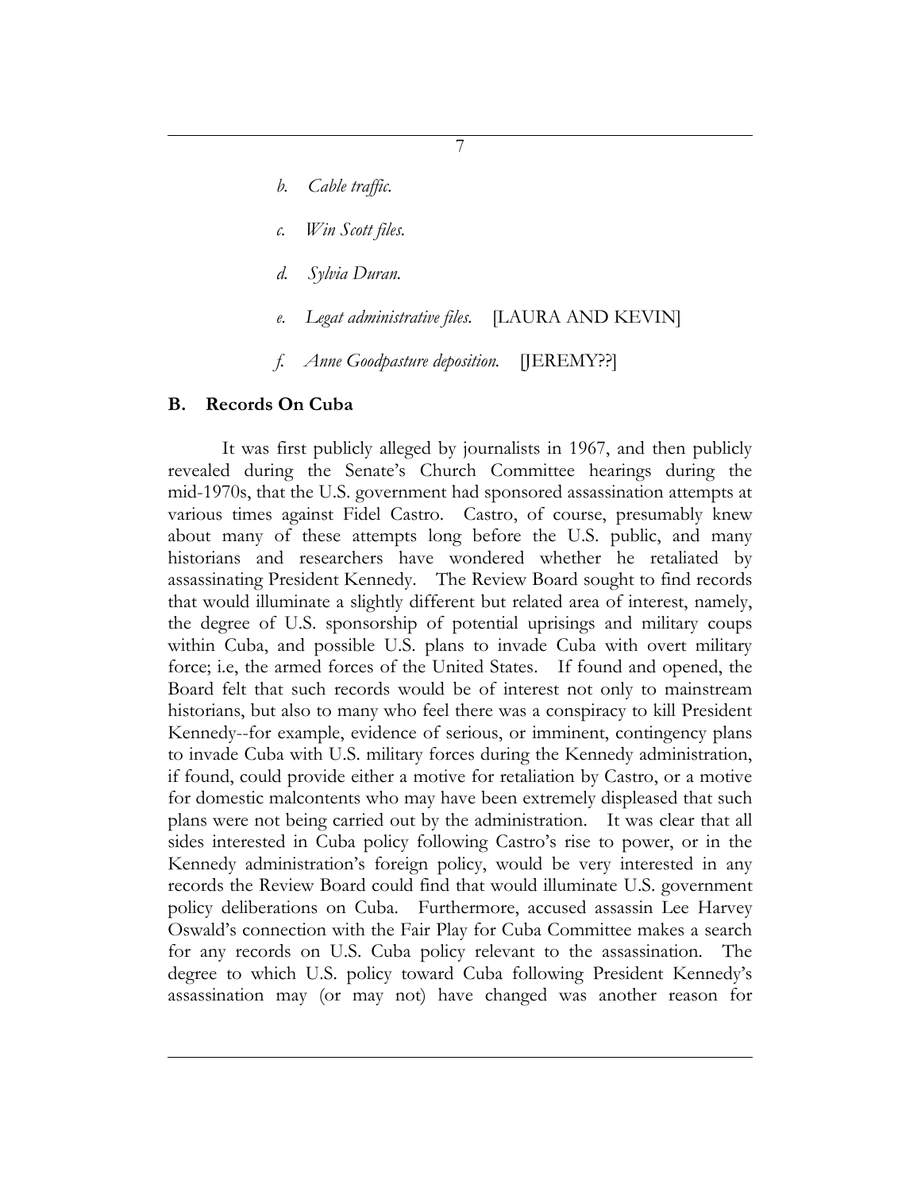*b. Cable traffic.*

*c. Win Scott files.*

*d. Sylvia Duran.*

*e. Legat administrative files.* [LAURA AND KEVIN]

*f. Anne Goodpasture deposition.* [JEREMY??]

## B. Records On Cuba

It was first publicly alleged by journalists in 1967, and then publicly revealed during the Senate's Church Committee hearings during the mid-1970s, that the U.S. government had sponsored assassination attempts at various times against Fidel Castro. Castro, of course, presumably knew about many of these attempts long before the U.S. public, and many historians and researchers have wondered whether he retaliated by assassinating President Kennedy. The Review Board sought to find records that would illuminate a slightly different but related area of interest, namely, the degree of U.S. sponsorship of potential uprisings and military coups within Cuba, and possible U.S. plans to invade Cuba with overt military force; i.e, the armed forces of the United States. If found and opened, the Board felt that such records would be of interest not only to mainstream historians, but also to many who feel there was a conspiracy to kill President Kennedy--for example, evidence of serious, or imminent, contingency plans to invade Cuba with U.S. military forces during the Kennedy administration, if found, could provide either a motive for retaliation by Castro, or a motive for domestic malcontents who may have been extremely displeased that such plans were not being carried out by the administration. It was clear that all sides interested in Cuba policy following Castro's rise to power, or in the Kennedy administration's foreign policy, would be very interested in any records the Review Board could find that would illuminate U.S. government policy deliberations on Cuba. Furthermore, accused assassin Lee Harvey Oswald's connection with the Fair Play for Cuba Committee makes a search for any records on U.S. Cuba policy relevant to the assassination. The degree to which U.S. policy toward Cuba following President Kennedy's assassination may (or may not) have changed was another reason for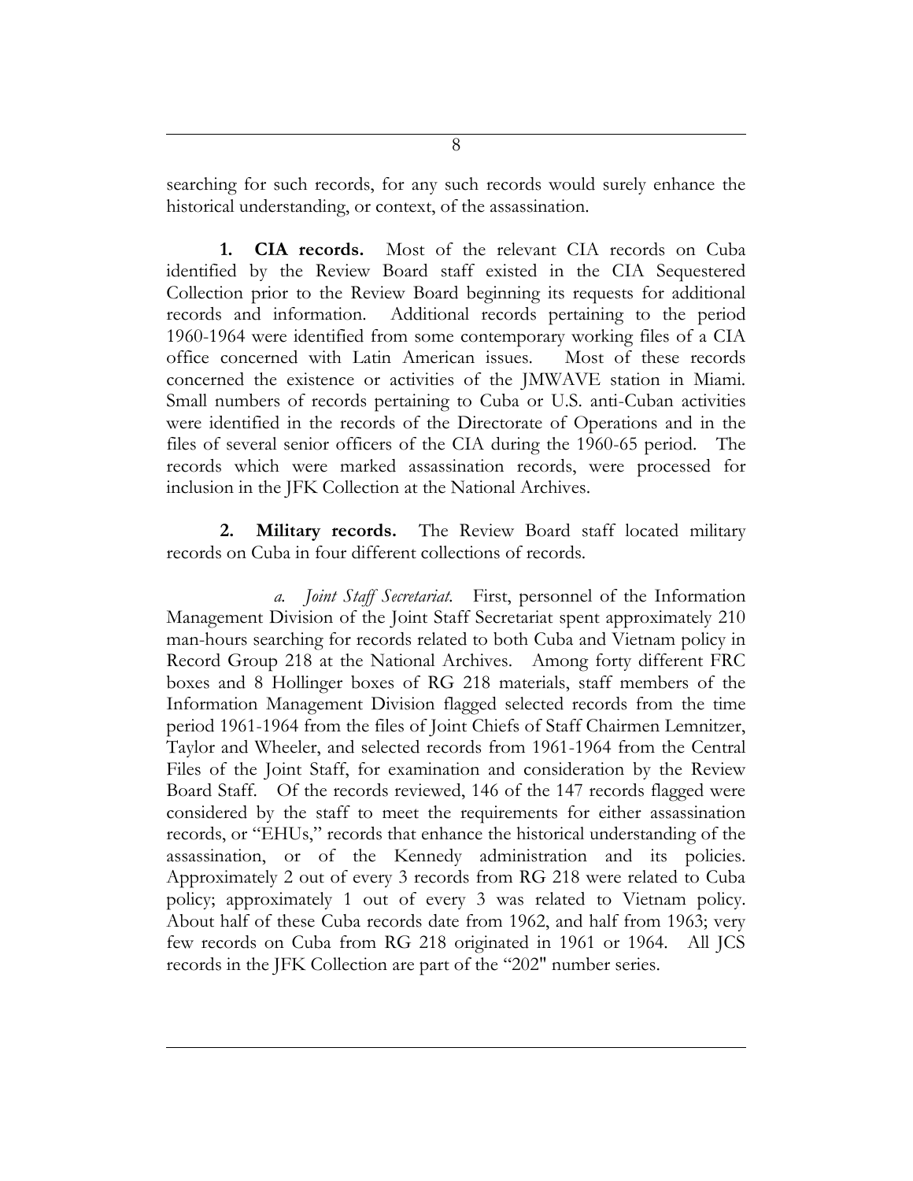searching for such records, for any such records would surely enhance the historical understanding, or context, of the assassination.

**1. CIA records.** Most of the relevant CIA records on Cuba identified by the Review Board staff existed in the CIA Sequestered Collection prior to the Review Board beginning its requests for additional records and information. Additional records pertaining to the period 1960-1964 were identified from some contemporary working files of a CIA office concerned with Latin American issues. Most of these records concerned the existence or activities of the JMWAVE station in Miami. Small numbers of records pertaining to Cuba or U.S. anti-Cuban activities were identified in the records of the Directorate of Operations and in the files of several senior officers of the CIA during the 1960-65 period. The records which were marked assassination records, were processed for inclusion in the JFK Collection at the National Archives.

**2. Military records.** The Review Board staff located military records on Cuba in four different collections of records.

*a. Joint Staff Secretariat.* First, personnel of the Information Management Division of the Joint Staff Secretariat spent approximately 210 man-hours searching for records related to both Cuba and Vietnam policy in Record Group 218 at the National Archives. Among forty different FRC boxes and 8 Hollinger boxes of RG 218 materials, staff members of the Information Management Division flagged selected records from the time period 1961-1964 from the files of Joint Chiefs of Staff Chairmen Lemnitzer, Taylor and Wheeler, and selected records from 1961-1964 from the Central Files of the Joint Staff, for examination and consideration by the Review Board Staff. Of the records reviewed, 146 of the 147 records flagged were considered by the staff to meet the requirements for either assassination records, or "EHUs," records that enhance the historical understanding of the assassination, or of the Kennedy administration and its policies. Approximately 2 out of every 3 records from RG 218 were related to Cuba policy; approximately 1 out of every 3 was related to Vietnam policy. About half of these Cuba records date from 1962, and half from 1963; very few records on Cuba from RG 218 originated in 1961 or 1964. All JCS records in the JFK Collection are part of the "202" number series.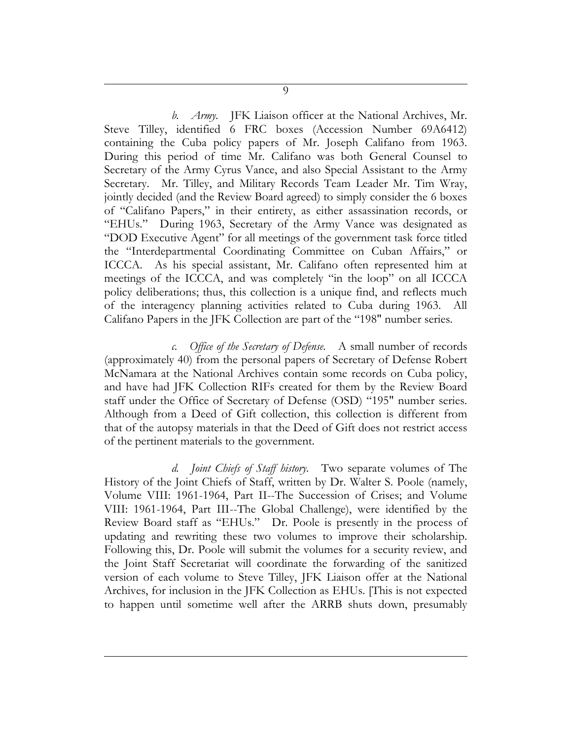*b. Army.* JFK Liaison officer at the National Archives, Mr. Steve Tilley, identified 6 FRC boxes (Accession Number 69A6412) containing the Cuba policy papers of Mr. Joseph Califano from 1963. During this period of time Mr. Califano was both General Counsel to Secretary of the Army Cyrus Vance, and also Special Assistant to the Army Secretary. Mr. Tilley, and Military Records Team Leader Mr. Tim Wray, jointly decided (and the Review Board agreed) to simply consider the 6 boxes of "Califano Papers," in their entirety, as either assassination records, or "EHUs." During 1963, Secretary of the Army Vance was designated as "DOD Executive Agent" for all meetings of the government task force titled the "Interdepartmental Coordinating Committee on Cuban Affairs," or ICCCA. As his special assistant, Mr. Califano often represented him at meetings of the ICCCA, and was completely "in the loop" on all ICCCA policy deliberations; thus, this collection is a unique find, and reflects much of the interagency planning activities related to Cuba during 1963. All Califano Papers in the JFK Collection are part of the "198" number series.

*c. Office of the Secretary of Defense.* A small number of records (approximately 40) from the personal papers of Secretary of Defense Robert McNamara at the National Archives contain some records on Cuba policy, and have had JFK Collection RIFs created for them by the Review Board staff under the Office of Secretary of Defense (OSD) "195" number series. Although from a Deed of Gift collection, this collection is different from that of the autopsy materials in that the Deed of Gift does not restrict access of the pertinent materials to the government.

*d. Joint Chiefs of Staff history.* Two separate volumes of The History of the Joint Chiefs of Staff, written by Dr. Walter S. Poole (namely, Volume VIII: 1961-1964, Part II--The Succession of Crises; and Volume VIII: 1961-1964, Part III--The Global Challenge), were identified by the Review Board staff as "EHUs." Dr. Poole is presently in the process of updating and rewriting these two volumes to improve their scholarship. Following this, Dr. Poole will submit the volumes for a security review, and the Joint Staff Secretariat will coordinate the forwarding of the sanitized version of each volume to Steve Tilley, JFK Liaison offer at the National Archives, for inclusion in the JFK Collection as EHUs. [This is not expected to happen until sometime well after the ARRB shuts down, presumably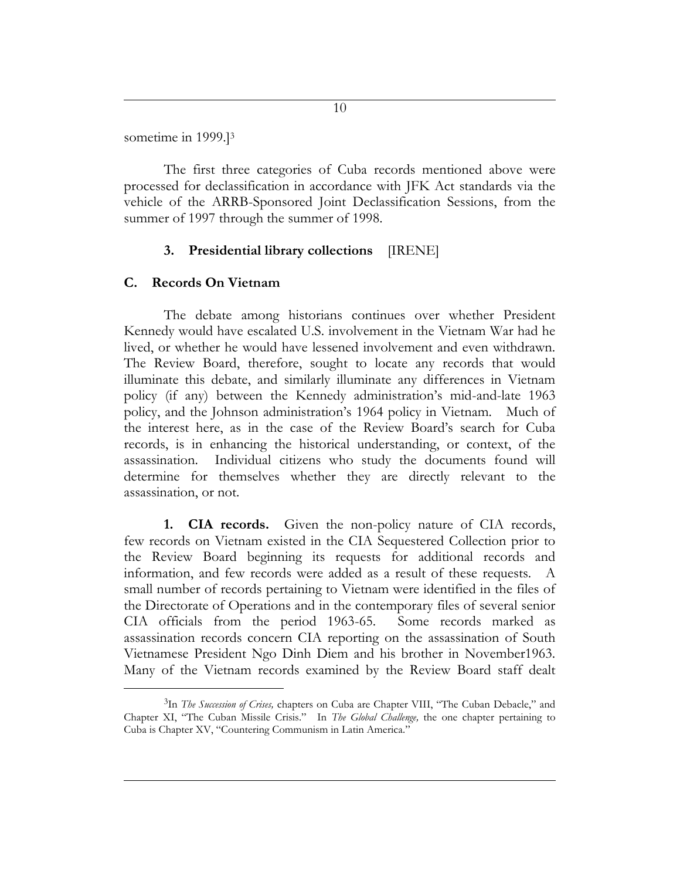sometime in 1999.][3]

The first three categories of Cuba records mentioned above were processed for declassification in accordance with JFK Act standards via the vehicle of the ARRB-Sponsored Joint Declassification Sessions, from the summer of 1997 through the summer of 1998.

### 3. Presidential library collections [IRENE]

## C. Records On Vietnam

The debate among historians continues over whether President Kennedy would have escalated U.S. involvement in the Vietnam War had he lived, or whether he would have lessened involvement and even withdrawn. The Review Board, therefore, sought to locate any records that would illuminate this debate, and similarly illuminate any differences in Vietnam policy (if any) between the Kennedy administration's mid-and-late 1963 policy, and the Johnson administration's 1964 policy in Vietnam. Much of the interest here, as in the case of the Review Board's search for Cuba records, is in enhancing the historical understanding, or context, of the assassination. Individual citizens who study the documents found will determine for themselves whether they are directly relevant to the assassination, or not.

**1. CIA records.** Given the non-policy nature of CIA records, few records on Vietnam existed in the CIA Sequestered Collection prior to the Review Board beginning its requests for additional records and information, and few records were added as a result of these requests. A small number of records pertaining to Vietnam were identified in the files of the Directorate of Operations and in the contemporary files of several senior CIA officials from the period 1963-65. Some records marked as assassination records concern CIA reporting on the assassination of South Vietnamese President Ngo Dinh Diem and his brother in November1963. Many of the Vietnam records examined by the Review Board staff dealt

[3] In *The Succession of Crises,* chapters on Cuba are Chapter VIII, "The Cuban Debacle," and Chapter XI, "The Cuban Missile Crisis." In *The Global Challenge,* the one chapter pertaining to Cuba is Chapter XV, "Countering Communism in Latin America."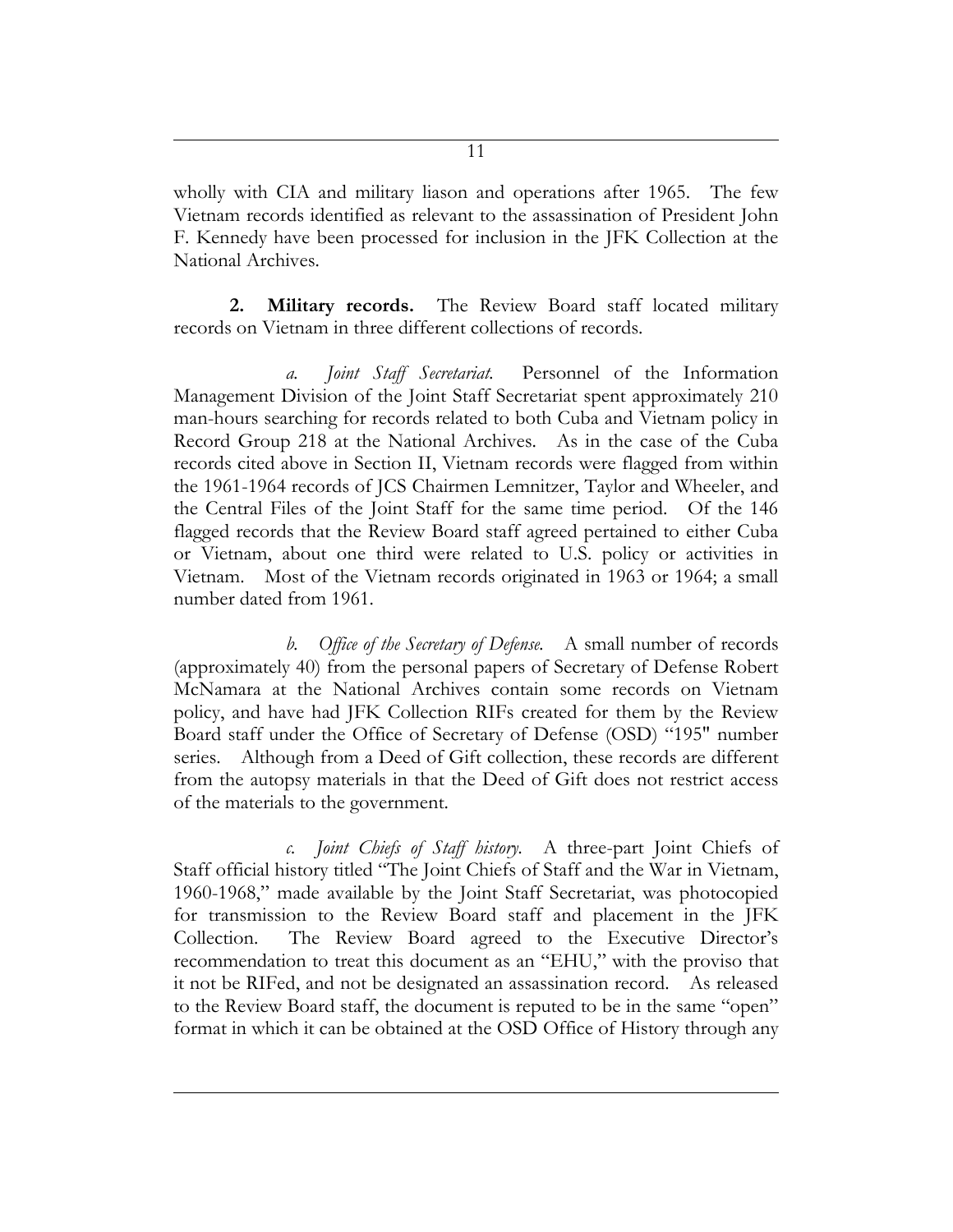wholly with CIA and military liason and operations after 1965. The few Vietnam records identified as relevant to the assassination of President John F. Kennedy have been processed for inclusion in the JFK Collection at the National Archives.

**2. Military records.** The Review Board staff located military records on Vietnam in three different collections of records.

*a. Joint Staff Secretariat.* Personnel of the Information Management Division of the Joint Staff Secretariat spent approximately 210 man-hours searching for records related to both Cuba and Vietnam policy in Record Group 218 at the National Archives. As in the case of the Cuba records cited above in Section II, Vietnam records were flagged from within the 1961-1964 records of JCS Chairmen Lemnitzer, Taylor and Wheeler, and the Central Files of the Joint Staff for the same time period. Of the 146 flagged records that the Review Board staff agreed pertained to either Cuba or Vietnam, about one third were related to U.S. policy or activities in Vietnam. Most of the Vietnam records originated in 1963 or 1964; a small number dated from 1961.

*b. Office of the Secretary of Defense.* A small number of records (approximately 40) from the personal papers of Secretary of Defense Robert McNamara at the National Archives contain some records on Vietnam policy, and have had JFK Collection RIFs created for them by the Review Board staff under the Office of Secretary of Defense (OSD) "195" number series. Although from a Deed of Gift collection, these records are different from the autopsy materials in that the Deed of Gift does not restrict access of the materials to the government.

*c. Joint Chiefs of Staff history.* A three-part Joint Chiefs of Staff official history titled "The Joint Chiefs of Staff and the War in Vietnam, 1960-1968," made available by the Joint Staff Secretariat, was photocopied for transmission to the Review Board staff and placement in the JFK Collection. The Review Board agreed to the Executive Director's recommendation to treat this document as an "EHU," with the proviso that it not be RIFed, and not be designated an assassination record. As released to the Review Board staff, the document is reputed to be in the same "open" format in which it can be obtained at the OSD Office of History through any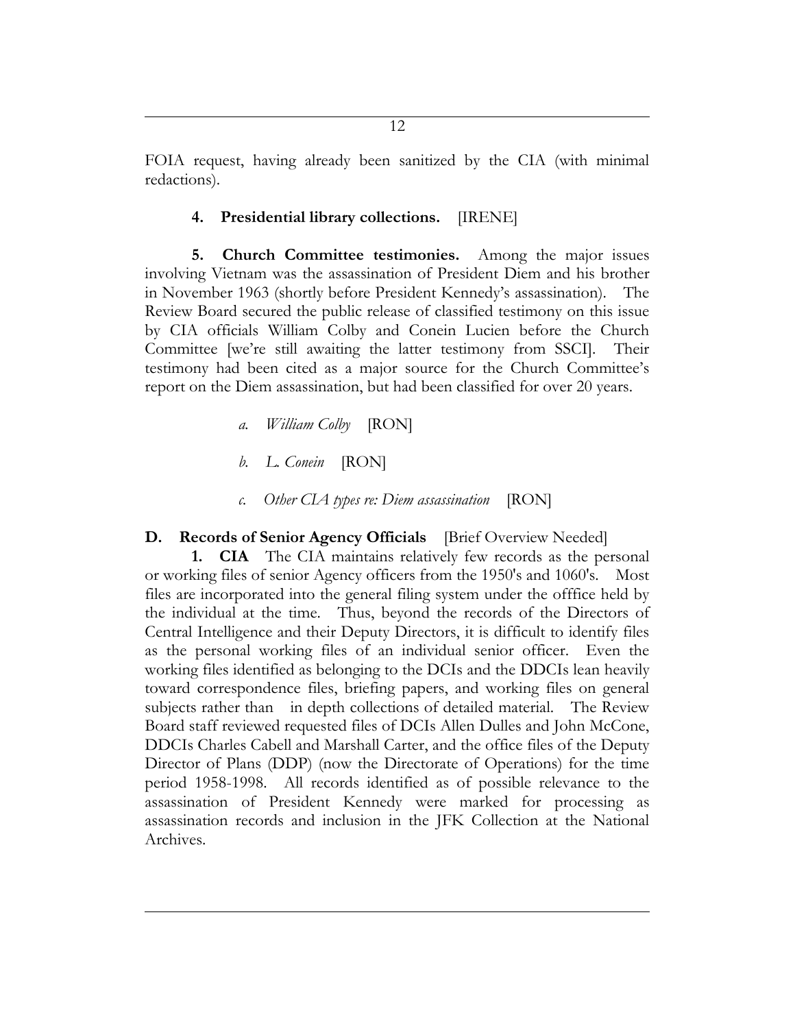FOIA request, having already been sanitized by the CIA (with minimal redactions).

**4. Presidential library collections.** [IRENE]

**5. Church Committee testimonies.** Among the major issues involving Vietnam was the assassination of President Diem and his brother in November 1963 (shortly before President Kennedy's assassination). The Review Board secured the public release of classified testimony on this issue by CIA officials William Colby and Conein Lucien before the Church Committee [we're still awaiting the latter testimony from SSCI]. Their testimony had been cited as a major source for the Church Committee's report on the Diem assassination, but had been classified for over 20 years.

*a. William Colby* [RON]

*b. L. Conein* [RON]

*c. Other CIA types re: Diem assassination* [RON]

**D. Records of Senior Agency Officials** [Brief Overview Needed]

**1. CIA** The CIA maintains relatively few records as the personal or working files of senior Agency officers from the 1950's and 1060's. Most files are incorporated into the general filing system under the offfice held by the individual at the time. Thus, beyond the records of the Directors of Central Intelligence and their Deputy Directors, it is difficult to identify files as the personal working files of an individual senior officer. Even the working files identified as belonging to the DCIs and the DDCIs lean heavily toward correspondence files, briefing papers, and working files on general subjects rather than in depth collections of detailed material. The Review Board staff reviewed requested files of DCIs Allen Dulles and John McCone, DDCIs Charles Cabell and Marshall Carter, and the office files of the Deputy Director of Plans (DDP) (now the Directorate of Operations) for the time period 1958-1998. All records identified as of possible relevance to the assassination of President Kennedy were marked for processing as assassination records and inclusion in the JFK Collection at the National Archives.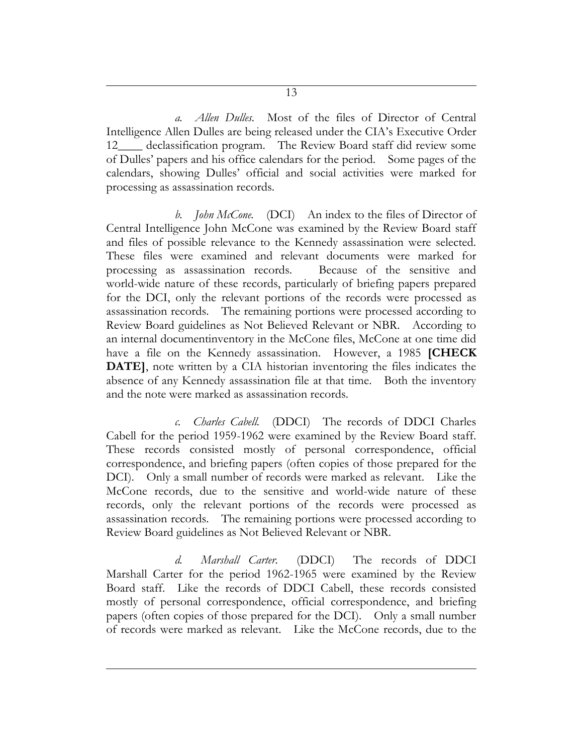*a. Allen Dulles*. Most of the files of Director of Central Intelligence Allen Dulles are being released under the CIA's Executive Order 12____ declassification program. The Review Board staff did review some of Dulles' papers and his office calendars for the period. Some pages of the calendars, showing Dulles' official and social activities were marked for processing as assassination records.

*b. John McCone.* (DCI) An index to the files of Director of Central Intelligence John McCone was examined by the Review Board staff and files of possible relevance to the Kennedy assassination were selected. These files were examined and relevant documents were marked for processing as assassination records. Because of the sensitive and world-wide nature of these records, particularly of briefing papers prepared for the DCI, only the relevant portions of the records were processed as assassination records. The remaining portions were processed according to Review Board guidelines as Not Believed Relevant or NBR. According to an internal documentinventory in the McCone files, McCone at one time did have a file on the Kennedy assassination. However, a 1985 **[CHECK DATE]**, note written by a CIA historian inventoring the files indicates the absence of any Kennedy assassination file at that time. Both the inventory and the note were marked as assassination records.

*c. Charles Cabell.* (DDCI) The records of DDCI Charles Cabell for the period 1959-1962 were examined by the Review Board staff. These records consisted mostly of personal correspondence, official correspondence, and briefing papers (often copies of those prepared for the DCI). Only a small number of records were marked as relevant. Like the McCone records, due to the sensitive and world-wide nature of these records, only the relevant portions of the records were processed as assassination records. The remaining portions were processed according to Review Board guidelines as Not Believed Relevant or NBR.

*d. Marshall Carter.* (DDCI) The records of DDCI Marshall Carter for the period 1962-1965 were examined by the Review Board staff. Like the records of DDCI Cabell, these records consisted mostly of personal correspondence, official correspondence, and briefing papers (often copies of those prepared for the DCI). Only a small number of records were marked as relevant. Like the McCone records, due to the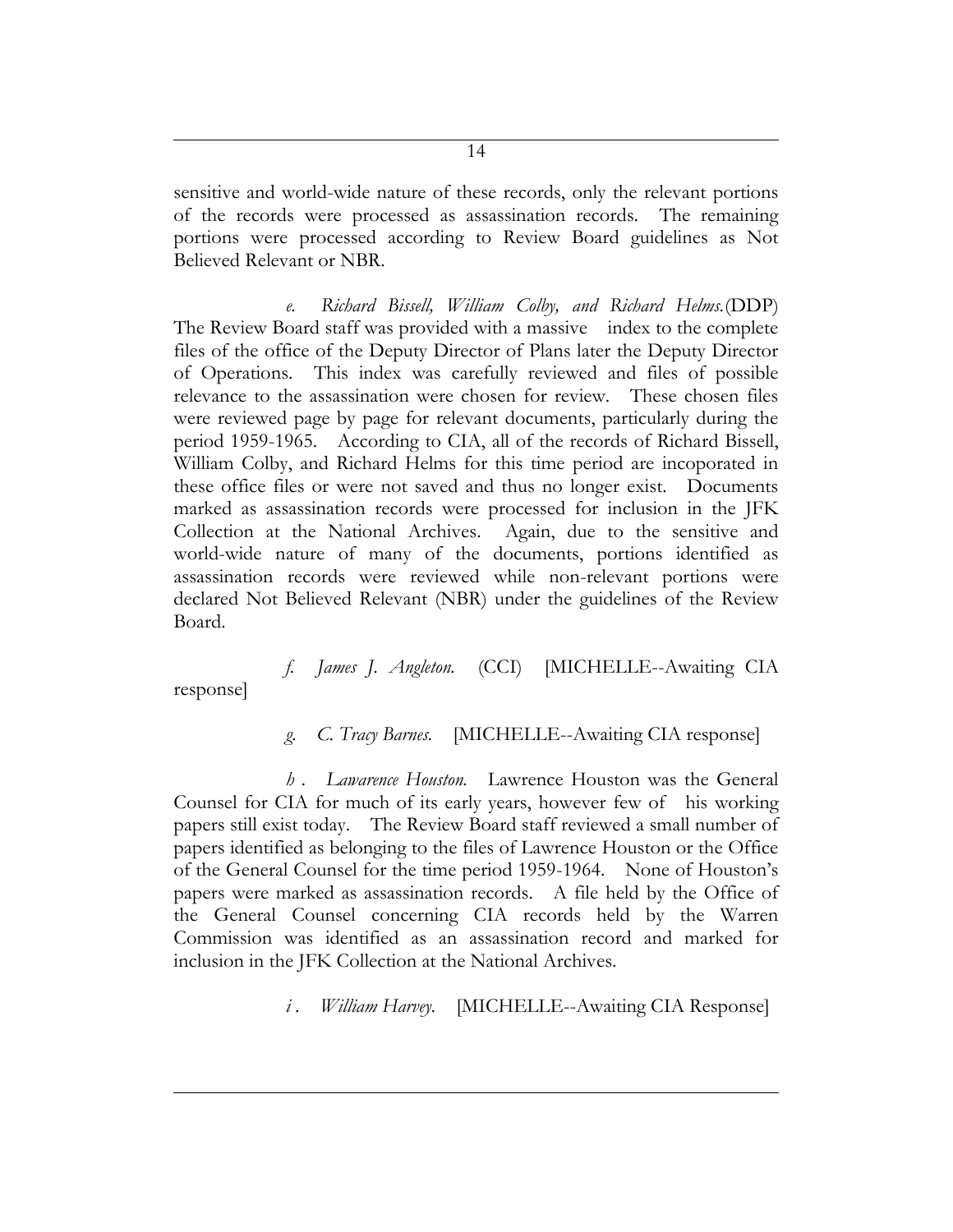sensitive and world-wide nature of these records, only the relevant portions of the records were processed as assassination records. The remaining portions were processed according to Review Board guidelines as Not Believed Relevant or NBR.

*e. Richard Bissell, William Colby, and Richard Helms.*(DDP) The Review Board staff was provided with a massive index to the complete files of the office of the Deputy Director of Plans later the Deputy Director of Operations. This index was carefully reviewed and files of possible relevance to the assassination were chosen for review. These chosen files were reviewed page by page for relevant documents, particularly during the period 1959-1965. According to CIA, all of the records of Richard Bissell, William Colby, and Richard Helms for this time period are incoporated in these office files or were not saved and thus no longer exist. Documents marked as assassination records were processed for inclusion in the JFK Collection at the National Archives. Again, due to the sensitive and world-wide nature of many of the documents, portions identified as assassination records were reviewed while non-relevant portions were declared Not Believed Relevant (NBR) under the guidelines of the Review Board.

*f. James J. Angleton.* (CCI) [MICHELLE--Awaiting CIA response]

*g. C. Tracy Barnes.* [MICHELLE--Awaiting CIA response]

*h. Lawarence Houston.* Lawrence Houston was the General Counsel for CIA for much of its early years, however few of his working papers still exist today. The Review Board staff reviewed a small number of papers identified as belonging to the files of Lawrence Houston or the Office of the General Counsel for the time period 1959-1964. None of Houston's papers were marked as assassination records. A file held by the Office of the General Counsel concerning CIA records held by the Warren Commission was identified as an assassination record and marked for inclusion in the JFK Collection at the National Archives.

*i. William Harvey.* [MICHELLE--Awaiting CIA Response]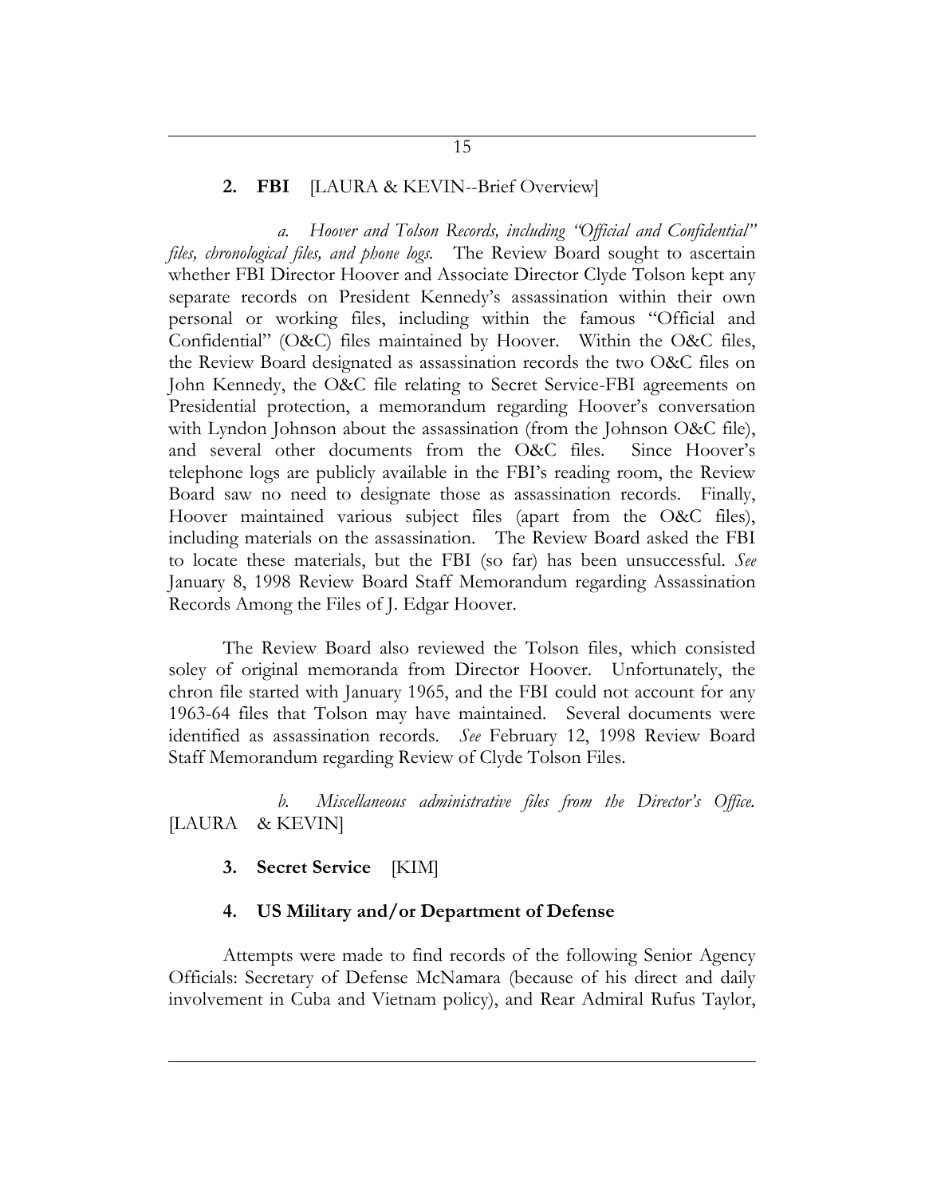**2. FBI** [LAURA & KEVIN--Brief Overview]

*a. Hoover and Tolson Records, including "Official and Confidential" files, chronological files, and phone logs.* The Review Board sought to ascertain whether FBI Director Hoover and Associate Director Clyde Tolson kept any separate records on President Kennedy's assassination within their own personal or working files, including within the famous "Official and Confidential" (O&C) files maintained by Hoover. Within the O&C files, the Review Board designated as assassination records the two O&C files on John Kennedy, the O&C file relating to Secret Service-FBI agreements on Presidential protection, a memorandum regarding Hoover's conversation with Lyndon Johnson about the assassination (from the Johnson O&C file), and several other documents from the O&C files. Since Hoover's telephone logs are publicly available in the FBI's reading room, the Review Board saw no need to designate those as assassination records. Finally, Hoover maintained various subject files (apart from the O&C files), including materials on the assassination. The Review Board asked the FBI to locate these materials, but the FBI (so far) has been unsuccessful. *See* January 8, 1998 Review Board Staff Memorandum regarding Assassination Records Among the Files of J. Edgar Hoover.

The Review Board also reviewed the Tolson files, which consisted soley of original memoranda from Director Hoover. Unfortunately, the chron file started with January 1965, and the FBI could not account for any 1963-64 files that Tolson may have maintained. Several documents were identified as assassination records. *See* February 12, 1998 Review Board Staff Memorandum regarding Review of Clyde Tolson Files.

*b. Miscellaneous administrative files from the Director's Office.* [LAURA & KEVIN]

**3. Secret Service** [KIM]

**4. US Military and/or Department of Defense**

Attempts were made to find records of the following Senior Agency Officials: Secretary of Defense McNamara (because of his direct and daily involvement in Cuba and Vietnam policy), and Rear Admiral Rufus Taylor,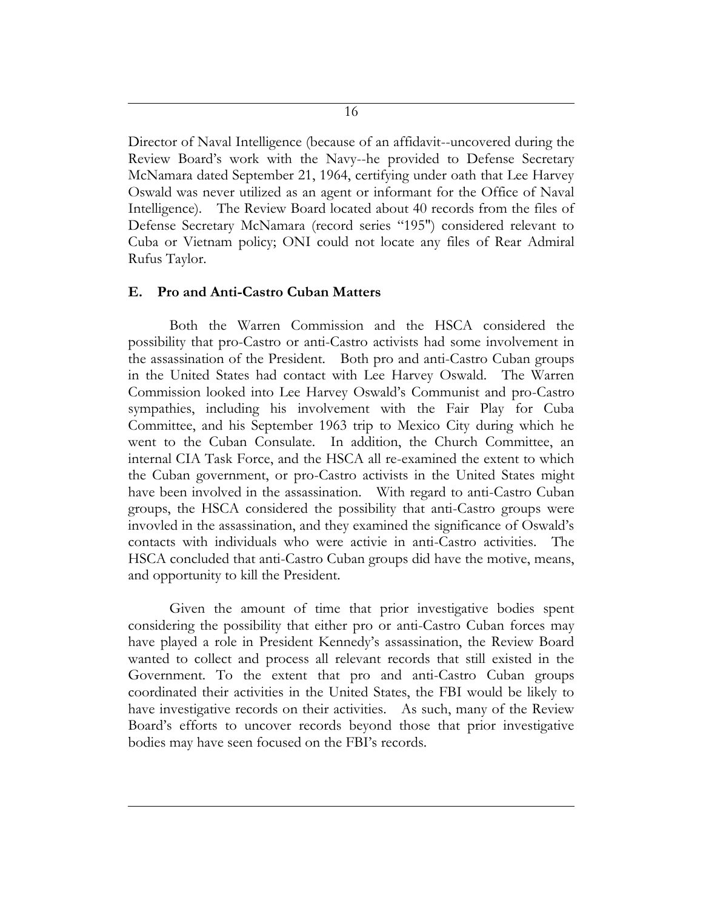Director of Naval Intelligence (because of an affidavit--uncovered during the Review Board's work with the Navy--he provided to Defense Secretary McNamara dated September 21, 1964, certifying under oath that Lee Harvey Oswald was never utilized as an agent or informant for the Office of Naval Intelligence). The Review Board located about 40 records from the files of Defense Secretary McNamara (record series "195") considered relevant to Cuba or Vietnam policy; ONI could not locate any files of Rear Admiral Rufus Taylor.

### E. Pro and Anti-Castro Cuban Matters

Both the Warren Commission and the HSCA considered the possibility that pro-Castro or anti-Castro activists had some involvement in the assassination of the President. Both pro and anti-Castro Cuban groups in the United States had contact with Lee Harvey Oswald. The Warren Commission looked into Lee Harvey Oswald's Communist and pro-Castro sympathies, including his involvement with the Fair Play for Cuba Committee, and his September 1963 trip to Mexico City during which he went to the Cuban Consulate. In addition, the Church Committee, an internal CIA Task Force, and the HSCA all re-examined the extent to which the Cuban government, or pro-Castro activists in the United States might have been involved in the assassination. With regard to anti-Castro Cuban groups, the HSCA considered the possibility that anti-Castro groups were invovled in the assassination, and they examined the significance of Oswald's contacts with individuals who were activie in anti-Castro activities. The HSCA concluded that anti-Castro Cuban groups did have the motive, means, and opportunity to kill the President.

Given the amount of time that prior investigative bodies spent considering the possibility that either pro or anti-Castro Cuban forces may have played a role in President Kennedy's assassination, the Review Board wanted to collect and process all relevant records that still existed in the Government. To the extent that pro and anti-Castro Cuban groups coordinated their activities in the United States, the FBI would be likely to have investigative records on their activities. As such, many of the Review Board's efforts to uncover records beyond those that prior investigative bodies may have seen focused on the FBI's records.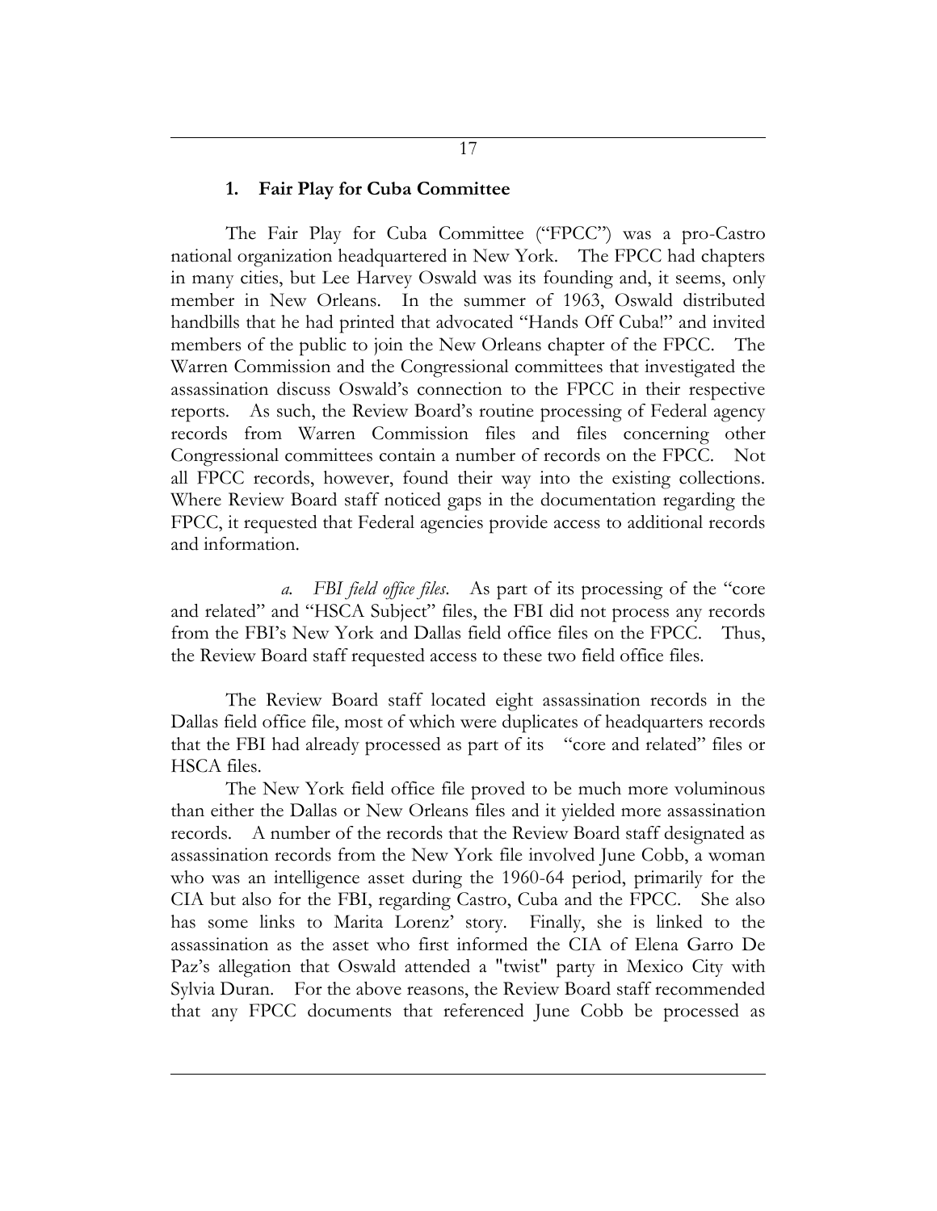### 1. Fair Play for Cuba Committee

The Fair Play for Cuba Committee ("FPCC") was a pro-Castro national organization headquartered in New York. The FPCC had chapters in many cities, but Lee Harvey Oswald was its founding and, it seems, only member in New Orleans. In the summer of 1963, Oswald distributed handbills that he had printed that advocated "Hands Off Cuba!" and invited members of the public to join the New Orleans chapter of the FPCC. The Warren Commission and the Congressional committees that investigated the assassination discuss Oswald's connection to the FPCC in their respective reports. As such, the Review Board's routine processing of Federal agency records from Warren Commission files and files concerning other Congressional committees contain a number of records on the FPCC. Not all FPCC records, however, found their way into the existing collections. Where Review Board staff noticed gaps in the documentation regarding the FPCC, it requested that Federal agencies provide access to additional records and information.

*a. FBI field office files.* As part of its processing of the "core and related" and "HSCA Subject" files, the FBI did not process any records from the FBI's New York and Dallas field office files on the FPCC. Thus, the Review Board staff requested access to these two field office files.

The Review Board staff located eight assassination records in the Dallas field office file, most of which were duplicates of headquarters records that the FBI had already processed as part of its "core and related" files or HSCA files.

The New York field office file proved to be much more voluminous than either the Dallas or New Orleans files and it yielded more assassination records. A number of the records that the Review Board staff designated as assassination records from the New York file involved June Cobb, a woman who was an intelligence asset during the 1960-64 period, primarily for the CIA but also for the FBI, regarding Castro, Cuba and the FPCC. She also has some links to Marita Lorenz' story. Finally, she is linked to the assassination as the asset who first informed the CIA of Elena Garro De Paz's allegation that Oswald attended a "twist" party in Mexico City with Sylvia Duran. For the above reasons, the Review Board staff recommended that any FPCC documents that referenced June Cobb be processed as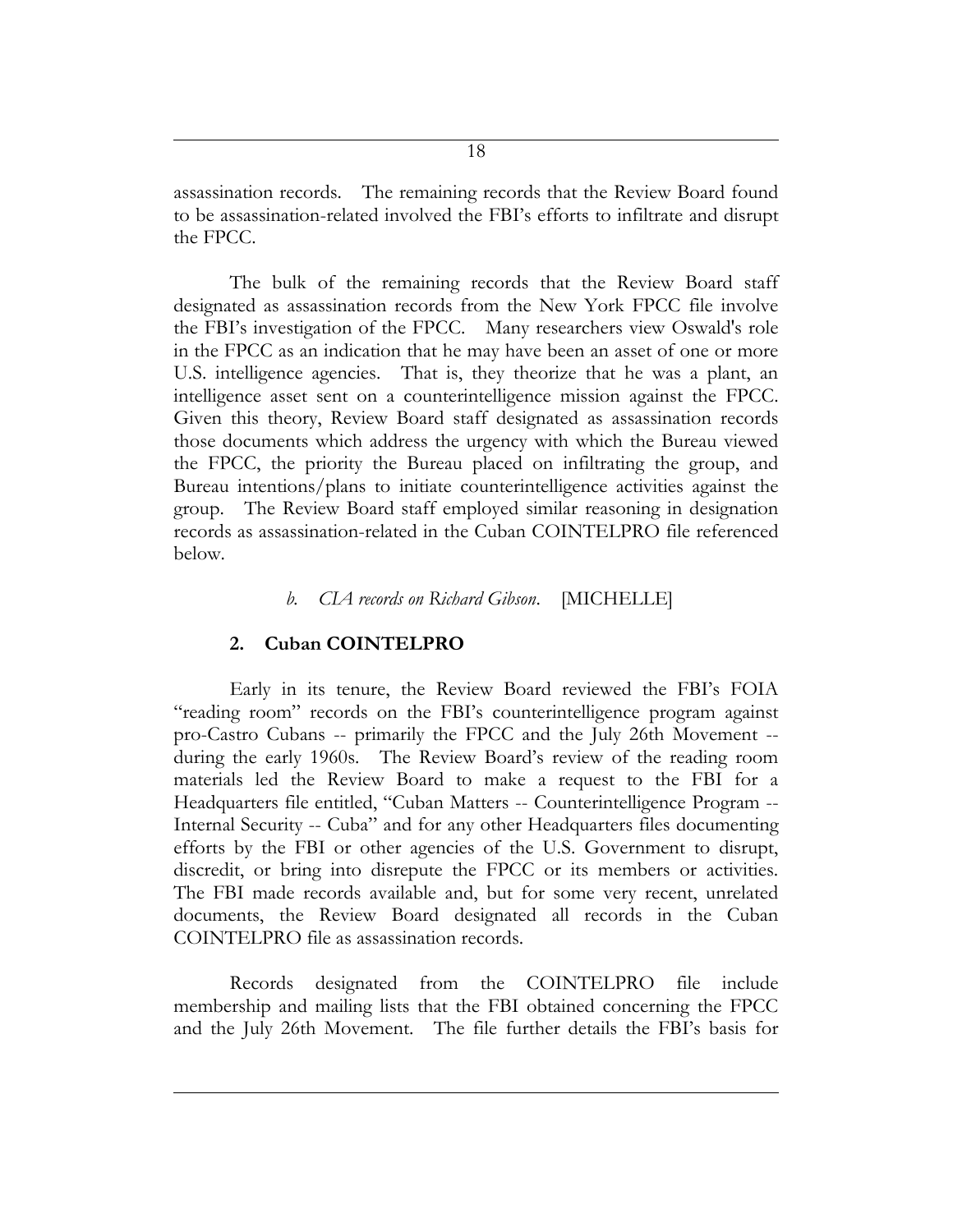assassination records. The remaining records that the Review Board found to be assassination-related involved the FBI's efforts to infiltrate and disrupt the FPCC.

The bulk of the remaining records that the Review Board staff designated as assassination records from the New York FPCC file involve the FBI's investigation of the FPCC. Many researchers view Oswald's role in the FPCC as an indication that he may have been an asset of one or more U.S. intelligence agencies. That is, they theorize that he was a plant, an intelligence asset sent on a counterintelligence mission against the FPCC. Given this theory, Review Board staff designated as assassination records those documents which address the urgency with which the Bureau viewed the FPCC, the priority the Bureau placed on infiltrating the group, and Bureau intentions/plans to initiate counterintelligence activities against the group. The Review Board staff employed similar reasoning in designation records as assassination-related in the Cuban COINTELPRO file referenced below.

*b. CIA records on Richard Gibson*. [MICHELLE]

### 2. Cuban COINTELPRO

Early in its tenure, the Review Board reviewed the FBI's FOIA "reading room" records on the FBI's counterintelligence program against pro-Castro Cubans -- primarily the FPCC and the July 26th Movement -- during the early 1960s. The Review Board's review of the reading room materials led the Review Board to make a request to the FBI for a Headquarters file entitled, "Cuban Matters -- Counterintelligence Program -- Internal Security -- Cuba" and for any other Headquarters files documenting efforts by the FBI or other agencies of the U.S. Government to disrupt, discredit, or bring into disrepute the FPCC or its members or activities. The FBI made records available and, but for some very recent, unrelated documents, the Review Board designated all records in the Cuban COINTELPRO file as assassination records.

Records designated from the COINTELPRO file include membership and mailing lists that the FBI obtained concerning the FPCC and the July 26th Movement. The file further details the FBI's basis for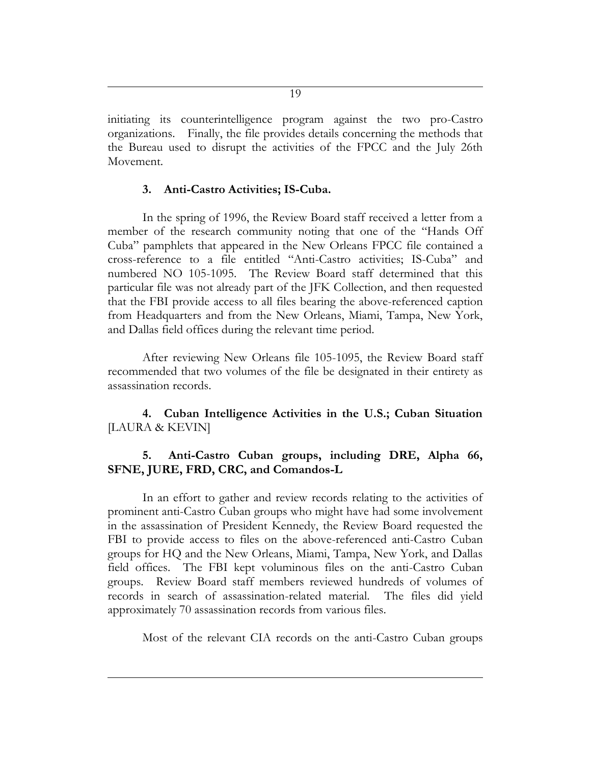initiating its counterintelligence program against the two pro-Castro organizations. Finally, the file provides details concerning the methods that the Bureau used to disrupt the activities of the FPCC and the July 26th Movement.

### 3. Anti-Castro Activities; IS-Cuba.

In the spring of 1996, the Review Board staff received a letter from a member of the research community noting that one of the "Hands Off Cuba" pamphlets that appeared in the New Orleans FPCC file contained a cross-reference to a file entitled "Anti-Castro activities; IS-Cuba" and numbered NO 105-1095. The Review Board staff determined that this particular file was not already part of the JFK Collection, and then requested that the FBI provide access to all files bearing the above-referenced caption from Headquarters and from the New Orleans, Miami, Tampa, New York, and Dallas field offices during the relevant time period.

After reviewing New Orleans file 105-1095, the Review Board staff recommended that two volumes of the file be designated in their entirety as assassination records.

### 4. Cuban Intelligence Activities in the U.S.; Cuban Situation [LAURA & KEVIN]

### 5. Anti-Castro Cuban groups, including DRE, Alpha 66, SFNE, JURE, FRD, CRC, and Comandos-L

In an effort to gather and review records relating to the activities of prominent anti-Castro Cuban groups who might have had some involvement in the assassination of President Kennedy, the Review Board requested the FBI to provide access to files on the above-referenced anti-Castro Cuban groups for HQ and the New Orleans, Miami, Tampa, New York, and Dallas field offices. The FBI kept voluminous files on the anti-Castro Cuban groups. Review Board staff members reviewed hundreds of volumes of records in search of assassination-related material. The files did yield approximately 70 assassination records from various files.

Most of the relevant CIA records on the anti-Castro Cuban groups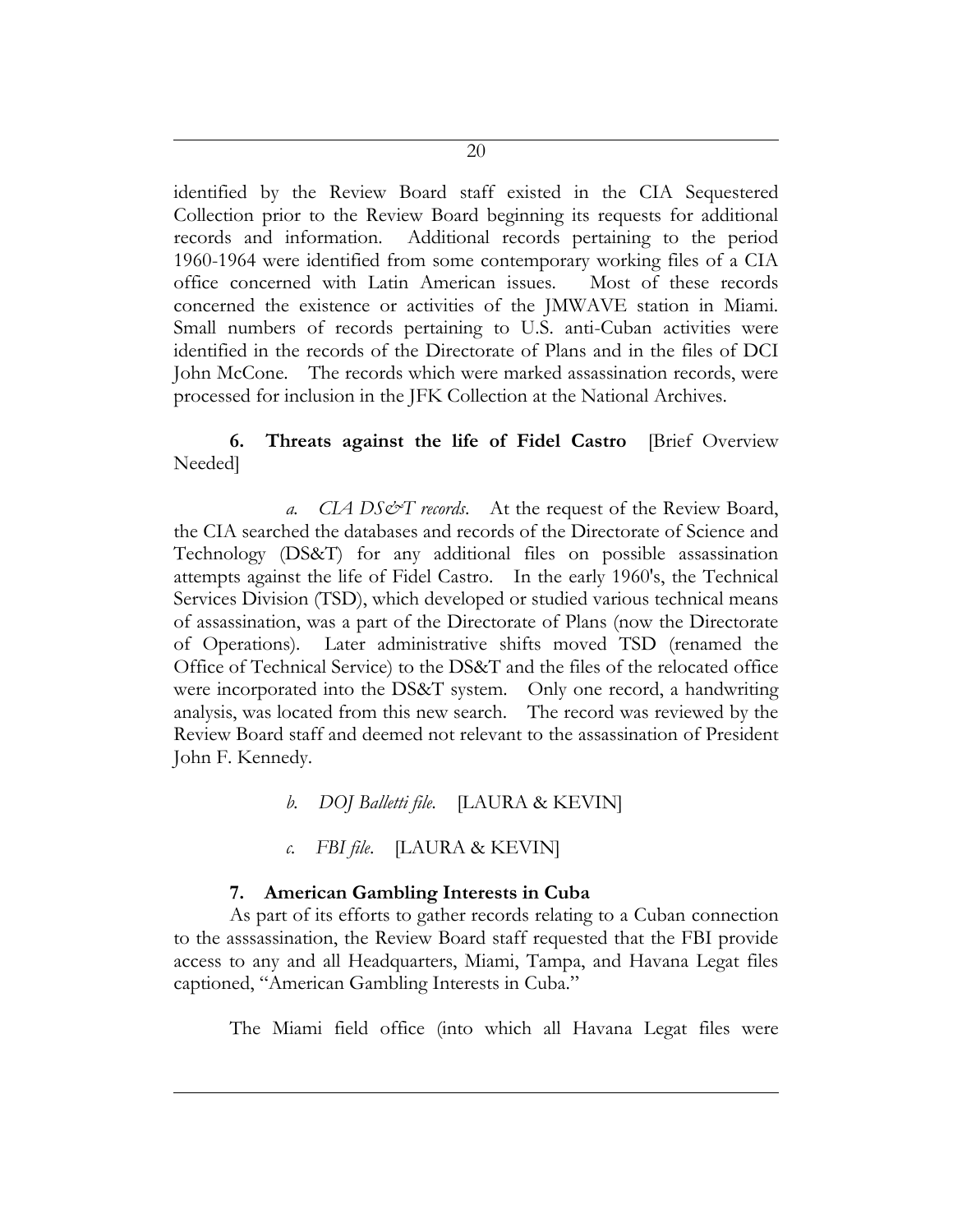identified by the Review Board staff existed in the CIA Sequestered Collection prior to the Review Board beginning its requests for additional records and information. Additional records pertaining to the period 1960-1964 were identified from some contemporary working files of a CIA office concerned with Latin American issues. Most of these records concerned the existence or activities of the JMWAVE station in Miami. Small numbers of records pertaining to U.S. anti-Cuban activities were identified in the records of the Directorate of Plans and in the files of DCI John McCone. The records which were marked assassination records, were processed for inclusion in the JFK Collection at the National Archives.

**6. Threats against the life of Fidel Castro** [Brief Overview Needed]

*a. CIA DS&T records*. At the request of the Review Board, the CIA searched the databases and records of the Directorate of Science and Technology (DS&T) for any additional files on possible assassination attempts against the life of Fidel Castro. In the early 1960's, the Technical Services Division (TSD), which developed or studied various technical means of assassination, was a part of the Directorate of Plans (now the Directorate of Operations). Later administrative shifts moved TSD (renamed the Office of Technical Service) to the DS&T and the files of the relocated office were incorporated into the DS&T system. Only one record, a handwriting analysis, was located from this new search. The record was reviewed by the Review Board staff and deemed not relevant to the assassination of President John F. Kennedy.

*b. DOJ Balletti file*. [LAURA & KEVIN]

*c. FBI file*. [LAURA & KEVIN]

**7. American Gambling Interests in Cuba**

As part of its efforts to gather records relating to a Cuban connection to the asssassination, the Review Board staff requested that the FBI provide access to any and all Headquarters, Miami, Tampa, and Havana Legat files captioned, "American Gambling Interests in Cuba."

The Miami field office (into which all Havana Legat files were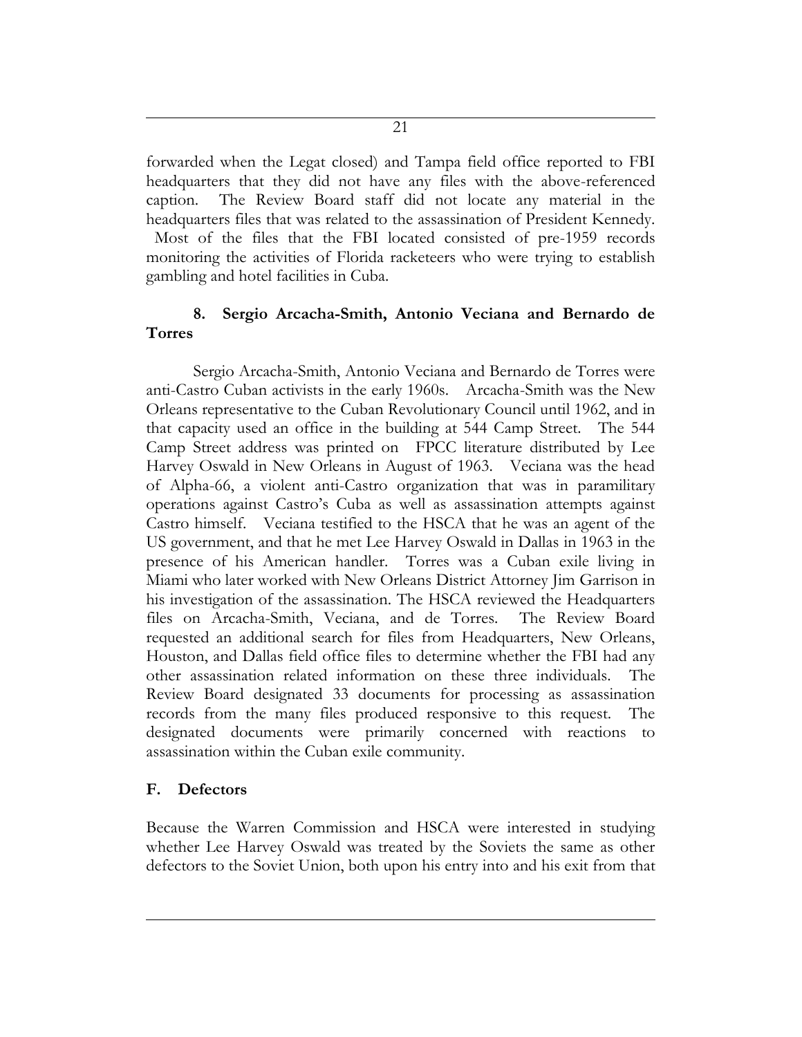forwarded when the Legat closed) and Tampa field office reported to FBI headquarters that they did not have any files with the above-referenced caption. The Review Board staff did not locate any material in the headquarters files that was related to the assassination of President Kennedy. Most of the files that the FBI located consisted of pre-1959 records monitoring the activities of Florida racketeers who were trying to establish gambling and hotel facilities in Cuba.

### 8. Sergio Arcacha-Smith, Antonio Veciana and Bernardo de Torres

Sergio Arcacha-Smith, Antonio Veciana and Bernardo de Torres were anti-Castro Cuban activists in the early 1960s. Arcacha-Smith was the New Orleans representative to the Cuban Revolutionary Council until 1962, and in that capacity used an office in the building at 544 Camp Street. The 544 Camp Street address was printed on FPCC literature distributed by Lee Harvey Oswald in New Orleans in August of 1963. Veciana was the head of Alpha-66, a violent anti-Castro organization that was in paramilitary operations against Castro's Cuba as well as assassination attempts against Castro himself. Veciana testified to the HSCA that he was an agent of the US government, and that he met Lee Harvey Oswald in Dallas in 1963 in the presence of his American handler. Torres was a Cuban exile living in Miami who later worked with New Orleans District Attorney Jim Garrison in his investigation of the assassination. The HSCA reviewed the Headquarters files on Arcacha-Smith, Veciana, and de Torres. The Review Board requested an additional search for files from Headquarters, New Orleans, Houston, and Dallas field office files to determine whether the FBI had any other assassination related information on these three individuals. The Review Board designated 33 documents for processing as assassination records from the many files produced responsive to this request. The designated documents were primarily concerned with reactions to assassination within the Cuban exile community.

## F. Defectors

Because the Warren Commission and HSCA were interested in studying whether Lee Harvey Oswald was treated by the Soviets the same as other defectors to the Soviet Union, both upon his entry into and his exit from that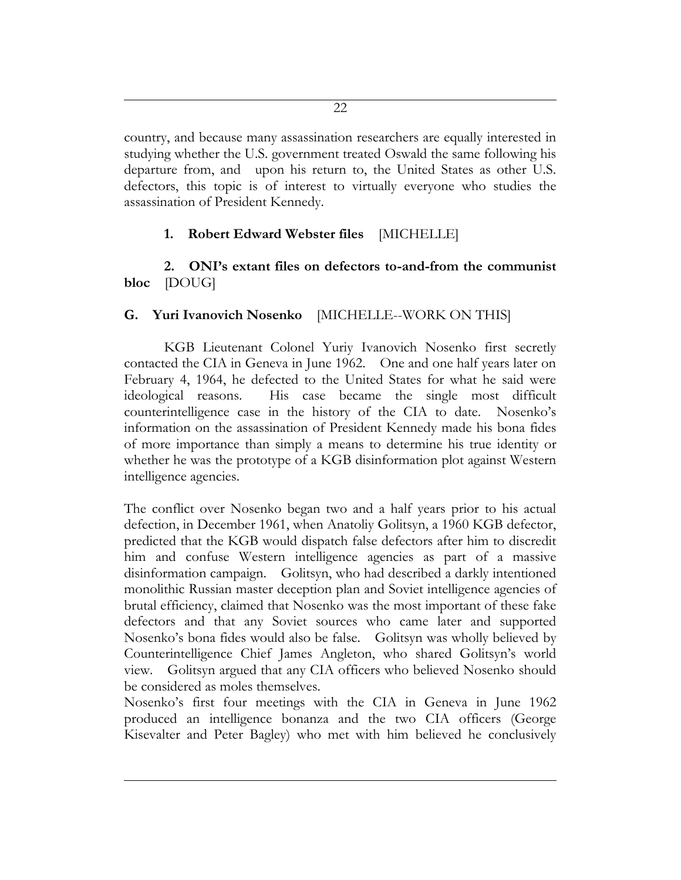country, and because many assassination researchers are equally interested in studying whether the U.S. government treated Oswald the same following his departure from, and upon his return to, the United States as other U.S. defectors, this topic is of interest to virtually everyone who studies the assassination of President Kennedy.

**1. Robert Edward Webster files** [MICHELLE]

**2. ONI's extant files on defectors to-and-from the communist bloc** [DOUG]

### G. Yuri Ivanovich Nosenko [MICHELLE--WORK ON THIS]

KGB Lieutenant Colonel Yuriy Ivanovich Nosenko first secretly contacted the CIA in Geneva in June 1962. One and one half years later on February 4, 1964, he defected to the United States for what he said were ideological reasons. His case became the single most difficult counterintelligence case in the history of the CIA to date. Nosenko's information on the assassination of President Kennedy made his bona fides of more importance than simply a means to determine his true identity or whether he was the prototype of a KGB disinformation plot against Western intelligence agencies.

The conflict over Nosenko began two and a half years prior to his actual defection, in December 1961, when Anatoliy Golitsyn, a 1960 KGB defector, predicted that the KGB would dispatch false defectors after him to discredit him and confuse Western intelligence agencies as part of a massive disinformation campaign. Golitsyn, who had described a darkly intentioned monolithic Russian master deception plan and Soviet intelligence agencies of brutal efficiency, claimed that Nosenko was the most important of these fake defectors and that any Soviet sources who came later and supported Nosenko's bona fides would also be false. Golitsyn was wholly believed by Counterintelligence Chief James Angleton, who shared Golitsyn's world view. Golitsyn argued that any CIA officers who believed Nosenko should be considered as moles themselves.

Nosenko's first four meetings with the CIA in Geneva in June 1962 produced an intelligence bonanza and the two CIA officers (George Kisevalter and Peter Bagley) who met with him believed he conclusively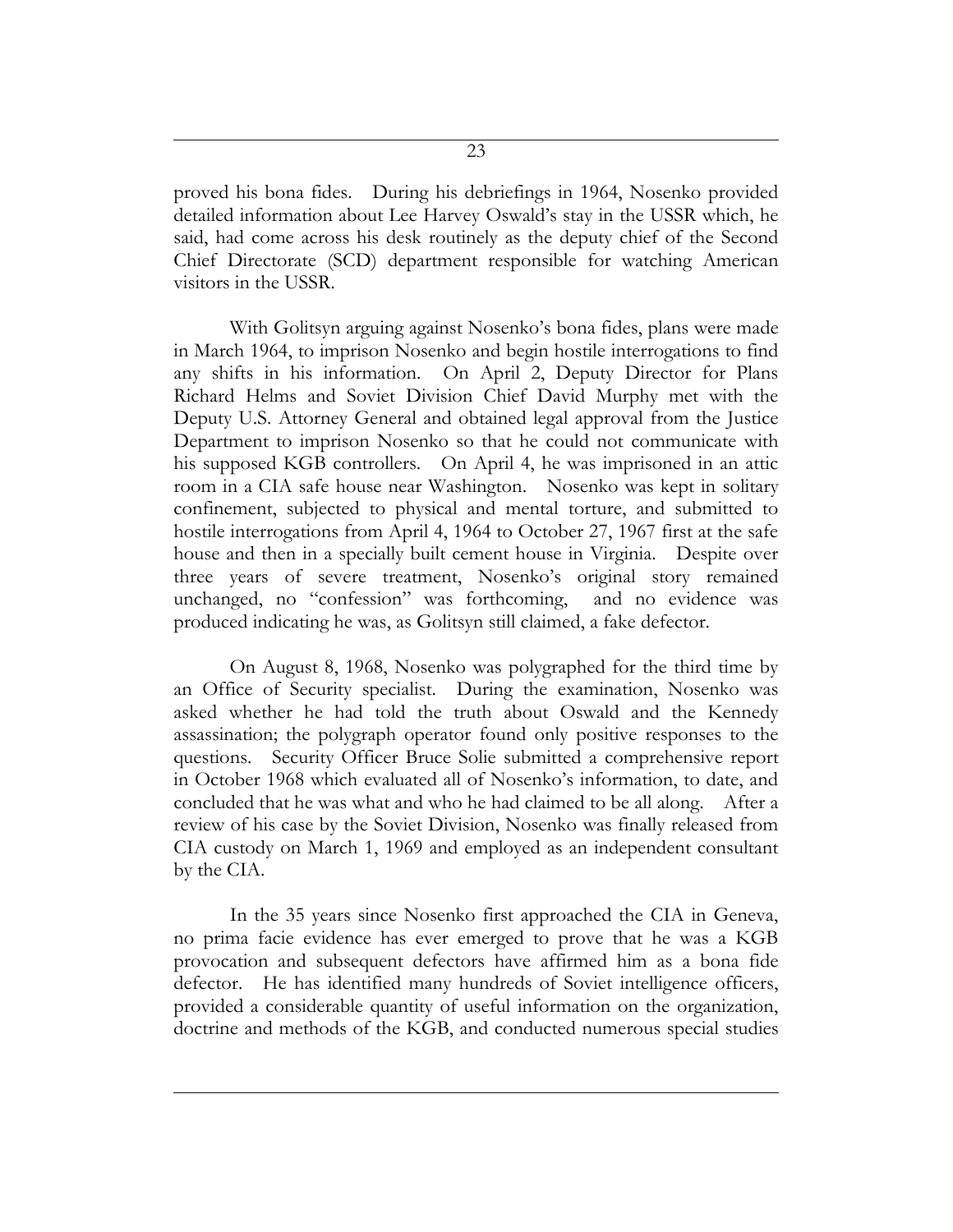proved his bona fides. During his debriefings in 1964, Nosenko provided detailed information about Lee Harvey Oswald's stay in the USSR which, he said, had come across his desk routinely as the deputy chief of the Second Chief Directorate (SCD) department responsible for watching American visitors in the USSR.

With Golitsyn arguing against Nosenko's bona fides, plans were made in March 1964, to imprison Nosenko and begin hostile interrogations to find any shifts in his information. On April 2, Deputy Director for Plans Richard Helms and Soviet Division Chief David Murphy met with the Deputy U.S. Attorney General and obtained legal approval from the Justice Department to imprison Nosenko so that he could not communicate with his supposed KGB controllers. On April 4, he was imprisoned in an attic room in a CIA safe house near Washington. Nosenko was kept in solitary confinement, subjected to physical and mental torture, and submitted to hostile interrogations from April 4, 1964 to October 27, 1967 first at the safe house and then in a specially built cement house in Virginia. Despite over three years of severe treatment, Nosenko's original story remained unchanged, no "confession" was forthcoming, and no evidence was produced indicating he was, as Golitsyn still claimed, a fake defector.

On August 8, 1968, Nosenko was polygraphed for the third time by an Office of Security specialist. During the examination, Nosenko was asked whether he had told the truth about Oswald and the Kennedy assassination; the polygraph operator found only positive responses to the questions. Security Officer Bruce Solie submitted a comprehensive report in October 1968 which evaluated all of Nosenko's information, to date, and concluded that he was what and who he had claimed to be all along. After a review of his case by the Soviet Division, Nosenko was finally released from CIA custody on March 1, 1969 and employed as an independent consultant by the CIA.

In the 35 years since Nosenko first approached the CIA in Geneva, no prima facie evidence has ever emerged to prove that he was a KGB provocation and subsequent defectors have affirmed him as a bona fide defector. He has identified many hundreds of Soviet intelligence officers, provided a considerable quantity of useful information on the organization, doctrine and methods of the KGB, and conducted numerous special studies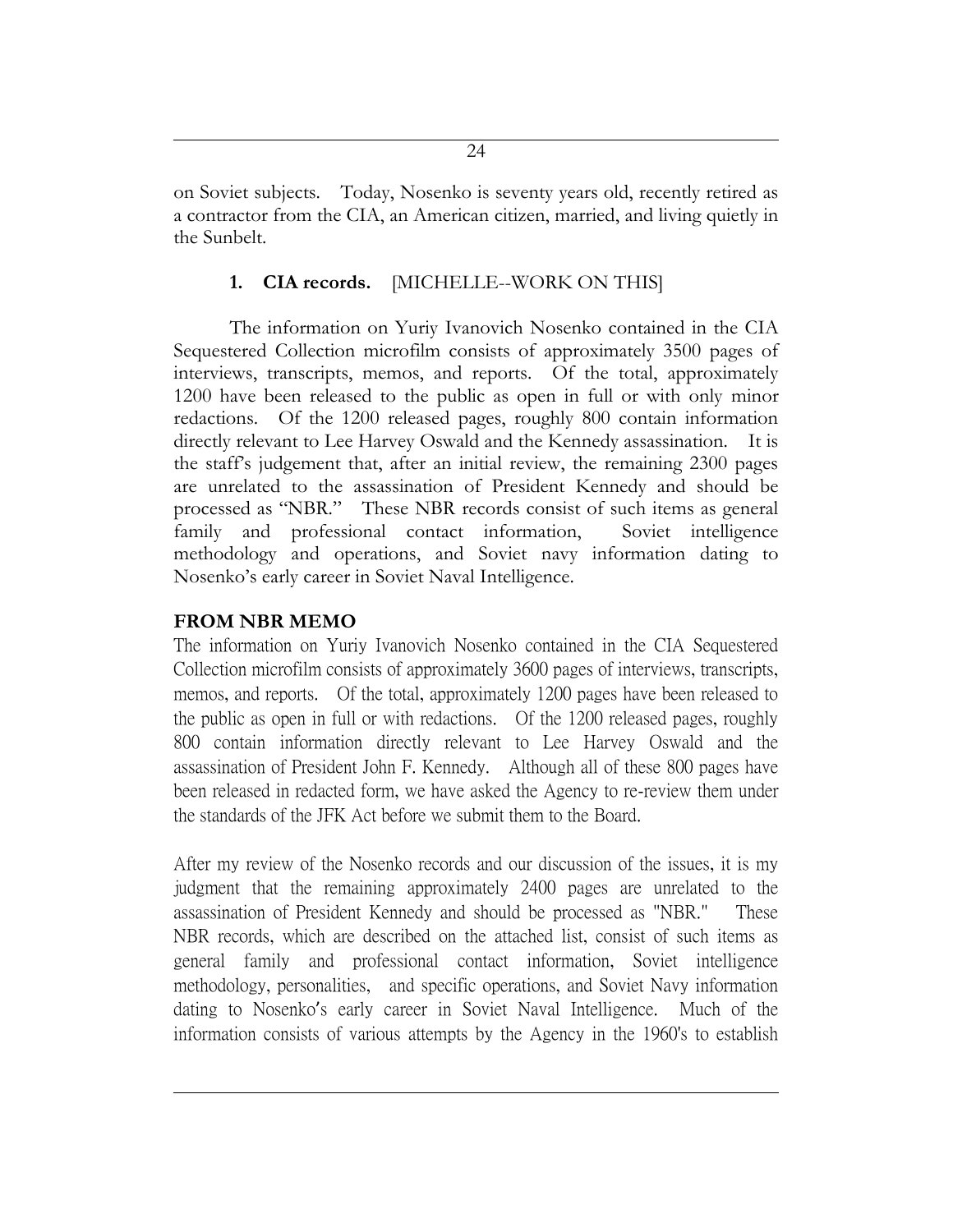on Soviet subjects. Today, Nosenko is seventy years old, recently retired as a contractor from the CIA, an American citizen, married, and living quietly in the Sunbelt.

**1. CIA records.** [MICHELLE--WORK ON THIS]

The information on Yuriy Ivanovich Nosenko contained in the CIA Sequestered Collection microfilm consists of approximately 3500 pages of interviews, transcripts, memos, and reports. Of the total, approximately 1200 have been released to the public as open in full or with only minor redactions. Of the 1200 released pages, roughly 800 contain information directly relevant to Lee Harvey Oswald and the Kennedy assassination. It is the staff's judgement that, after an initial review, the remaining 2300 pages are unrelated to the assassination of President Kennedy and should be processed as "NBR." These NBR records consist of such items as general family and professional contact information, Soviet intelligence methodology and operations, and Soviet navy information dating to Nosenko's early career in Soviet Naval Intelligence.

**FROM NBR MEMO**

The information on Yuriy Ivanovich Nosenko contained in the CIA Sequestered Collection microfilm consists of approximately 3600 pages of interviews, transcripts, memos, and reports. Of the total, approximately 1200 pages have been released to the public as open in full or with redactions. Of the 1200 released pages, roughly 800 contain information directly relevant to Lee Harvey Oswald and the assassination of President John F. Kennedy. Although all of these 800 pages have been released in redacted form, we have asked the Agency to re-review them under the standards of the JFK Act before we submit them to the Board.

After my review of the Nosenko records and our discussion of the issues, it is my judgment that the remaining approximately 2400 pages are unrelated to the assassination of President Kennedy and should be processed as "NBR." These NBR records, which are described on the attached list, consist of such items as general family and professional contact information, Soviet intelligence methodology, personalities, and specific operations, and Soviet Navy information dating to Nosenko's early career in Soviet Naval Intelligence. Much of the information consists of various attempts by the Agency in the 1960's to establish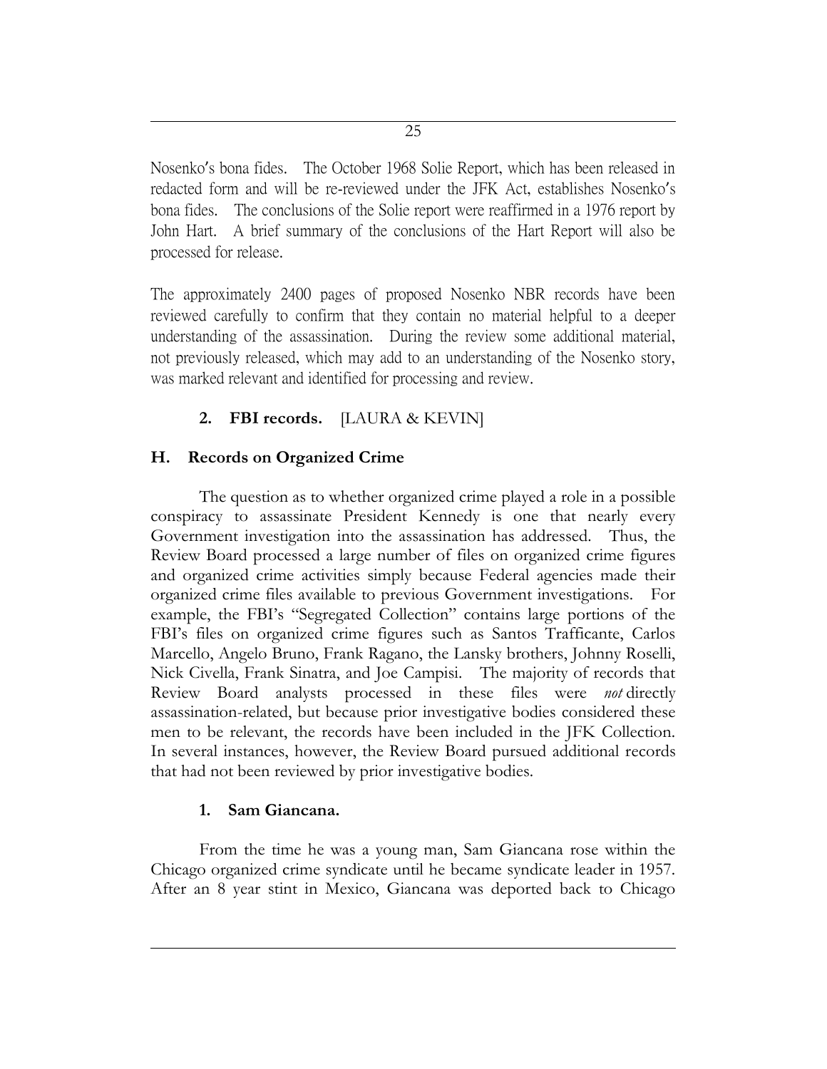Nosenko's bona fides. The October 1968 Solie Report, which has been released in redacted form and will be re-reviewed under the JFK Act, establishes Nosenko's bona fides. The conclusions of the Solie report were reaffirmed in a 1976 report by John Hart. A brief summary of the conclusions of the Hart Report will also be processed for release.

The approximately 2400 pages of proposed Nosenko NBR records have been reviewed carefully to confirm that they contain no material helpful to a deeper understanding of the assassination. During the review some additional material, not previously released, which may add to an understanding of the Nosenko story, was marked relevant and identified for processing and review.

**2. FBI records.** [LAURA & KEVIN]

## H. Records on Organized Crime

The question as to whether organized crime played a role in a possible conspiracy to assassinate President Kennedy is one that nearly every Government investigation into the assassination has addressed. Thus, the Review Board processed a large number of files on organized crime figures and organized crime activities simply because Federal agencies made their organized crime files available to previous Government investigations. For example, the FBI's "Segregated Collection" contains large portions of the FBI's files on organized crime figures such as Santos Trafficante, Carlos Marcello, Angelo Bruno, Frank Ragano, the Lansky brothers, Johnny Roselli, Nick Civella, Frank Sinatra, and Joe Campisi. The majority of records that Review Board analysts processed in these files were *not* directly assassination-related, but because prior investigative bodies considered these men to be relevant, the records have been included in the JFK Collection. In several instances, however, the Review Board pursued additional records that had not been reviewed by prior investigative bodies.

### 1. Sam Giancana.

From the time he was a young man, Sam Giancana rose within the Chicago organized crime syndicate until he became syndicate leader in 1957. After an 8 year stint in Mexico, Giancana was deported back to Chicago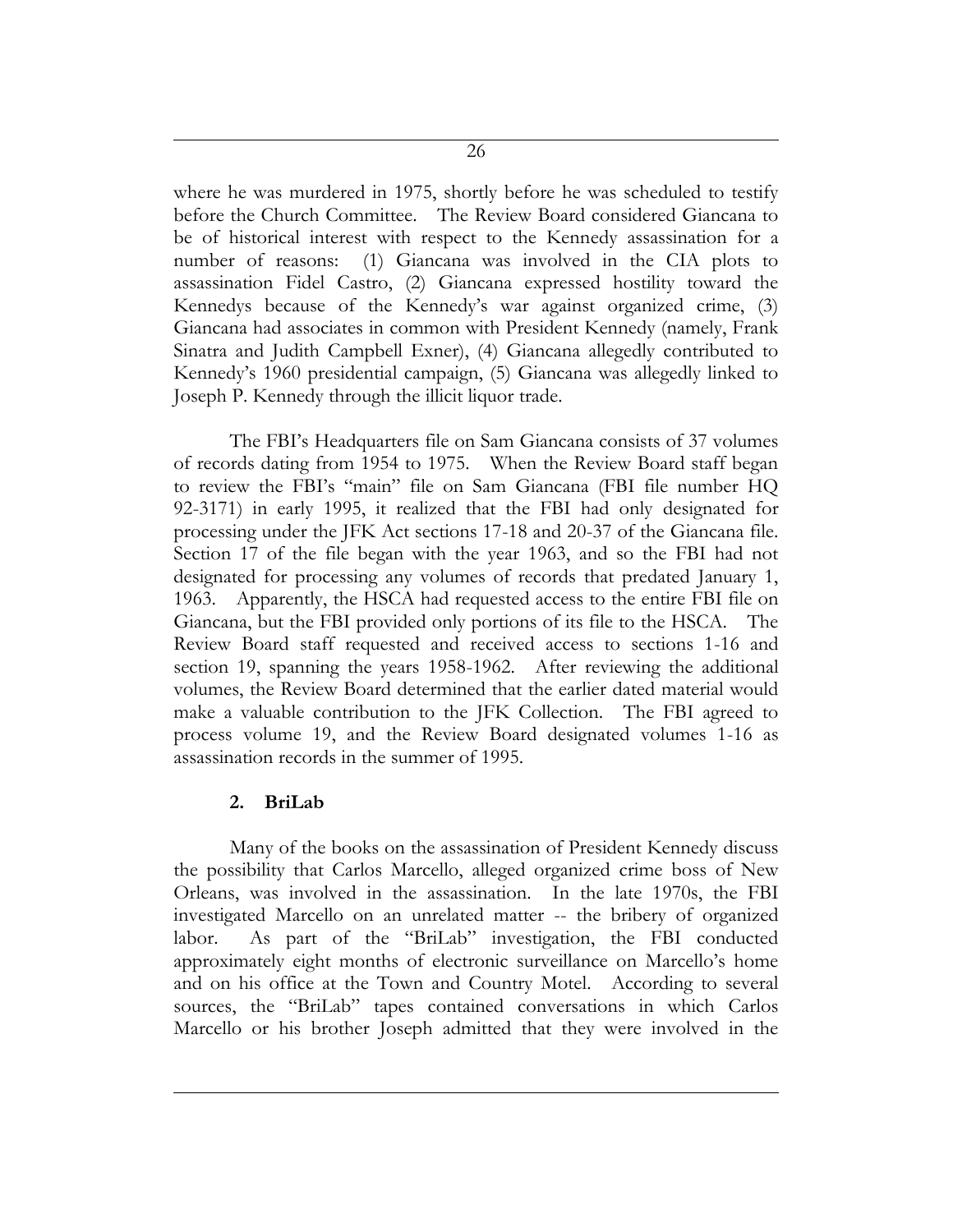where he was murdered in 1975, shortly before he was scheduled to testify before the Church Committee. The Review Board considered Giancana to be of historical interest with respect to the Kennedy assassination for a number of reasons: (1) Giancana was involved in the CIA plots to assassination Fidel Castro, (2) Giancana expressed hostility toward the Kennedys because of the Kennedy's war against organized crime, (3) Giancana had associates in common with President Kennedy (namely, Frank Sinatra and Judith Campbell Exner), (4) Giancana allegedly contributed to Kennedy's 1960 presidential campaign, (5) Giancana was allegedly linked to Joseph P. Kennedy through the illicit liquor trade.

The FBI's Headquarters file on Sam Giancana consists of 37 volumes of records dating from 1954 to 1975. When the Review Board staff began to review the FBI's "main" file on Sam Giancana (FBI file number HQ 92-3171) in early 1995, it realized that the FBI had only designated for processing under the JFK Act sections 17-18 and 20-37 of the Giancana file. Section 17 of the file began with the year 1963, and so the FBI had not designated for processing any volumes of records that predated January 1, 1963. Apparently, the HSCA had requested access to the entire FBI file on Giancana, but the FBI provided only portions of its file to the HSCA. The Review Board staff requested and received access to sections 1-16 and section 19, spanning the years 1958-1962. After reviewing the additional volumes, the Review Board determined that the earlier dated material would make a valuable contribution to the JFK Collection. The FBI agreed to process volume 19, and the Review Board designated volumes 1-16 as assassination records in the summer of 1995.

### 2. BriLab

Many of the books on the assassination of President Kennedy discuss the possibility that Carlos Marcello, alleged organized crime boss of New Orleans, was involved in the assassination. In the late 1970s, the FBI investigated Marcello on an unrelated matter -- the bribery of organized labor. As part of the "BriLab" investigation, the FBI conducted approximately eight months of electronic surveillance on Marcello's home and on his office at the Town and Country Motel. According to several sources, the "BriLab" tapes contained conversations in which Carlos Marcello or his brother Joseph admitted that they were involved in the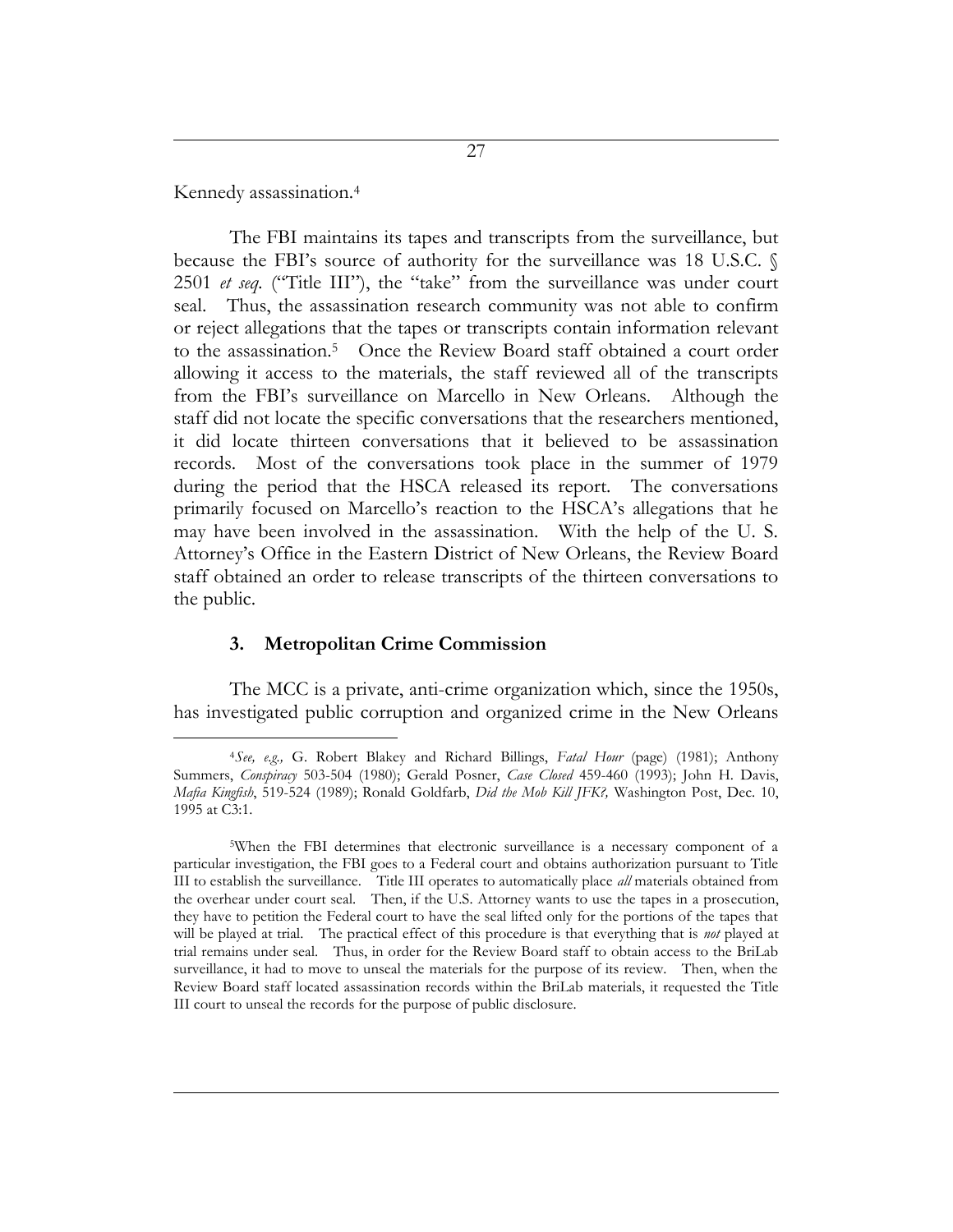Kennedy assassination.[4]

The FBI maintains its tapes and transcripts from the surveillance, but because the FBI's source of authority for the surveillance was 18 U.S.C. § 2501 *et seq.* ("Title III"), the "take" from the surveillance was under court seal. Thus, the assassination research community was not able to confirm or reject allegations that the tapes or transcripts contain information relevant to the assassination.[5] Once the Review Board staff obtained a court order allowing it access to the materials, the staff reviewed all of the transcripts from the FBI's surveillance on Marcello in New Orleans. Although the staff did not locate the specific conversations that the researchers mentioned, it did locate thirteen conversations that it believed to be assassination records. Most of the conversations took place in the summer of 1979 during the period that the HSCA released its report. The conversations primarily focused on Marcello's reaction to the HSCA's allegations that he may have been involved in the assassination. With the help of the U. S. Attorney's Office in the Eastern District of New Orleans, the Review Board staff obtained an order to release transcripts of the thirteen conversations to the public.

### 3. Metropolitan Crime Commission

The MCC is a private, anti-crime organization which, since the 1950s, has investigated public corruption and organized crime in the New Orleans

---

[4] *See, e.g.,* G. Robert Blakey and Richard Billings, *Fatal Hour* (page) (1981); Anthony Summers, *Conspiracy* 503-504 (1980); Gerald Posner, *Case Closed* 459-460 (1993); John H. Davis, *Mafia Kingfish*, 519-524 (1989); Ronald Goldfarb, *Did the Mob Kill JFK?,* Washington Post, Dec. 10, 1995 at C3:1.

[5] When the FBI determines that electronic surveillance is a necessary component of a particular investigation, the FBI goes to a Federal court and obtains authorization pursuant to Title III to establish the surveillance. Title III operates to automatically place *all* materials obtained from the overhear under court seal. Then, if the U.S. Attorney wants to use the tapes in a prosecution, they have to petition the Federal court to have the seal lifted only for the portions of the tapes that will be played at trial. The practical effect of this procedure is that everything that is *not* played at trial remains under seal. Thus, in order for the Review Board staff to obtain access to the BriLab surveillance, it had to move to unseal the materials for the purpose of its review. Then, when the Review Board staff located assassination records within the BriLab materials, it requested the Title III court to unseal the records for the purpose of public disclosure.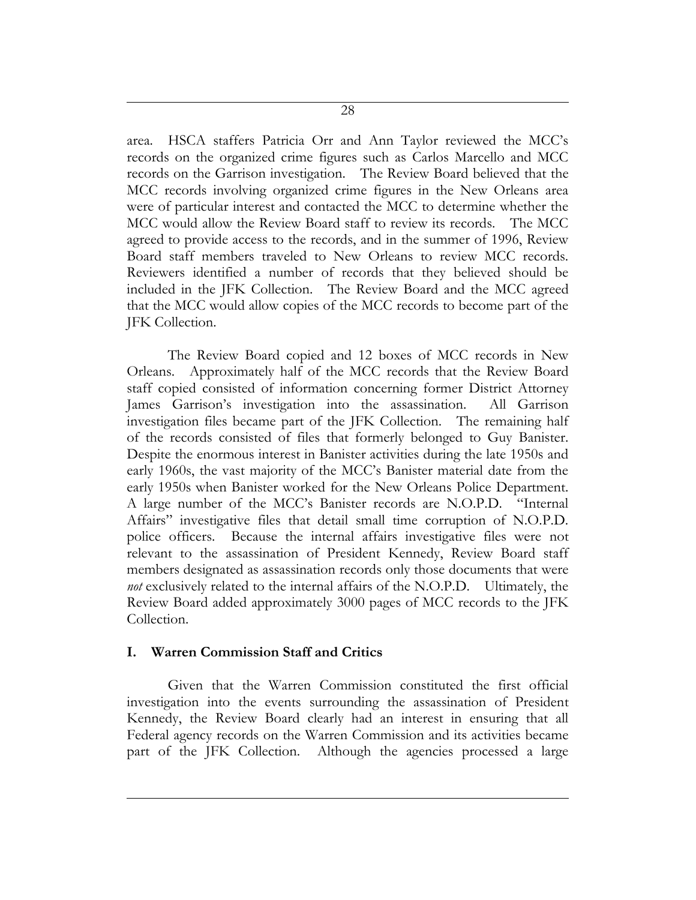area. HSCA staffers Patricia Orr and Ann Taylor reviewed the MCC's records on the organized crime figures such as Carlos Marcello and MCC records on the Garrison investigation. The Review Board believed that the MCC records involving organized crime figures in the New Orleans area were of particular interest and contacted the MCC to determine whether the MCC would allow the Review Board staff to review its records. The MCC agreed to provide access to the records, and in the summer of 1996, Review Board staff members traveled to New Orleans to review MCC records. Reviewers identified a number of records that they believed should be included in the JFK Collection. The Review Board and the MCC agreed that the MCC would allow copies of the MCC records to become part of the JFK Collection.

The Review Board copied and 12 boxes of MCC records in New Orleans. Approximately half of the MCC records that the Review Board staff copied consisted of information concerning former District Attorney James Garrison's investigation into the assassination. All Garrison investigation files became part of the JFK Collection. The remaining half of the records consisted of files that formerly belonged to Guy Banister. Despite the enormous interest in Banister activities during the late 1950s and early 1960s, the vast majority of the MCC's Banister material date from the early 1950s when Banister worked for the New Orleans Police Department. A large number of the MCC's Banister records are N.O.P.D. "Internal Affairs" investigative files that detail small time corruption of N.O.P.D. police officers. Because the internal affairs investigative files were not relevant to the assassination of President Kennedy, Review Board staff members designated as assassination records only those documents that were *not* exclusively related to the internal affairs of the N.O.P.D. Ultimately, the Review Board added approximately 3000 pages of MCC records to the JFK Collection.

## I. Warren Commission Staff and Critics

Given that the Warren Commission constituted the first official investigation into the events surrounding the assassination of President Kennedy, the Review Board clearly had an interest in ensuring that all Federal agency records on the Warren Commission and its activities became part of the JFK Collection. Although the agencies processed a large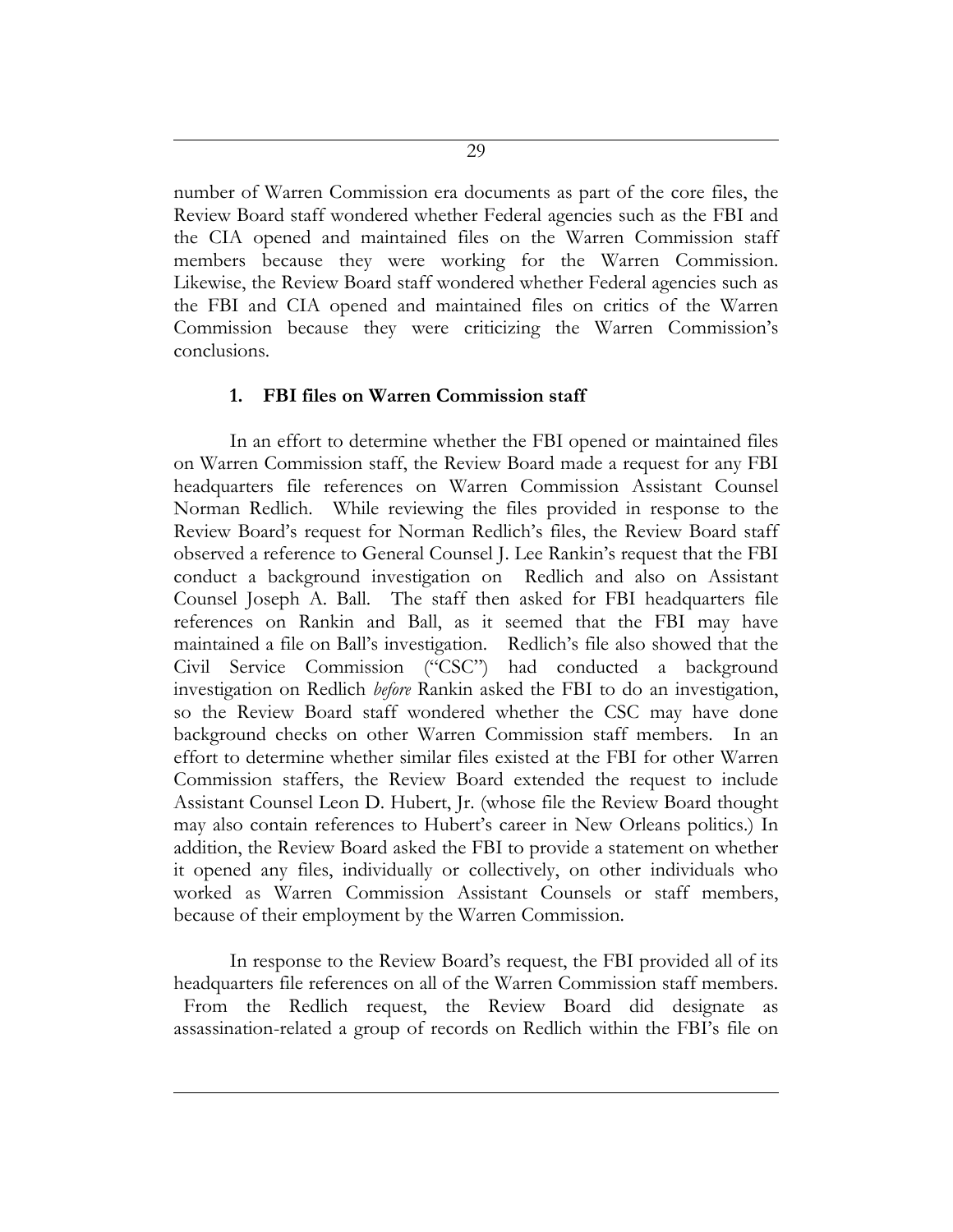number of Warren Commission era documents as part of the core files, the Review Board staff wondered whether Federal agencies such as the FBI and the CIA opened and maintained files on the Warren Commission staff members because they were working for the Warren Commission. Likewise, the Review Board staff wondered whether Federal agencies such as the FBI and CIA opened and maintained files on critics of the Warren Commission because they were criticizing the Warren Commission's conclusions.

### 1. FBI files on Warren Commission staff

In an effort to determine whether the FBI opened or maintained files on Warren Commission staff, the Review Board made a request for any FBI headquarters file references on Warren Commission Assistant Counsel Norman Redlich. While reviewing the files provided in response to the Review Board's request for Norman Redlich's files, the Review Board staff observed a reference to General Counsel J. Lee Rankin's request that the FBI conduct a background investigation on Redlich and also on Assistant Counsel Joseph A. Ball. The staff then asked for FBI headquarters file references on Rankin and Ball, as it seemed that the FBI may have maintained a file on Ball's investigation. Redlich's file also showed that the Civil Service Commission ("CSC") had conducted a background investigation on Redlich *before* Rankin asked the FBI to do an investigation, so the Review Board staff wondered whether the CSC may have done background checks on other Warren Commission staff members. In an effort to determine whether similar files existed at the FBI for other Warren Commission staffers, the Review Board extended the request to include Assistant Counsel Leon D. Hubert, Jr. (whose file the Review Board thought may also contain references to Hubert's career in New Orleans politics.) In addition, the Review Board asked the FBI to provide a statement on whether it opened any files, individually or collectively, on other individuals who worked as Warren Commission Assistant Counsels or staff members, because of their employment by the Warren Commission.

In response to the Review Board's request, the FBI provided all of its headquarters file references on all of the Warren Commission staff members. From the Redlich request, the Review Board did designate as assassination-related a group of records on Redlich within the FBI's file on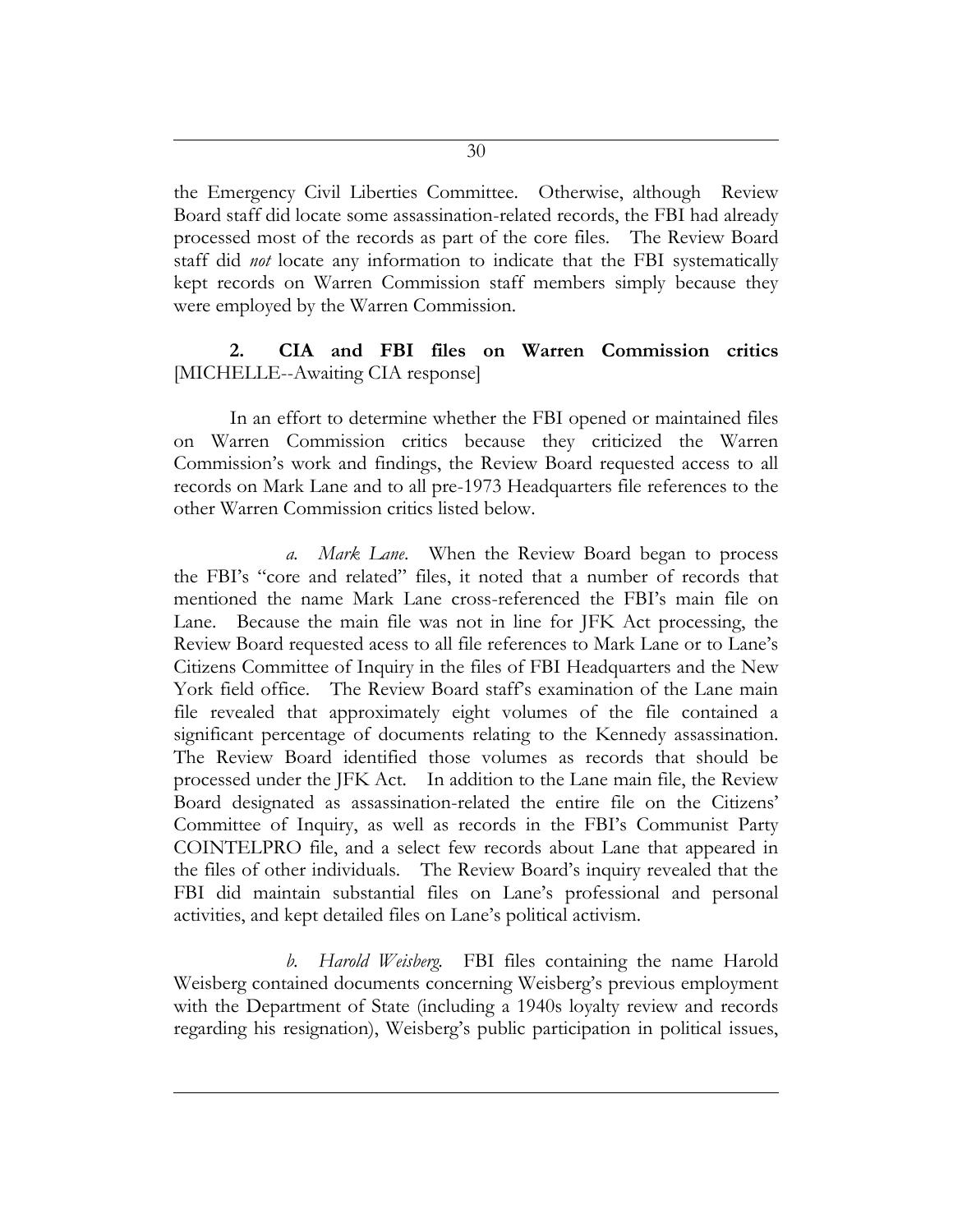the Emergency Civil Liberties Committee. Otherwise, although Review Board staff did locate some assassination-related records, the FBI had already processed most of the records as part of the core files. The Review Board staff did *not* locate any information to indicate that the FBI systematically kept records on Warren Commission staff members simply because they were employed by the Warren Commission.

**2. CIA and FBI files on Warren Commission critics** [MICHELLE--Awaiting CIA response]

In an effort to determine whether the FBI opened or maintained files on Warren Commission critics because they criticized the Warren Commission's work and findings, the Review Board requested access to all records on Mark Lane and to all pre-1973 Headquarters file references to the other Warren Commission critics listed below.

*a. Mark Lane*. When the Review Board began to process the FBI's "core and related" files, it noted that a number of records that mentioned the name Mark Lane cross-referenced the FBI's main file on Lane. Because the main file was not in line for JFK Act processing, the Review Board requested acess to all file references to Mark Lane or to Lane's Citizens Committee of Inquiry in the files of FBI Headquarters and the New York field office. The Review Board staff's examination of the Lane main file revealed that approximately eight volumes of the file contained a significant percentage of documents relating to the Kennedy assassination. The Review Board identified those volumes as records that should be processed under the JFK Act. In addition to the Lane main file, the Review Board designated as assassination-related the entire file on the Citizens' Committee of Inquiry, as well as records in the FBI's Communist Party COINTELPRO file, and a select few records about Lane that appeared in the files of other individuals. The Review Board's inquiry revealed that the FBI did maintain substantial files on Lane's professional and personal activities, and kept detailed files on Lane's political activism.

*b. Harold Weisberg.* FBI files containing the name Harold Weisberg contained documents concerning Weisberg's previous employment with the Department of State (including a 1940s loyalty review and records regarding his resignation), Weisberg's public participation in political issues,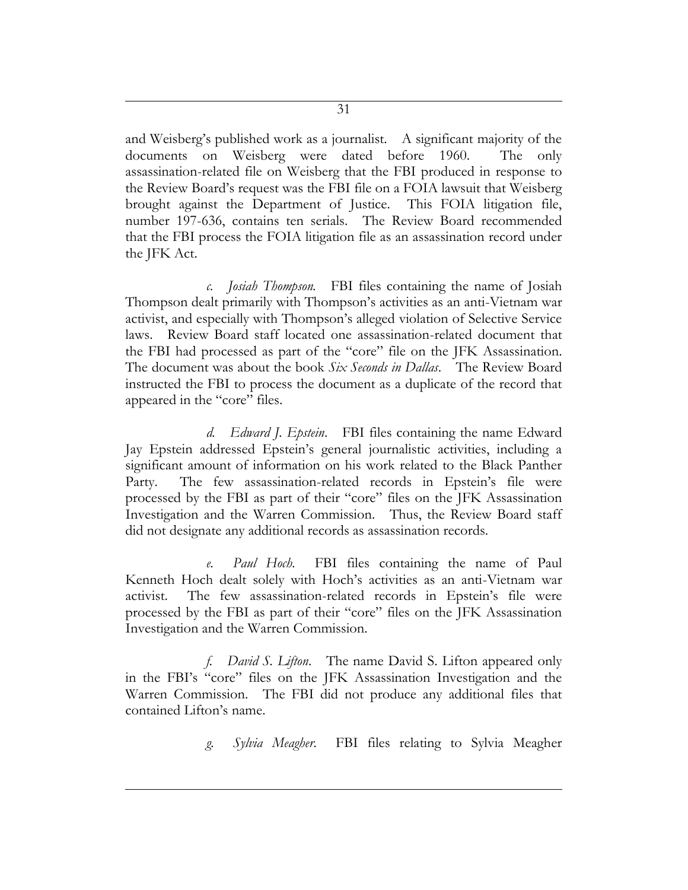and Weisberg's published work as a journalist. A significant majority of the documents on Weisberg were dated before 1960. The only assassination-related file on Weisberg that the FBI produced in response to the Review Board's request was the FBI file on a FOIA lawsuit that Weisberg brought against the Department of Justice. This FOIA litigation file, number 197-636, contains ten serials. The Review Board recommended that the FBI process the FOIA litigation file as an assassination record under the JFK Act.

*c. Josiah Thompson.* FBI files containing the name of Josiah Thompson dealt primarily with Thompson's activities as an anti-Vietnam war activist, and especially with Thompson's alleged violation of Selective Service laws. Review Board staff located one assassination-related document that the FBI had processed as part of the "core" file on the JFK Assassination. The document was about the book *Six Seconds in Dallas*. The Review Board instructed the FBI to process the document as a duplicate of the record that appeared in the "core" files.

*d. Edward J. Epstein.* FBI files containing the name Edward Jay Epstein addressed Epstein's general journalistic activities, including a significant amount of information on his work related to the Black Panther Party. The few assassination-related records in Epstein's file were processed by the FBI as part of their "core" files on the JFK Assassination Investigation and the Warren Commission. Thus, the Review Board staff did not designate any additional records as assassination records.

*e. Paul Hoch.* FBI files containing the name of Paul Kenneth Hoch dealt solely with Hoch's activities as an anti-Vietnam war activist. The few assassination-related records in Epstein's file were processed by the FBI as part of their "core" files on the JFK Assassination Investigation and the Warren Commission.

*f. David S. Lifton.* The name David S. Lifton appeared only in the FBI's "core" files on the JFK Assassination Investigation and the Warren Commission. The FBI did not produce any additional files that contained Lifton's name.

*g. Sylvia Meagher.* FBI files relating to Sylvia Meagher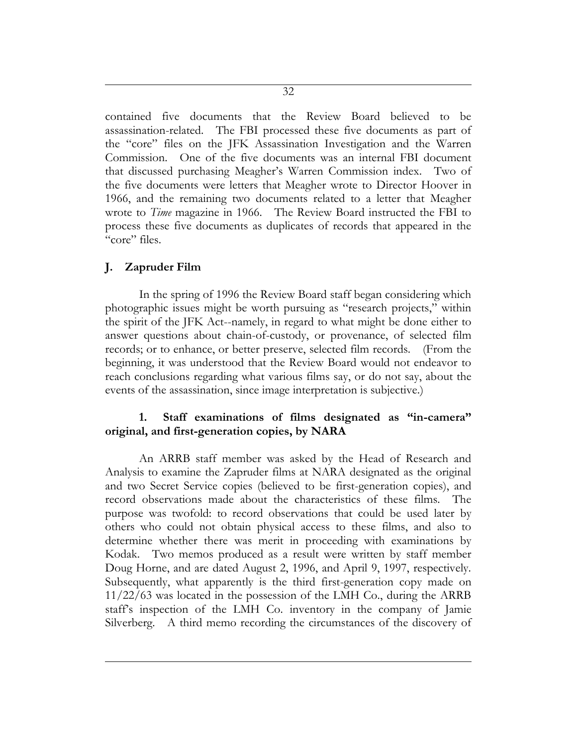contained five documents that the Review Board believed to be assassination-related. The FBI processed these five documents as part of the "core" files on the JFK Assassination Investigation and the Warren Commission. One of the five documents was an internal FBI document that discussed purchasing Meagher's Warren Commission index. Two of the five documents were letters that Meagher wrote to Director Hoover in 1966, and the remaining two documents related to a letter that Meagher wrote to *Time* magazine in 1966. The Review Board instructed the FBI to process these five documents as duplicates of records that appeared in the "core" files.

## J. Zapruder Film

In the spring of 1996 the Review Board staff began considering which photographic issues might be worth pursuing as "research projects," within the spirit of the JFK Act--namely, in regard to what might be done either to answer questions about chain-of-custody, or provenance, of selected film records; or to enhance, or better preserve, selected film records. (From the beginning, it was understood that the Review Board would not endeavor to reach conclusions regarding what various films say, or do not say, about the events of the assassination, since image interpretation is subjective.)

### 1. Staff examinations of films designated as "in-camera" original, and first-generation copies, by NARA

An ARRB staff member was asked by the Head of Research and Analysis to examine the Zapruder films at NARA designated as the original and two Secret Service copies (believed to be first-generation copies), and record observations made about the characteristics of these films. The purpose was twofold: to record observations that could be used later by others who could not obtain physical access to these films, and also to determine whether there was merit in proceeding with examinations by Kodak. Two memos produced as a result were written by staff member Doug Horne, and are dated August 2, 1996, and April 9, 1997, respectively. Subsequently, what apparently is the third first-generation copy made on 11/22/63 was located in the possession of the LMH Co., during the ARRB staff's inspection of the LMH Co. inventory in the company of Jamie Silverberg. A third memo recording the circumstances of the discovery of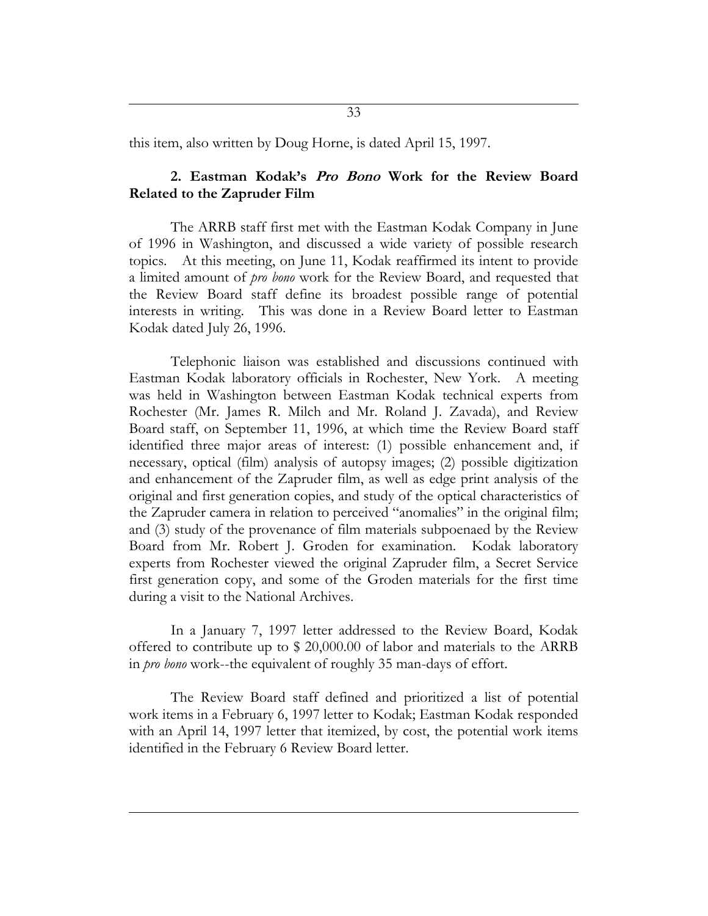this item, also written by Doug Horne, is dated April 15, 1997.

### 2. Eastman Kodak's *Pro Bono* Work for the Review Board Related to the Zapruder Film

The ARRB staff first met with the Eastman Kodak Company in June of 1996 in Washington, and discussed a wide variety of possible research topics. At this meeting, on June 11, Kodak reaffirmed its intent to provide a limited amount of *pro bono* work for the Review Board, and requested that the Review Board staff define its broadest possible range of potential interests in writing. This was done in a Review Board letter to Eastman Kodak dated July 26, 1996.

Telephonic liaison was established and discussions continued with Eastman Kodak laboratory officials in Rochester, New York. A meeting was held in Washington between Eastman Kodak technical experts from Rochester (Mr. James R. Milch and Mr. Roland J. Zavada), and Review Board staff, on September 11, 1996, at which time the Review Board staff identified three major areas of interest: (1) possible enhancement and, if necessary, optical (film) analysis of autopsy images; (2) possible digitization and enhancement of the Zapruder film, as well as edge print analysis of the original and first generation copies, and study of the optical characteristics of the Zapruder camera in relation to perceived "anomalies" in the original film; and (3) study of the provenance of film materials subpoenaed by the Review Board from Mr. Robert J. Groden for examination. Kodak laboratory experts from Rochester viewed the original Zapruder film, a Secret Service first generation copy, and some of the Groden materials for the first time during a visit to the National Archives.

In a January 7, 1997 letter addressed to the Review Board, Kodak offered to contribute up to $ 20,000.00 of labor and materials to the ARRB in *pro bono* work--the equivalent of roughly 35 man-days of effort.

The Review Board staff defined and prioritized a list of potential work items in a February 6, 1997 letter to Kodak; Eastman Kodak responded with an April 14, 1997 letter that itemized, by cost, the potential work items identified in the February 6 Review Board letter.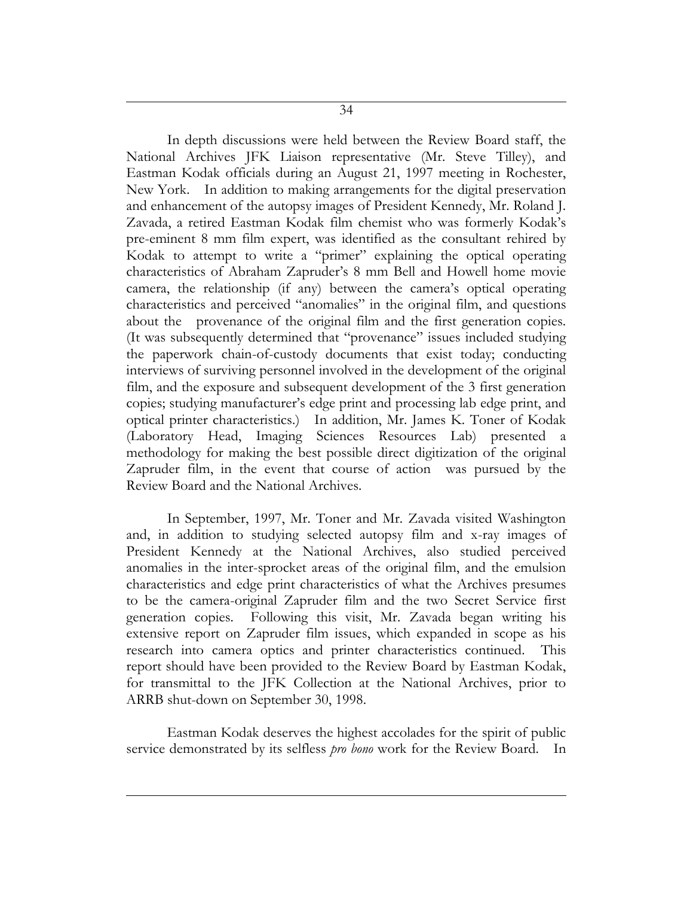In depth discussions were held between the Review Board staff, the National Archives JFK Liaison representative (Mr. Steve Tilley), and Eastman Kodak officials during an August 21, 1997 meeting in Rochester, New York. In addition to making arrangements for the digital preservation and enhancement of the autopsy images of President Kennedy, Mr. Roland J. Zavada, a retired Eastman Kodak film chemist who was formerly Kodak's pre-eminent 8 mm film expert, was identified as the consultant rehired by Kodak to attempt to write a "primer" explaining the optical operating characteristics of Abraham Zapruder's 8 mm Bell and Howell home movie camera, the relationship (if any) between the camera's optical operating characteristics and perceived "anomalies" in the original film, and questions about the provenance of the original film and the first generation copies. (It was subsequently determined that "provenance" issues included studying the paperwork chain-of-custody documents that exist today; conducting interviews of surviving personnel involved in the development of the original film, and the exposure and subsequent development of the 3 first generation copies; studying manufacturer's edge print and processing lab edge print, and optical printer characteristics.) In addition, Mr. James K. Toner of Kodak (Laboratory Head, Imaging Sciences Resources Lab) presented a methodology for making the best possible direct digitization of the original Zapruder film, in the event that course of action was pursued by the Review Board and the National Archives.

In September, 1997, Mr. Toner and Mr. Zavada visited Washington and, in addition to studying selected autopsy film and x-ray images of President Kennedy at the National Archives, also studied perceived anomalies in the inter-sprocket areas of the original film, and the emulsion characteristics and edge print characteristics of what the Archives presumes to be the camera-original Zapruder film and the two Secret Service first generation copies. Following this visit, Mr. Zavada began writing his extensive report on Zapruder film issues, which expanded in scope as his research into camera optics and printer characteristics continued. This report should have been provided to the Review Board by Eastman Kodak, for transmittal to the JFK Collection at the National Archives, prior to ARRB shut-down on September 30, 1998.

Eastman Kodak deserves the highest accolades for the spirit of public service demonstrated by its selfless *pro bono* work for the Review Board. In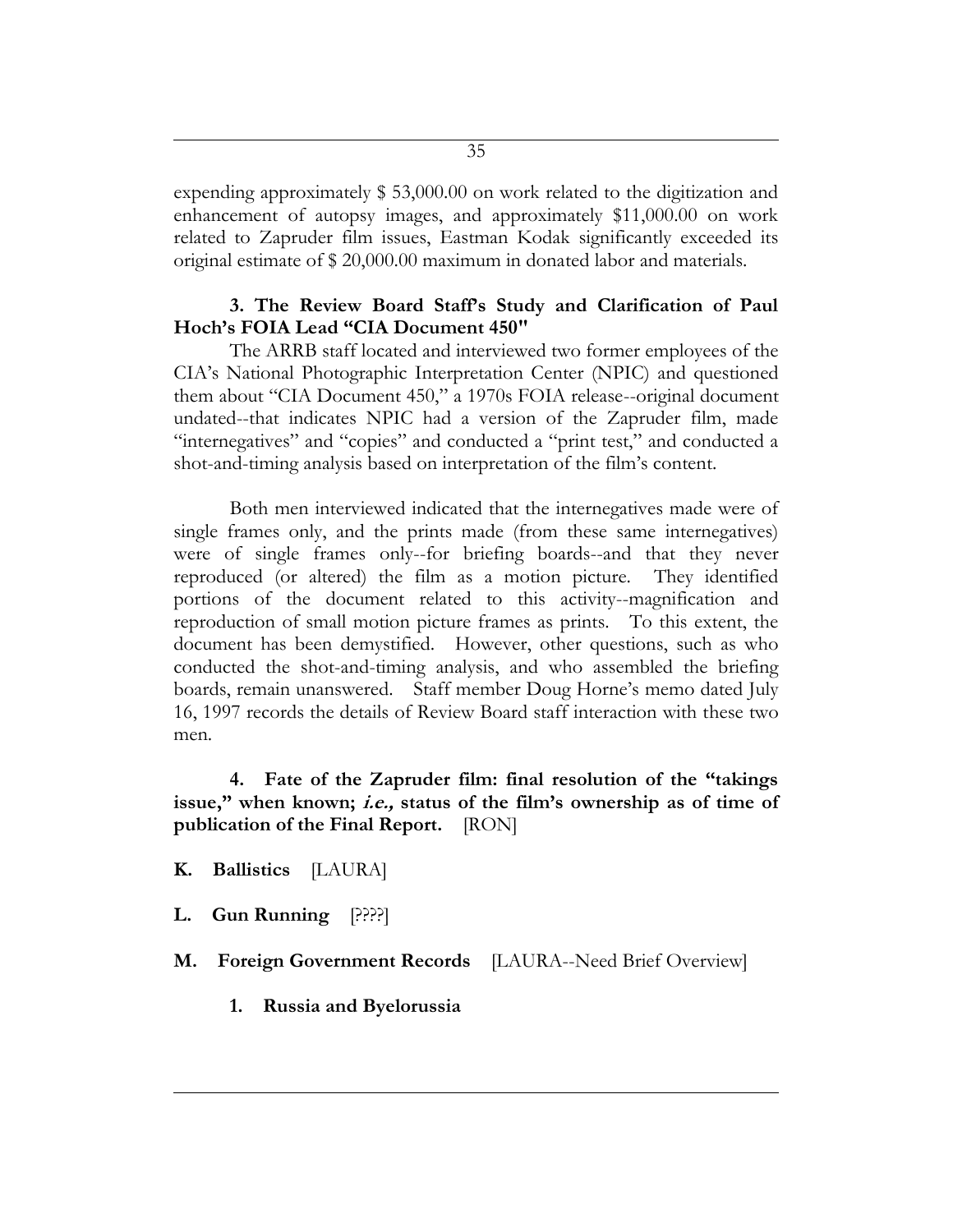expending approximately $ 53,000.00 on work related to the digitization and enhancement of autopsy images, and approximately $11,000.00 on work related to Zapruder film issues, Eastman Kodak significantly exceeded its original estimate of $ 20,000.00 maximum in donated labor and materials.

**3. The Review Board Staff's Study and Clarification of Paul Hoch's FOIA Lead "CIA Document 450"**

The ARRB staff located and interviewed two former employees of the CIA's National Photographic Interpretation Center (NPIC) and questioned them about "CIA Document 450," a 1970s FOIA release--original document undated--that indicates NPIC had a version of the Zapruder film, made "internegatives" and "copies" and conducted a "print test," and conducted a shot-and-timing analysis based on interpretation of the film's content.

Both men interviewed indicated that the internegatives made were of single frames only, and the prints made (from these same internegatives) were of single frames only--for briefing boards--and that they never reproduced (or altered) the film as a motion picture. They identified portions of the document related to this activity--magnification and reproduction of small motion picture frames as prints. To this extent, the document has been demystified. However, other questions, such as who conducted the shot-and-timing analysis, and who assembled the briefing boards, remain unanswered. Staff member Doug Horne's memo dated July 16, 1997 records the details of Review Board staff interaction with these two men.

**4. Fate of the Zapruder film: final resolution of the "takings issue," when known; *i.e.,* status of the film's ownership as of time of publication of the Final Report.** [RON]

**K. Ballistics** [LAURA]

**L. Gun Running** [????]

**M. Foreign Government Records** [LAURA--Need Brief Overview]

**1. Russia and Byelorussia**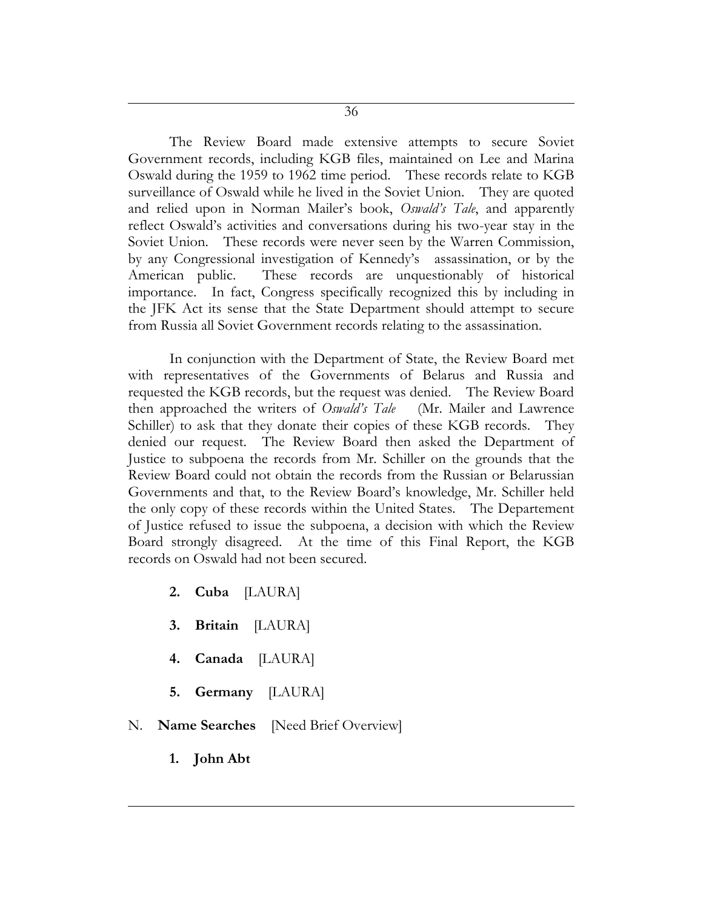The Review Board made extensive attempts to secure Soviet Government records, including KGB files, maintained on Lee and Marina Oswald during the 1959 to 1962 time period. These records relate to KGB surveillance of Oswald while he lived in the Soviet Union. They are quoted and relied upon in Norman Mailer's book, *Oswald's Tale*, and apparently reflect Oswald's activities and conversations during his two-year stay in the Soviet Union. These records were never seen by the Warren Commission, by any Congressional investigation of Kennedy's assassination, or by the American public. These records are unquestionably of historical importance. In fact, Congress specifically recognized this by including in the JFK Act its sense that the State Department should attempt to secure from Russia all Soviet Government records relating to the assassination.

In conjunction with the Department of State, the Review Board met with representatives of the Governments of Belarus and Russia and requested the KGB records, but the request was denied. The Review Board then approached the writers of *Oswald's Tale* (Mr. Mailer and Lawrence Schiller) to ask that they donate their copies of these KGB records. They denied our request. The Review Board then asked the Department of Justice to subpoena the records from Mr. Schiller on the grounds that the Review Board could not obtain the records from the Russian or Belarussian Governments and that, to the Review Board's knowledge, Mr. Schiller held the only copy of these records within the United States. The Departement of Justice refused to issue the subpoena, a decision with which the Review Board strongly disagreed. At the time of this Final Report, the KGB records on Oswald had not been secured.

**2. Cuba** [LAURA]

**3. Britain** [LAURA]

**4. Canada** [LAURA]

**5. Germany** [LAURA]

N. **Name Searches** [Need Brief Overview]

**1. John Abt**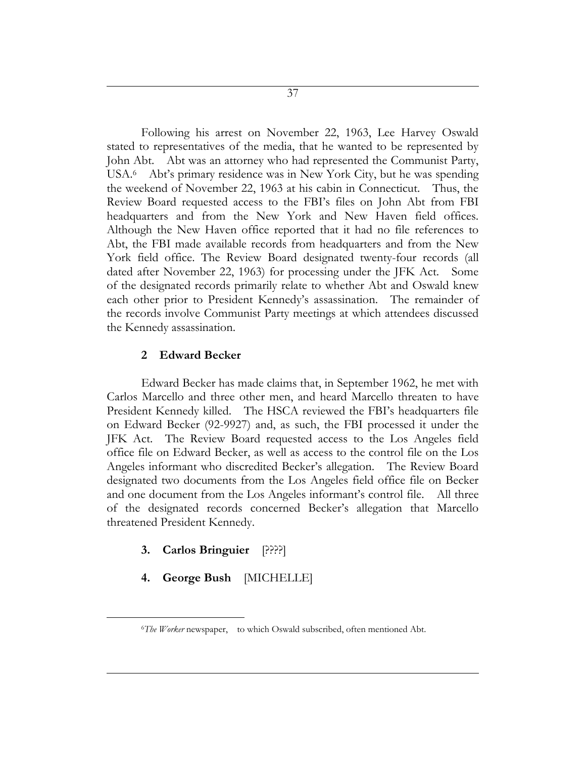Following his arrest on November 22, 1963, Lee Harvey Oswald stated to representatives of the media, that he wanted to be represented by John Abt. Abt was an attorney who had represented the Communist Party, USA.[6] Abt's primary residence was in New York City, but he was spending the weekend of November 22, 1963 at his cabin in Connecticut. Thus, the Review Board requested access to the FBI's files on John Abt from FBI headquarters and from the New York and New Haven field offices. Although the New Haven office reported that it had no file references to Abt, the FBI made available records from headquarters and from the New York field office. The Review Board designated twenty-four records (all dated after November 22, 1963) for processing under the JFK Act. Some of the designated records primarily relate to whether Abt and Oswald knew each other prior to President Kennedy's assassination. The remainder of the records involve Communist Party meetings at which attendees discussed the Kennedy assassination.

**2 Edward Becker**

Edward Becker has made claims that, in September 1962, he met with Carlos Marcello and three other men, and heard Marcello threaten to have President Kennedy killed. The HSCA reviewed the FBI's headquarters file on Edward Becker (92-9927) and, as such, the FBI processed it under the JFK Act. The Review Board requested access to the Los Angeles field office file on Edward Becker, as well as access to the control file on the Los Angeles informant who discredited Becker's allegation. The Review Board designated two documents from the Los Angeles field office file on Becker and one document from the Los Angeles informant's control file. All three of the designated records concerned Becker's allegation that Marcello threatened President Kennedy.

**3. Carlos Bringuier** [????]

**4. George Bush** [MICHELLE]

---

[6] *The Worker* newspaper, to which Oswald subscribed, often mentioned Abt.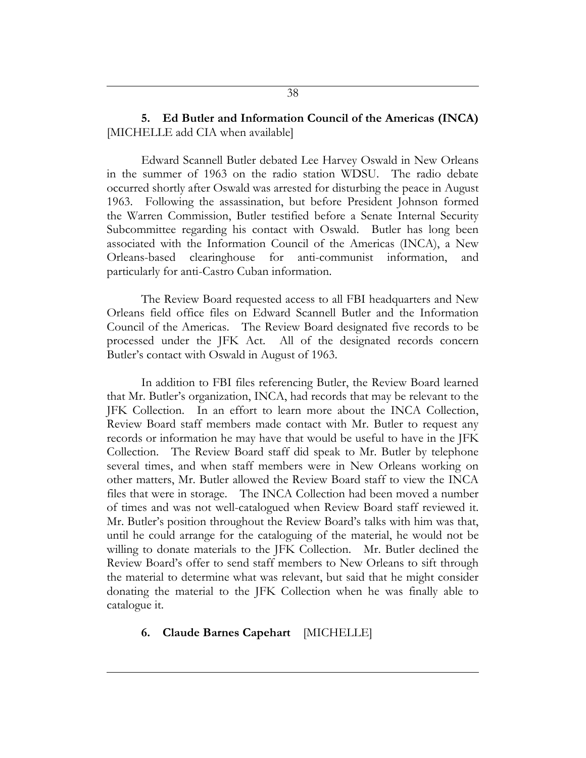**5. Ed Butler and Information Council of the Americas (INCA)** [MICHELLE add CIA when available]

Edward Scannell Butler debated Lee Harvey Oswald in New Orleans in the summer of 1963 on the radio station WDSU. The radio debate occurred shortly after Oswald was arrested for disturbing the peace in August 1963. Following the assassination, but before President Johnson formed the Warren Commission, Butler testified before a Senate Internal Security Subcommittee regarding his contact with Oswald. Butler has long been associated with the Information Council of the Americas (INCA), a New Orleans-based clearinghouse for anti-communist information, and particularly for anti-Castro Cuban information.

The Review Board requested access to all FBI headquarters and New Orleans field office files on Edward Scannell Butler and the Information Council of the Americas. The Review Board designated five records to be processed under the JFK Act. All of the designated records concern Butler's contact with Oswald in August of 1963.

In addition to FBI files referencing Butler, the Review Board learned that Mr. Butler's organization, INCA, had records that may be relevant to the JFK Collection. In an effort to learn more about the INCA Collection, Review Board staff members made contact with Mr. Butler to request any records or information he may have that would be useful to have in the JFK Collection. The Review Board staff did speak to Mr. Butler by telephone several times, and when staff members were in New Orleans working on other matters, Mr. Butler allowed the Review Board staff to view the INCA files that were in storage. The INCA Collection had been moved a number of times and was not well-catalogued when Review Board staff reviewed it. Mr. Butler's position throughout the Review Board's talks with him was that, until he could arrange for the cataloguing of the material, he would not be willing to donate materials to the JFK Collection. Mr. Butler declined the Review Board's offer to send staff members to New Orleans to sift through the material to determine what was relevant, but said that he might consider donating the material to the JFK Collection when he was finally able to catalogue it.

**6. Claude Barnes Capehart** [MICHELLE]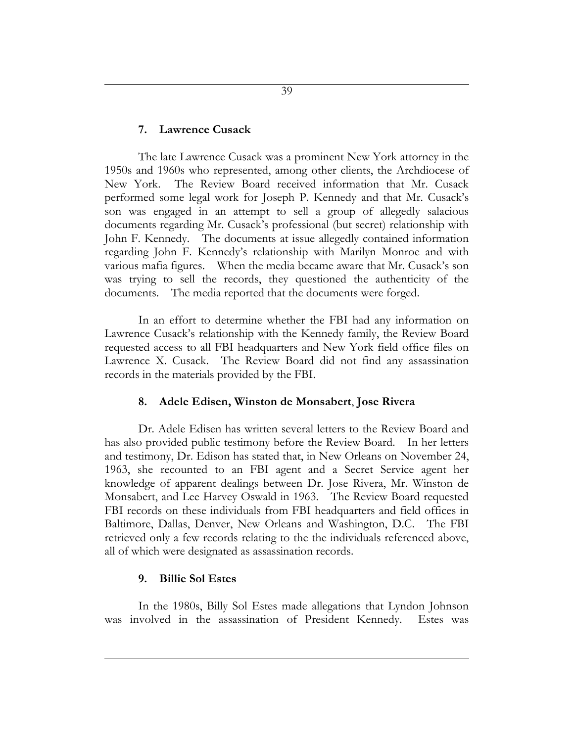### 7. Lawrence Cusack

The late Lawrence Cusack was a prominent New York attorney in the 1950s and 1960s who represented, among other clients, the Archdiocese of New York. The Review Board received information that Mr. Cusack performed some legal work for Joseph P. Kennedy and that Mr. Cusack's son was engaged in an attempt to sell a group of allegedly salacious documents regarding Mr. Cusack's professional (but secret) relationship with John F. Kennedy. The documents at issue allegedly contained information regarding John F. Kennedy's relationship with Marilyn Monroe and with various mafia figures. When the media became aware that Mr. Cusack's son was trying to sell the records, they questioned the authenticity of the documents. The media reported that the documents were forged.

In an effort to determine whether the FBI had any information on Lawrence Cusack's relationship with the Kennedy family, the Review Board requested access to all FBI headquarters and New York field office files on Lawrence X. Cusack. The Review Board did not find any assassination records in the materials provided by the FBI.

### 8. Adele Edisen, Winston de Monsabert, Jose Rivera

Dr. Adele Edisen has written several letters to the Review Board and has also provided public testimony before the Review Board. In her letters and testimony, Dr. Edison has stated that, in New Orleans on November 24, 1963, she recounted to an FBI agent and a Secret Service agent her knowledge of apparent dealings between Dr. Jose Rivera, Mr. Winston de Monsabert, and Lee Harvey Oswald in 1963. The Review Board requested FBI records on these individuals from FBI headquarters and field offices in Baltimore, Dallas, Denver, New Orleans and Washington, D.C. The FBI retrieved only a few records relating to the the individuals referenced above, all of which were designated as assassination records.

### 9. Billie Sol Estes

In the 1980s, Billy Sol Estes made allegations that Lyndon Johnson was involved in the assassination of President Kennedy. Estes was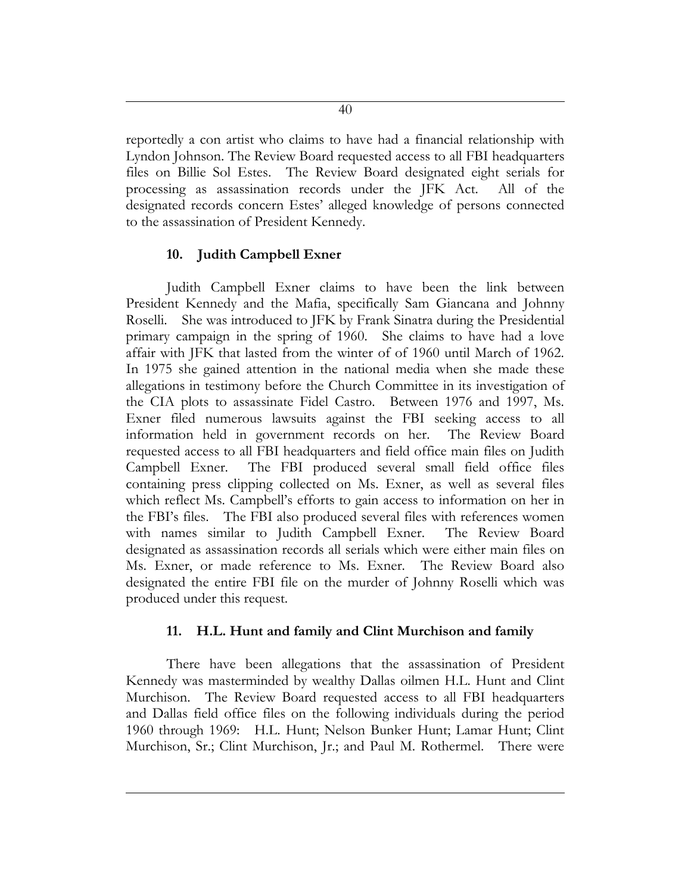reportedly a con artist who claims to have had a financial relationship with Lyndon Johnson. The Review Board requested access to all FBI headquarters files on Billie Sol Estes. The Review Board designated eight serials for processing as assassination records under the JFK Act. All of the designated records concern Estes' alleged knowledge of persons connected to the assassination of President Kennedy.

### 10. Judith Campbell Exner

Judith Campbell Exner claims to have been the link between President Kennedy and the Mafia, specifically Sam Giancana and Johnny Roselli. She was introduced to JFK by Frank Sinatra during the Presidential primary campaign in the spring of 1960. She claims to have had a love affair with JFK that lasted from the winter of of 1960 until March of 1962. In 1975 she gained attention in the national media when she made these allegations in testimony before the Church Committee in its investigation of the CIA plots to assassinate Fidel Castro. Between 1976 and 1997, Ms. Exner filed numerous lawsuits against the FBI seeking access to all information held in government records on her. The Review Board requested access to all FBI headquarters and field office main files on Judith Campbell Exner. The FBI produced several small field office files containing press clipping collected on Ms. Exner, as well as several files which reflect Ms. Campbell's efforts to gain access to information on her in the FBI's files. The FBI also produced several files with references women with names similar to Judith Campbell Exner. The Review Board designated as assassination records all serials which were either main files on Ms. Exner, or made reference to Ms. Exner. The Review Board also designated the entire FBI file on the murder of Johnny Roselli which was produced under this request.

### 11. H.L. Hunt and family and Clint Murchison and family

There have been allegations that the assassination of President Kennedy was masterminded by wealthy Dallas oilmen H.L. Hunt and Clint Murchison. The Review Board requested access to all FBI headquarters and Dallas field office files on the following individuals during the period 1960 through 1969: H.L. Hunt; Nelson Bunker Hunt; Lamar Hunt; Clint Murchison, Sr.; Clint Murchison, Jr.; and Paul M. Rothermel. There were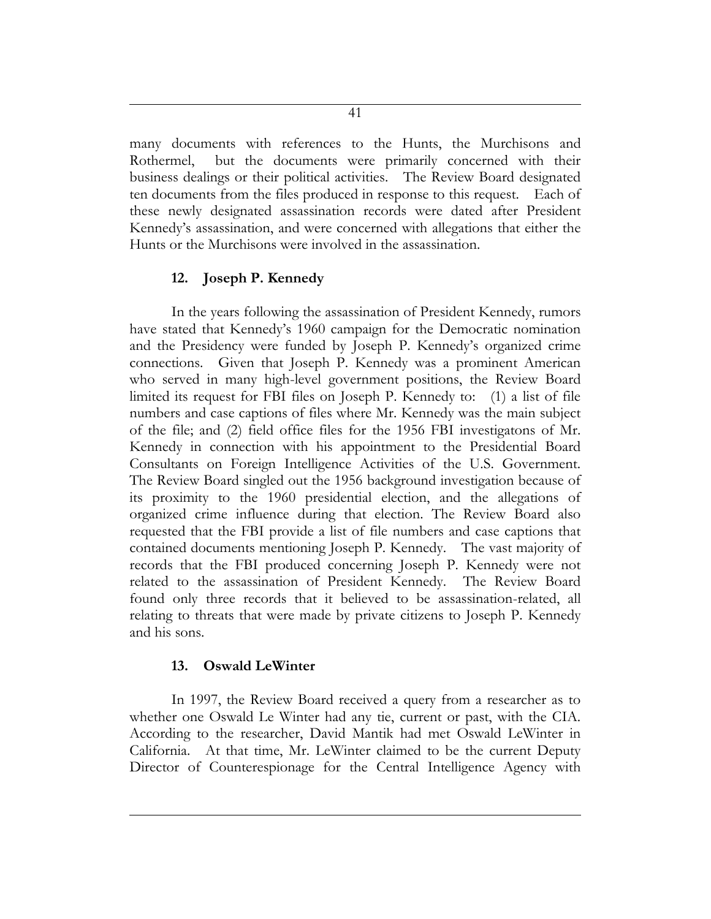many documents with references to the Hunts, the Murchisons and Rothermel, but the documents were primarily concerned with their business dealings or their political activities. The Review Board designated ten documents from the files produced in response to this request. Each of these newly designated assassination records were dated after President Kennedy's assassination, and were concerned with allegations that either the Hunts or the Murchisons were involved in the assassination.

### 12. Joseph P. Kennedy

In the years following the assassination of President Kennedy, rumors have stated that Kennedy's 1960 campaign for the Democratic nomination and the Presidency were funded by Joseph P. Kennedy's organized crime connections. Given that Joseph P. Kennedy was a prominent American who served in many high-level government positions, the Review Board limited its request for FBI files on Joseph P. Kennedy to: (1) a list of file numbers and case captions of files where Mr. Kennedy was the main subject of the file; and (2) field office files for the 1956 FBI investigatons of Mr. Kennedy in connection with his appointment to the Presidential Board Consultants on Foreign Intelligence Activities of the U.S. Government. The Review Board singled out the 1956 background investigation because of its proximity to the 1960 presidential election, and the allegations of organized crime influence during that election. The Review Board also requested that the FBI provide a list of file numbers and case captions that contained documents mentioning Joseph P. Kennedy. The vast majority of records that the FBI produced concerning Joseph P. Kennedy were not related to the assassination of President Kennedy. The Review Board found only three records that it believed to be assassination-related, all relating to threats that were made by private citizens to Joseph P. Kennedy and his sons.

### 13. Oswald LeWinter

In 1997, the Review Board received a query from a researcher as to whether one Oswald Le Winter had any tie, current or past, with the CIA. According to the researcher, David Mantik had met Oswald LeWinter in California. At that time, Mr. LeWinter claimed to be the current Deputy Director of Counterespionage for the Central Intelligence Agency with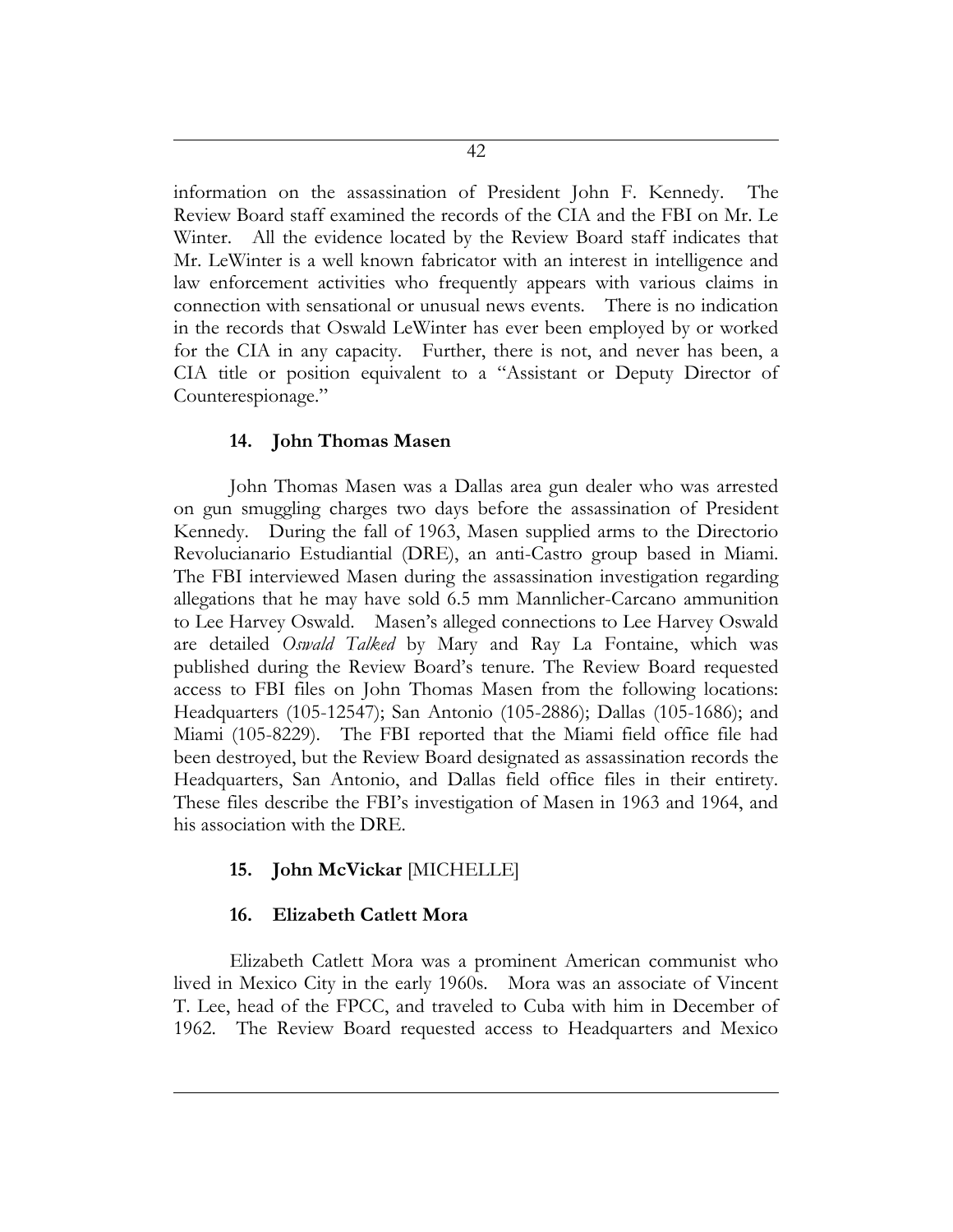information on the assassination of President John F. Kennedy. The Review Board staff examined the records of the CIA and the FBI on Mr. Le Winter. All the evidence located by the Review Board staff indicates that Mr. LeWinter is a well known fabricator with an interest in intelligence and law enforcement activities who frequently appears with various claims in connection with sensational or unusual news events. There is no indication in the records that Oswald LeWinter has ever been employed by or worked for the CIA in any capacity. Further, there is not, and never has been, a CIA title or position equivalent to a "Assistant or Deputy Director of Counterespionage."

### 14. John Thomas Masen

John Thomas Masen was a Dallas area gun dealer who was arrested on gun smuggling charges two days before the assassination of President Kennedy. During the fall of 1963, Masen supplied arms to the Directorio Revolucianario Estudiantial (DRE), an anti-Castro group based in Miami. The FBI interviewed Masen during the assassination investigation regarding allegations that he may have sold 6.5 mm Mannlicher-Carcano ammunition to Lee Harvey Oswald. Masen's alleged connections to Lee Harvey Oswald are detailed *Oswald Talked* by Mary and Ray La Fontaine, which was published during the Review Board's tenure. The Review Board requested access to FBI files on John Thomas Masen from the following locations: Headquarters (105-12547); San Antonio (105-2886); Dallas (105-1686); and Miami (105-8229). The FBI reported that the Miami field office file had been destroyed, but the Review Board designated as assassination records the Headquarters, San Antonio, and Dallas field office files in their entirety. These files describe the FBI's investigation of Masen in 1963 and 1964, and his association with the DRE.

### 15. John McVickar [MICHELLE]

### 16. Elizabeth Catlett Mora

Elizabeth Catlett Mora was a prominent American communist who lived in Mexico City in the early 1960s. Mora was an associate of Vincent T. Lee, head of the FPCC, and traveled to Cuba with him in December of 1962. The Review Board requested access to Headquarters and Mexico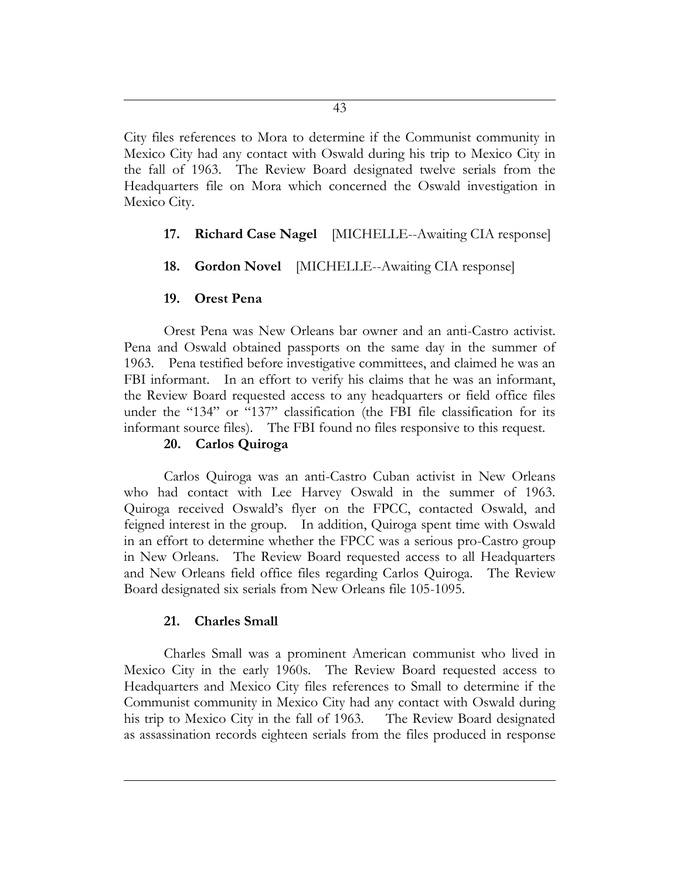City files references to Mora to determine if the Communist community in Mexico City had any contact with Oswald during his trip to Mexico City in the fall of 1963. The Review Board designated twelve serials from the Headquarters file on Mora which concerned the Oswald investigation in Mexico City.

**17. Richard Case Nagel** [MICHELLE--Awaiting CIA response]

**18. Gordon Novel** [MICHELLE--Awaiting CIA response]

**19. Orest Pena**

Orest Pena was New Orleans bar owner and an anti-Castro activist. Pena and Oswald obtained passports on the same day in the summer of 1963. Pena testified before investigative committees, and claimed he was an FBI informant. In an effort to verify his claims that he was an informant, the Review Board requested access to any headquarters or field office files under the "134" or "137" classification (the FBI file classification for its informant source files). The FBI found no files responsive to this request.

**20. Carlos Quiroga**

Carlos Quiroga was an anti-Castro Cuban activist in New Orleans who had contact with Lee Harvey Oswald in the summer of 1963. Quiroga received Oswald's flyer on the FPCC, contacted Oswald, and feigned interest in the group. In addition, Quiroga spent time with Oswald in an effort to determine whether the FPCC was a serious pro-Castro group in New Orleans. The Review Board requested access to all Headquarters and New Orleans field office files regarding Carlos Quiroga. The Review Board designated six serials from New Orleans file 105-1095.

**21. Charles Small**

Charles Small was a prominent American communist who lived in Mexico City in the early 1960s. The Review Board requested access to Headquarters and Mexico City files references to Small to determine if the Communist community in Mexico City had any contact with Oswald during his trip to Mexico City in the fall of 1963. The Review Board designated as assassination records eighteen serials from the files produced in response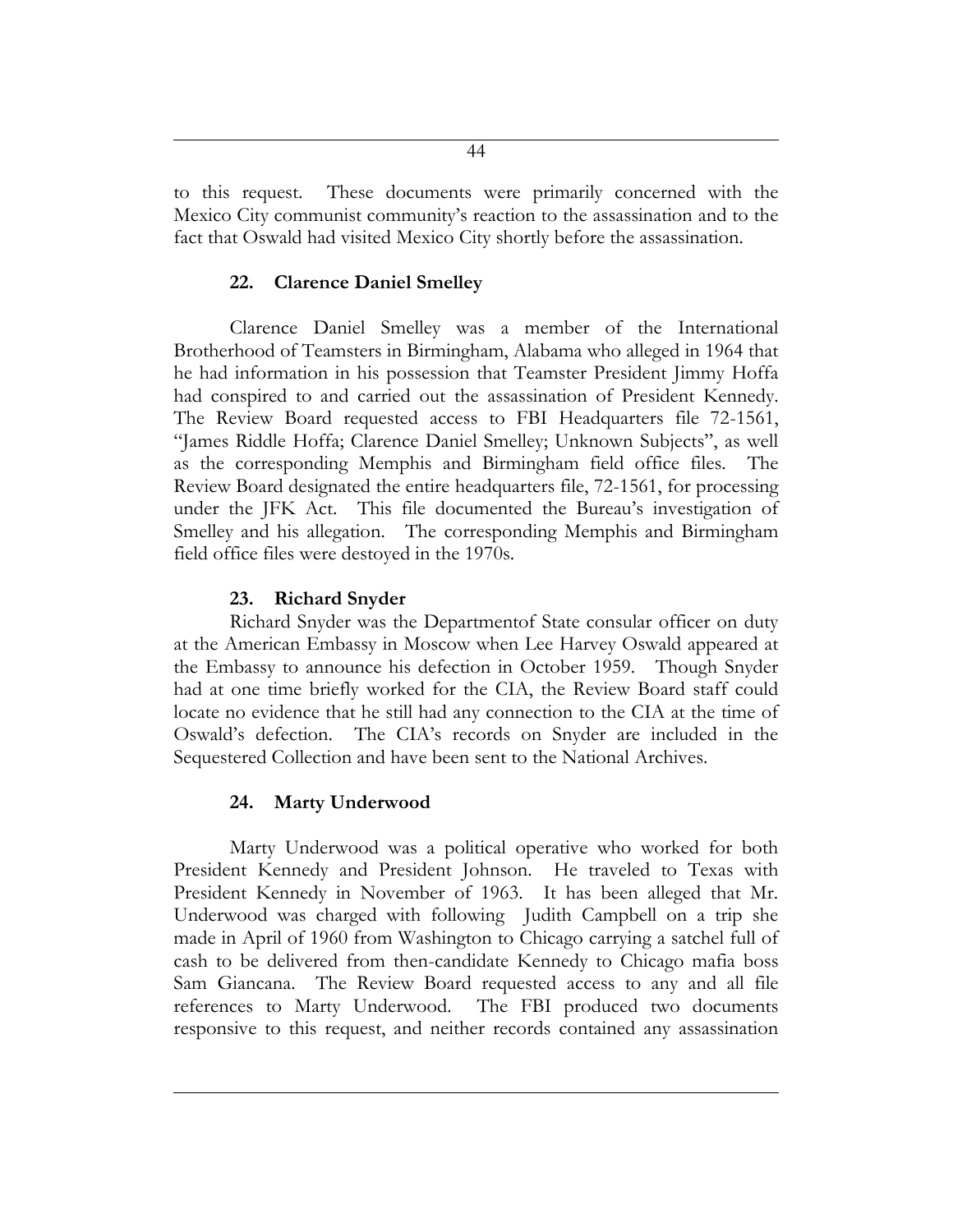to this request. These documents were primarily concerned with the Mexico City communist community's reaction to the assassination and to the fact that Oswald had visited Mexico City shortly before the assassination.

### 22. Clarence Daniel Smelley

Clarence Daniel Smelley was a member of the International Brotherhood of Teamsters in Birmingham, Alabama who alleged in 1964 that he had information in his possession that Teamster President Jimmy Hoffa had conspired to and carried out the assassination of President Kennedy. The Review Board requested access to FBI Headquarters file 72-1561, "James Riddle Hoffa; Clarence Daniel Smelley; Unknown Subjects", as well as the corresponding Memphis and Birmingham field office files. The Review Board designated the entire headquarters file, 72-1561, for processing under the JFK Act. This file documented the Bureau's investigation of Smelley and his allegation. The corresponding Memphis and Birmingham field office files were destoyed in the 1970s.

### 23. Richard Snyder

Richard Snyder was the Departmentof State consular officer on duty at the American Embassy in Moscow when Lee Harvey Oswald appeared at the Embassy to announce his defection in October 1959. Though Snyder had at one time briefly worked for the CIA, the Review Board staff could locate no evidence that he still had any connection to the CIA at the time of Oswald's defection. The CIA's records on Snyder are included in the Sequestered Collection and have been sent to the National Archives.

### 24. Marty Underwood

Marty Underwood was a political operative who worked for both President Kennedy and President Johnson. He traveled to Texas with President Kennedy in November of 1963. It has been alleged that Mr. Underwood was charged with following Judith Campbell on a trip she made in April of 1960 from Washington to Chicago carrying a satchel full of cash to be delivered from then-candidate Kennedy to Chicago mafia boss Sam Giancana. The Review Board requested access to any and all file references to Marty Underwood. The FBI produced two documents responsive to this request, and neither records contained any assassination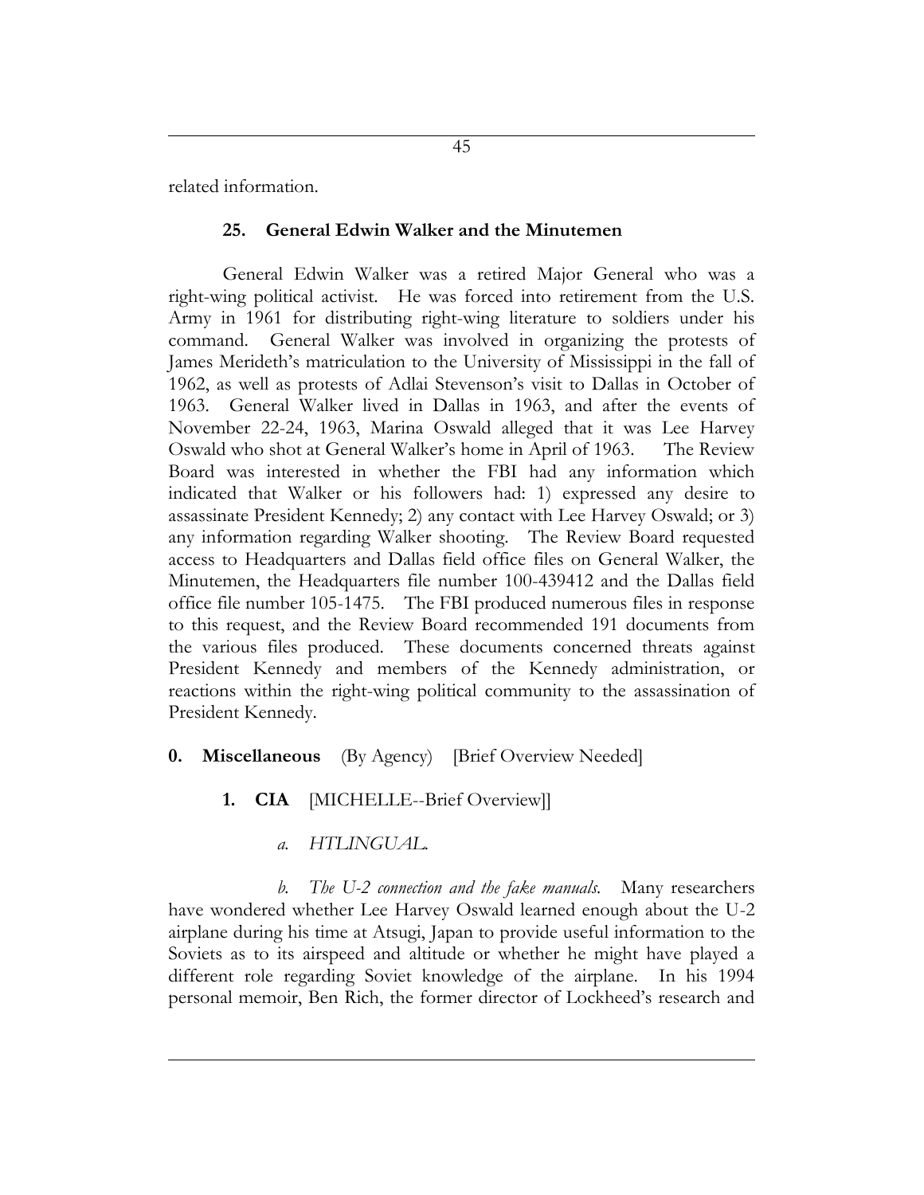related information.

### 25. General Edwin Walker and the Minutemen

General Edwin Walker was a retired Major General who was a right-wing political activist. He was forced into retirement from the U.S. Army in 1961 for distributing right-wing literature to soldiers under his command. General Walker was involved in organizing the protests of James Merideth's matriculation to the University of Mississippi in the fall of 1962, as well as protests of Adlai Stevenson's visit to Dallas in October of 1963. General Walker lived in Dallas in 1963, and after the events of November 22-24, 1963, Marina Oswald alleged that it was Lee Harvey Oswald who shot at General Walker's home in April of 1963. The Review Board was interested in whether the FBI had any information which indicated that Walker or his followers had: 1) expressed any desire to assassinate President Kennedy; 2) any contact with Lee Harvey Oswald; or 3) any information regarding Walker shooting. The Review Board requested access to Headquarters and Dallas field office files on General Walker, the Minutemen, the Headquarters file number 100-439412 and the Dallas field office file number 105-1475. The FBI produced numerous files in response to this request, and the Review Board recommended 191 documents from the various files produced. These documents concerned threats against President Kennedy and members of the Kennedy administration, or reactions within the right-wing political community to the assassination of President Kennedy.

## 0. Miscellaneous (By Agency) [Brief Overview Needed]

### 1. CIA [MICHELLE--Brief Overview]]

*a. HTLINGUAL.*

*b. The U-2 connection and the fake manuals.* Many researchers have wondered whether Lee Harvey Oswald learned enough about the U-2 airplane during his time at Atsugi, Japan to provide useful information to the Soviets as to its airspeed and altitude or whether he might have played a different role regarding Soviet knowledge of the airplane. In his 1994 personal memoir, Ben Rich, the former director of Lockheed's research and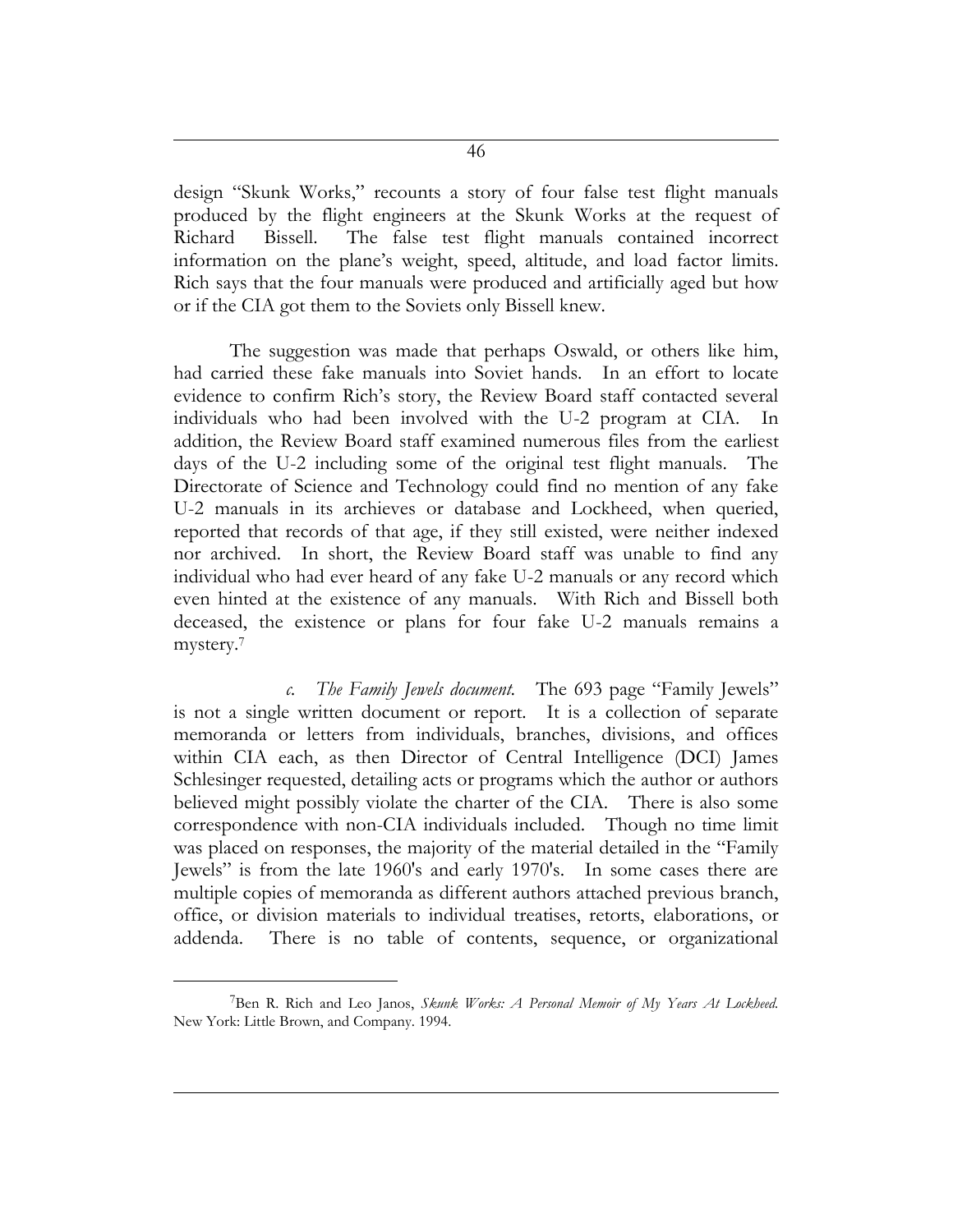design "Skunk Works," recounts a story of four false test flight manuals produced by the flight engineers at the Skunk Works at the request of Richard Bissell. The false test flight manuals contained incorrect information on the plane's weight, speed, altitude, and load factor limits. Rich says that the four manuals were produced and artificially aged but how or if the CIA got them to the Soviets only Bissell knew.

The suggestion was made that perhaps Oswald, or others like him, had carried these fake manuals into Soviet hands. In an effort to locate evidence to confirm Rich's story, the Review Board staff contacted several individuals who had been involved with the U-2 program at CIA. In addition, the Review Board staff examined numerous files from the earliest days of the U-2 including some of the original test flight manuals. The Directorate of Science and Technology could find no mention of any fake U-2 manuals in its archieves or database and Lockheed, when queried, reported that records of that age, if they still existed, were neither indexed nor archived. In short, the Review Board staff was unable to find any individual who had ever heard of any fake U-2 manuals or any record which even hinted at the existence of any manuals. With Rich and Bissell both deceased, the existence or plans for four fake U-2 manuals remains a mystery.[7]

*c. The Family Jewels document.* The 693 page "Family Jewels" is not a single written document or report. It is a collection of separate memoranda or letters from individuals, branches, divisions, and offices within CIA each, as then Director of Central Intelligence (DCI) James Schlesinger requested, detailing acts or programs which the author or authors believed might possibly violate the charter of the CIA. There is also some correspondence with non-CIA individuals included. Though no time limit was placed on responses, the majority of the material detailed in the "Family Jewels" is from the late 1960's and early 1970's. In some cases there are multiple copies of memoranda as different authors attached previous branch, office, or division materials to individual treatises, retorts, elaborations, or addenda. There is no table of contents, sequence, or organizational

---

[7] Ben R. Rich and Leo Janos, *Skunk Works: A Personal Memoir of My Years At Lockheed.* New York: Little Brown, and Company. 1994.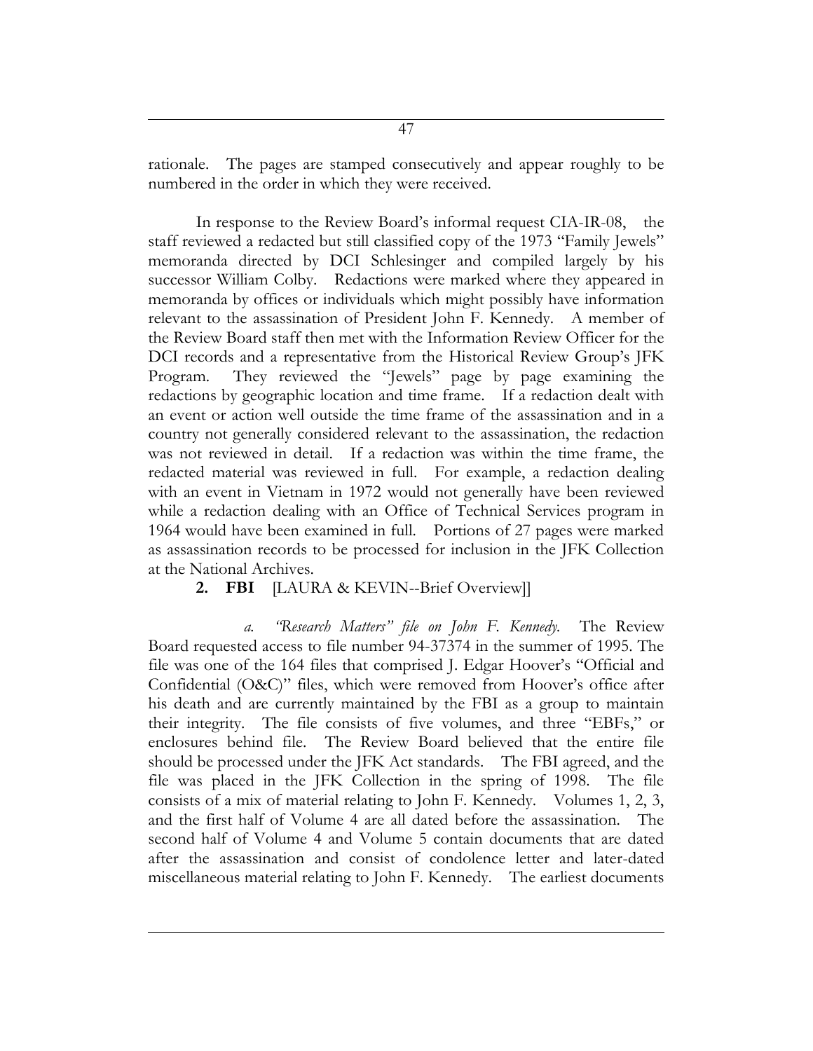rationale. The pages are stamped consecutively and appear roughly to be numbered in the order in which they were received.

In response to the Review Board's informal request CIA-IR-08, the staff reviewed a redacted but still classified copy of the 1973 "Family Jewels" memoranda directed by DCI Schlesinger and compiled largely by his successor William Colby. Redactions were marked where they appeared in memoranda by offices or individuals which might possibly have information relevant to the assassination of President John F. Kennedy. A member of the Review Board staff then met with the Information Review Officer for the DCI records and a representative from the Historical Review Group's JFK Program. They reviewed the "Jewels" page by page examining the redactions by geographic location and time frame. If a redaction dealt with an event or action well outside the time frame of the assassination and in a country not generally considered relevant to the assassination, the redaction was not reviewed in detail. If a redaction was within the time frame, the redacted material was reviewed in full. For example, a redaction dealing with an event in Vietnam in 1972 would not generally have been reviewed while a redaction dealing with an Office of Technical Services program in 1964 would have been examined in full. Portions of 27 pages were marked as assassination records to be processed for inclusion in the JFK Collection at the National Archives.

**2. FBI** [LAURA & KEVIN--Brief Overview]]

*a. "Research Matters" file on John F. Kennedy.* The Review Board requested access to file number 94-37374 in the summer of 1995. The file was one of the 164 files that comprised J. Edgar Hoover's "Official and Confidential (O&C)" files, which were removed from Hoover's office after his death and are currently maintained by the FBI as a group to maintain their integrity. The file consists of five volumes, and three "EBFs," or enclosures behind file. The Review Board believed that the entire file should be processed under the JFK Act standards. The FBI agreed, and the file was placed in the JFK Collection in the spring of 1998. The file consists of a mix of material relating to John F. Kennedy. Volumes 1, 2, 3, and the first half of Volume 4 are all dated before the assassination. The second half of Volume 4 and Volume 5 contain documents that are dated after the assassination and consist of condolence letter and later-dated miscellaneous material relating to John F. Kennedy. The earliest documents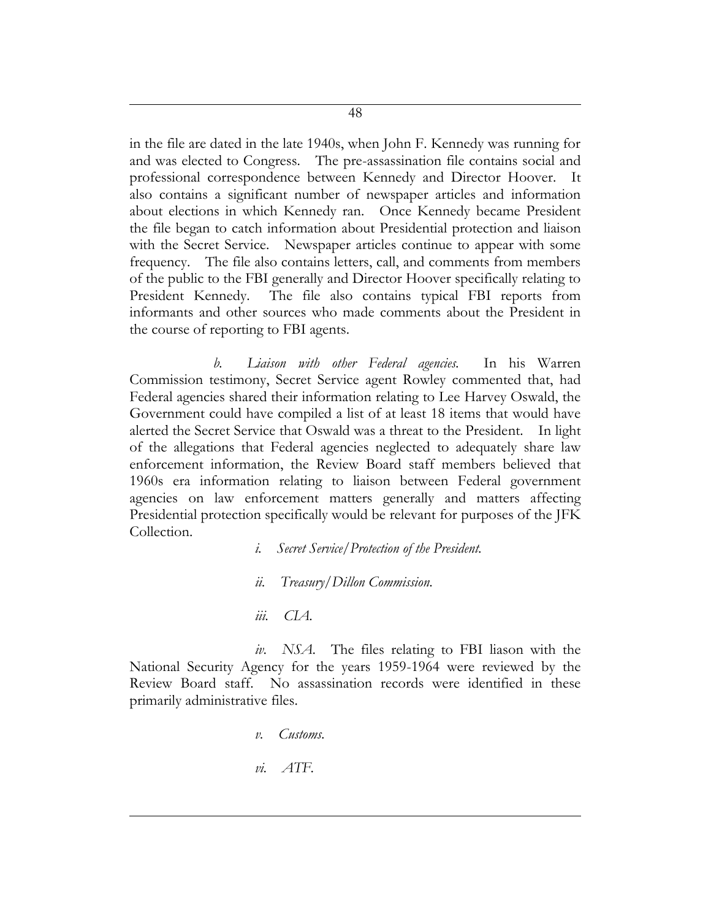in the file are dated in the late 1940s, when John F. Kennedy was running for and was elected to Congress. The pre-assassination file contains social and professional correspondence between Kennedy and Director Hoover. It also contains a significant number of newspaper articles and information about elections in which Kennedy ran. Once Kennedy became President the file began to catch information about Presidential protection and liaison with the Secret Service. Newspaper articles continue to appear with some frequency. The file also contains letters, call, and comments from members of the public to the FBI generally and Director Hoover specifically relating to President Kennedy. The file also contains typical FBI reports from informants and other sources who made comments about the President in the course of reporting to FBI agents.

*b. Liaison with other Federal agencies.* In his Warren Commission testimony, Secret Service agent Rowley commented that, had Federal agencies shared their information relating to Lee Harvey Oswald, the Government could have compiled a list of at least 18 items that would have alerted the Secret Service that Oswald was a threat to the President. In light of the allegations that Federal agencies neglected to adequately share law enforcement information, the Review Board staff members believed that 1960s era information relating to liaison between Federal government agencies on law enforcement matters generally and matters affecting Presidential protection specifically would be relevant for purposes of the JFK Collection.

*i. Secret Service/Protection of the President.*

*ii. Treasury/Dillon Commission.*

*iii. CIA.*

*iv. NSA.* The files relating to FBI liason with the National Security Agency for the years 1959-1964 were reviewed by the Review Board staff. No assassination records were identified in these primarily administrative files.

*v. Customs.*

*vi. ATF.*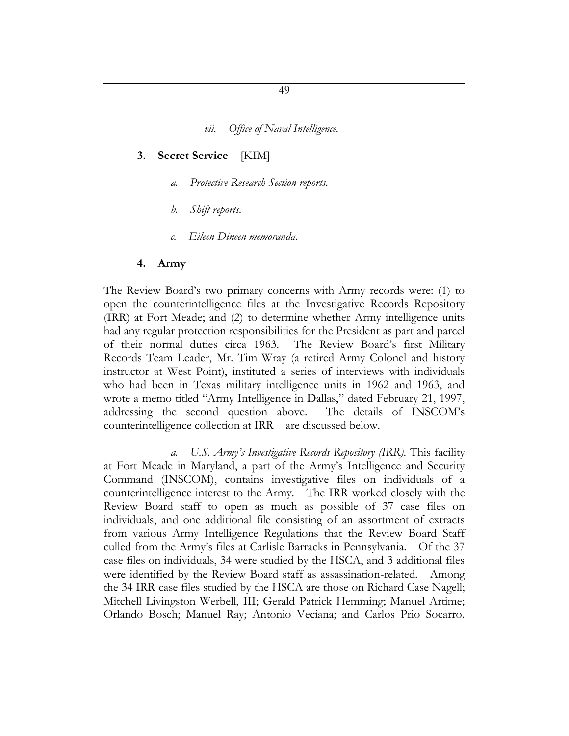*vii. Office of Naval Intelligence.*

**3. Secret Service** [KIM]

*a. Protective Research Section reports.*

*b. Shift reports.*

*c. Eileen Dineen memoranda.*

**4. Army**

The Review Board's two primary concerns with Army records were: (1) to open the counterintelligence files at the Investigative Records Repository (IRR) at Fort Meade; and (2) to determine whether Army intelligence units had any regular protection responsibilities for the President as part and parcel of their normal duties circa 1963. The Review Board's first Military Records Team Leader, Mr. Tim Wray (a retired Army Colonel and history instructor at West Point), instituted a series of interviews with individuals who had been in Texas military intelligence units in 1962 and 1963, and wrote a memo titled "Army Intelligence in Dallas," dated February 21, 1997, addressing the second question above. The details of INSCOM's counterintelligence collection at IRR are discussed below.

*a. U.S. Army's Investigative Records Repository (IRR).* This facility at Fort Meade in Maryland, a part of the Army's Intelligence and Security Command (INSCOM), contains investigative files on individuals of a counterintelligence interest to the Army. The IRR worked closely with the Review Board staff to open as much as possible of 37 case files on individuals, and one additional file consisting of an assortment of extracts from various Army Intelligence Regulations that the Review Board Staff culled from the Army's files at Carlisle Barracks in Pennsylvania. Of the 37 case files on individuals, 34 were studied by the HSCA, and 3 additional files were identified by the Review Board staff as assassination-related. Among the 34 IRR case files studied by the HSCA are those on Richard Case Nagell; Mitchell Livingston Werbell, III; Gerald Patrick Hemming; Manuel Artime; Orlando Bosch; Manuel Ray; Antonio Veciana; and Carlos Prio Socarro.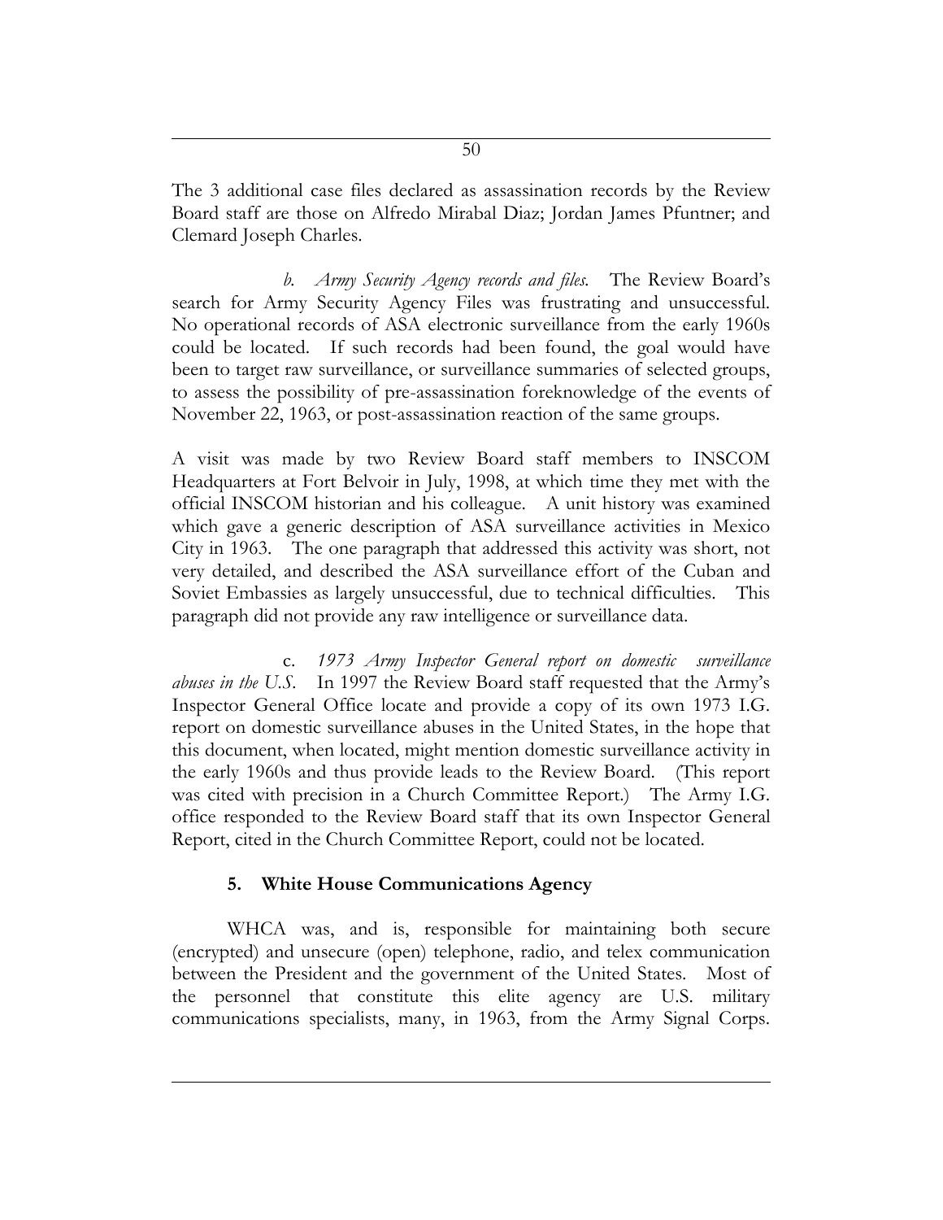The 3 additional case files declared as assassination records by the Review Board staff are those on Alfredo Mirabal Diaz; Jordan James Pfuntner; and Clemard Joseph Charles.

*b. Army Security Agency records and files.* The Review Board's search for Army Security Agency Files was frustrating and unsuccessful. No operational records of ASA electronic surveillance from the early 1960s could be located. If such records had been found, the goal would have been to target raw surveillance, or surveillance summaries of selected groups, to assess the possibility of pre-assassination foreknowledge of the events of November 22, 1963, or post-assassination reaction of the same groups.

A visit was made by two Review Board staff members to INSCOM Headquarters at Fort Belvoir in July, 1998, at which time they met with the official INSCOM historian and his colleague. A unit history was examined which gave a generic description of ASA surveillance activities in Mexico City in 1963. The one paragraph that addressed this activity was short, not very detailed, and described the ASA surveillance effort of the Cuban and Soviet Embassies as largely unsuccessful, due to technical difficulties. This paragraph did not provide any raw intelligence or surveillance data.

c. *1973 Army Inspector General report on domestic surveillance abuses in the U.S.* In 1997 the Review Board staff requested that the Army's Inspector General Office locate and provide a copy of its own 1973 I.G. report on domestic surveillance abuses in the United States, in the hope that this document, when located, might mention domestic surveillance activity in the early 1960s and thus provide leads to the Review Board. (This report was cited with precision in a Church Committee Report.) The Army I.G. office responded to the Review Board staff that its own Inspector General Report, cited in the Church Committee Report, could not be located.

### 5. White House Communications Agency

WHCA was, and is, responsible for maintaining both secure (encrypted) and unsecure (open) telephone, radio, and telex communication between the President and the government of the United States. Most of the personnel that constitute this elite agency are U.S. military communications specialists, many, in 1963, from the Army Signal Corps.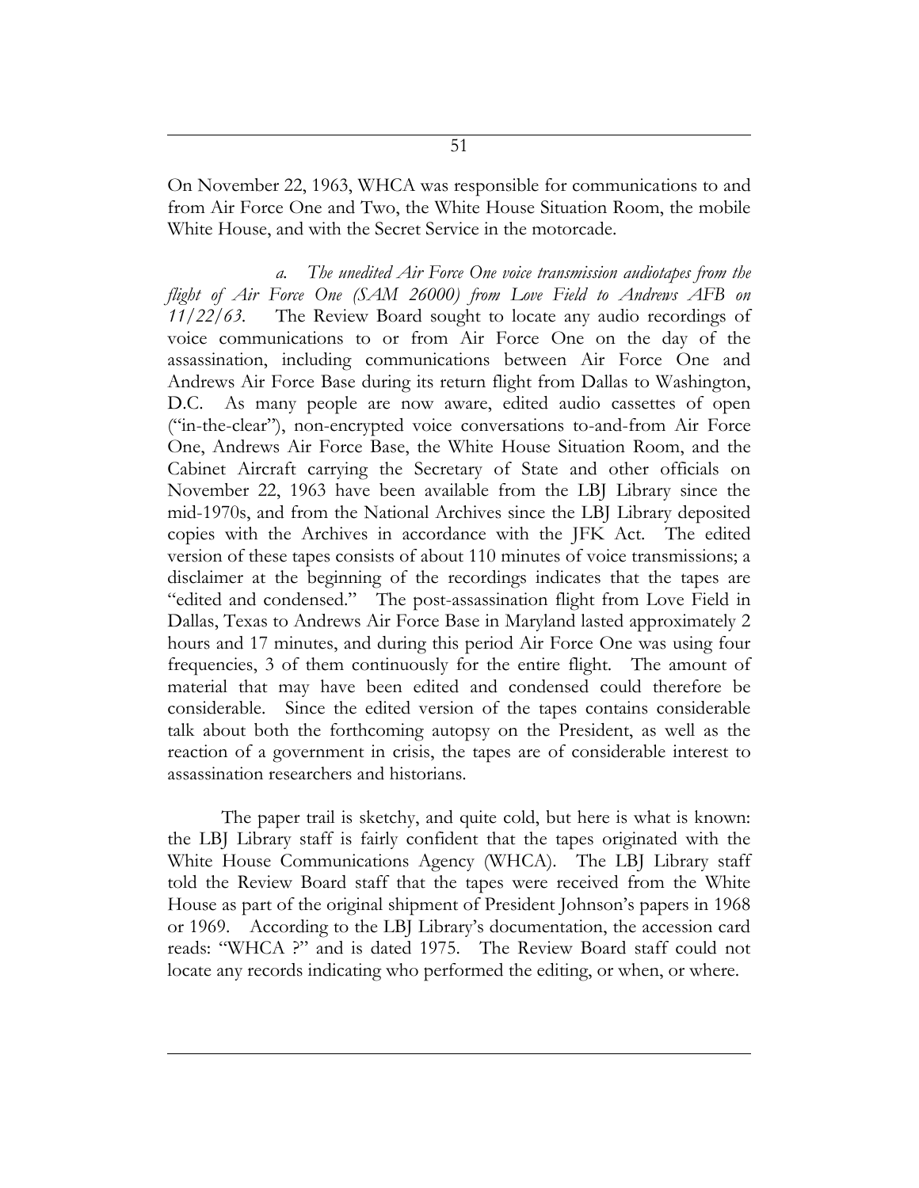On November 22, 1963, WHCA was responsible for communications to and from Air Force One and Two, the White House Situation Room, the mobile White House, and with the Secret Service in the motorcade.

*a. The unedited Air Force One voice transmission audiotapes from the flight of Air Force One (SAM 26000) from Love Field to Andrews AFB on 11/22/63.* The Review Board sought to locate any audio recordings of voice communications to or from Air Force One on the day of the assassination, including communications between Air Force One and Andrews Air Force Base during its return flight from Dallas to Washington, D.C. As many people are now aware, edited audio cassettes of open ("in-the-clear"), non-encrypted voice conversations to-and-from Air Force One, Andrews Air Force Base, the White House Situation Room, and the Cabinet Aircraft carrying the Secretary of State and other officials on November 22, 1963 have been available from the LBJ Library since the mid-1970s, and from the National Archives since the LBJ Library deposited copies with the Archives in accordance with the JFK Act. The edited version of these tapes consists of about 110 minutes of voice transmissions; a disclaimer at the beginning of the recordings indicates that the tapes are "edited and condensed." The post-assassination flight from Love Field in Dallas, Texas to Andrews Air Force Base in Maryland lasted approximately 2 hours and 17 minutes, and during this period Air Force One was using four frequencies, 3 of them continuously for the entire flight. The amount of material that may have been edited and condensed could therefore be considerable. Since the edited version of the tapes contains considerable talk about both the forthcoming autopsy on the President, as well as the reaction of a government in crisis, the tapes are of considerable interest to assassination researchers and historians.

The paper trail is sketchy, and quite cold, but here is what is known: the LBJ Library staff is fairly confident that the tapes originated with the White House Communications Agency (WHCA). The LBJ Library staff told the Review Board staff that the tapes were received from the White House as part of the original shipment of President Johnson's papers in 1968 or 1969. According to the LBJ Library's documentation, the accession card reads: "WHCA ?" and is dated 1975. The Review Board staff could not locate any records indicating who performed the editing, or when, or where.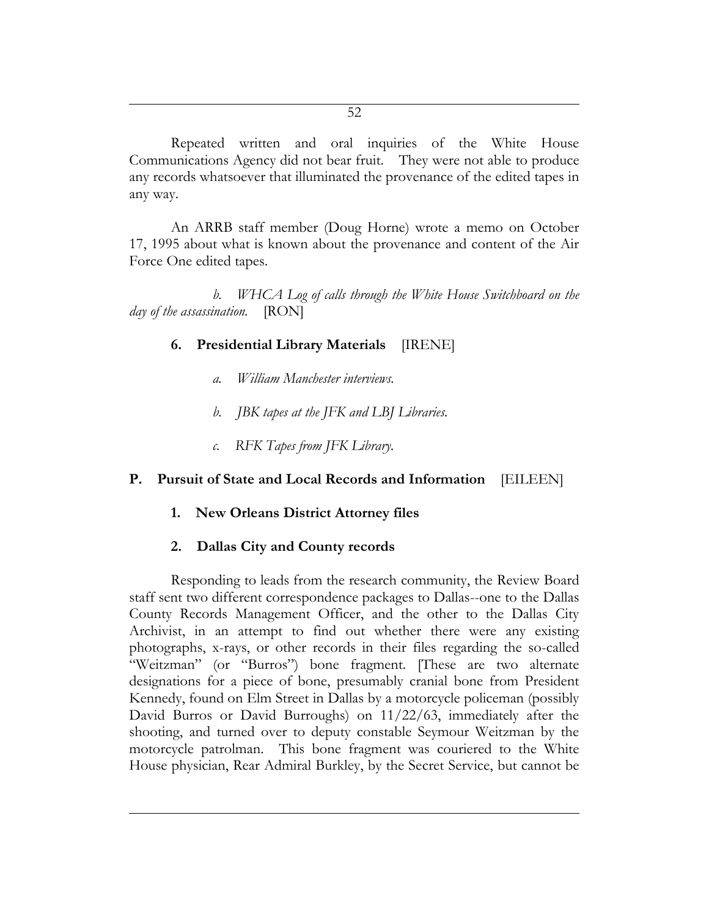Repeated written and oral inquiries of the White House Communications Agency did not bear fruit. They were not able to produce any records whatsoever that illuminated the provenance of the edited tapes in any way.

An ARRB staff member (Doug Horne) wrote a memo on October 17, 1995 about what is known about the provenance and content of the Air Force One edited tapes.

*b. WHCA Log of calls through the White House Switchboard on the day of the assassination.* [RON]

**6. Presidential Library Materials** [IRENE]

*a. William Manchester interviews.*

*b. JBK tapes at the JFK and LBJ Libraries.*

*c. RFK Tapes from JFK Library.*

## P. Pursuit of State and Local Records and Information [EILEEN]

**1. New Orleans District Attorney files**

**2. Dallas City and County records**

Responding to leads from the research community, the Review Board staff sent two different correspondence packages to Dallas--one to the Dallas County Records Management Officer, and the other to the Dallas City Archivist, in an attempt to find out whether there were any existing photographs, x-rays, or other records in their files regarding the so-called "Weitzman" (or "Burros") bone fragment. [These are two alternate designations for a piece of bone, presumably cranial bone from President Kennedy, found on Elm Street in Dallas by a motorcycle policeman (possibly David Burros or David Burroughs) on 11/22/63, immediately after the shooting, and turned over to deputy constable Seymour Weitzman by the motorcycle patrolman. This bone fragment was couriered to the White House physician, Rear Admiral Burkley, by the Secret Service, but cannot be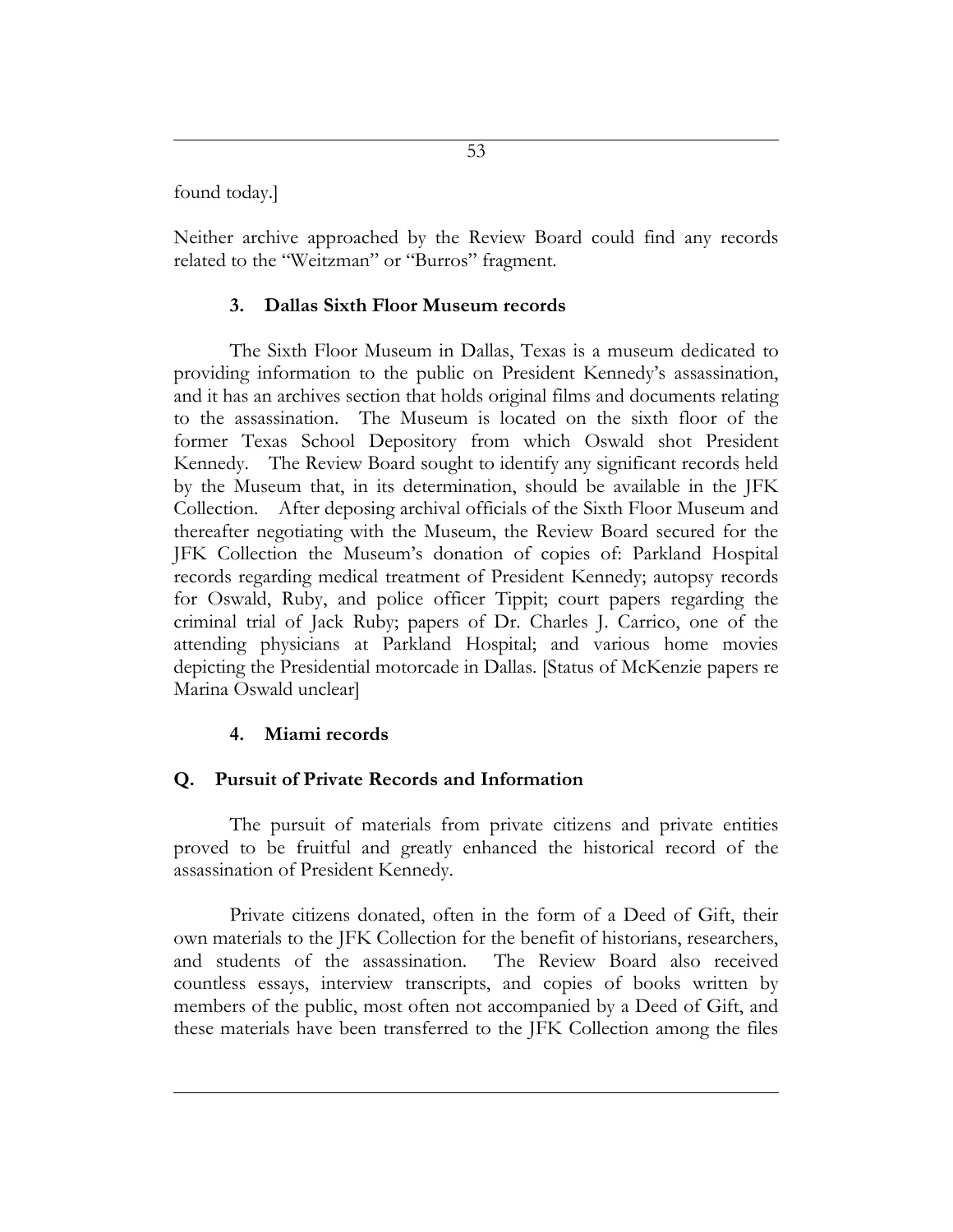found today.]

Neither archive approached by the Review Board could find any records related to the "Weitzman" or "Burros" fragment.

### 3. Dallas Sixth Floor Museum records

The Sixth Floor Museum in Dallas, Texas is a museum dedicated to providing information to the public on President Kennedy's assassination, and it has an archives section that holds original films and documents relating to the assassination. The Museum is located on the sixth floor of the former Texas School Depository from which Oswald shot President Kennedy. The Review Board sought to identify any significant records held by the Museum that, in its determination, should be available in the JFK Collection. After deposing archival officials of the Sixth Floor Museum and thereafter negotiating with the Museum, the Review Board secured for the JFK Collection the Museum's donation of copies of: Parkland Hospital records regarding medical treatment of President Kennedy; autopsy records for Oswald, Ruby, and police officer Tippit; court papers regarding the criminal trial of Jack Ruby; papers of Dr. Charles J. Carrico, one of the attending physicians at Parkland Hospital; and various home movies depicting the Presidential motorcade in Dallas. [Status of McKenzie papers re Marina Oswald unclear]

### 4. Miami records

## Q. Pursuit of Private Records and Information

The pursuit of materials from private citizens and private entities proved to be fruitful and greatly enhanced the historical record of the assassination of President Kennedy.

Private citizens donated, often in the form of a Deed of Gift, their own materials to the JFK Collection for the benefit of historians, researchers, and students of the assassination. The Review Board also received countless essays, interview transcripts, and copies of books written by members of the public, most often not accompanied by a Deed of Gift, and these materials have been transferred to the JFK Collection among the files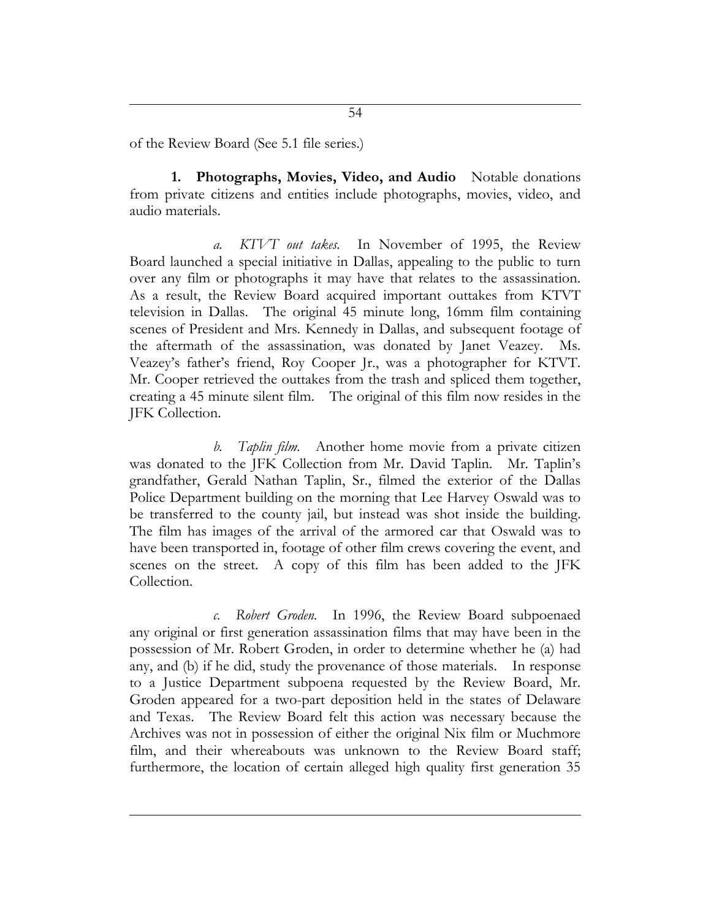of the Review Board (See 5.1 file series.)

**1. Photographs, Movies, Video, and Audio** Notable donations from private citizens and entities include photographs, movies, video, and audio materials.

*a. KTVT out takes.* In November of 1995, the Review Board launched a special initiative in Dallas, appealing to the public to turn over any film or photographs it may have that relates to the assassination. As a result, the Review Board acquired important outtakes from KTVT television in Dallas. The original 45 minute long, 16mm film containing scenes of President and Mrs. Kennedy in Dallas, and subsequent footage of the aftermath of the assassination, was donated by Janet Veazey. Ms. Veazey's father's friend, Roy Cooper Jr., was a photographer for KTVT. Mr. Cooper retrieved the outtakes from the trash and spliced them together, creating a 45 minute silent film. The original of this film now resides in the JFK Collection.

*b. Taplin film.* Another home movie from a private citizen was donated to the JFK Collection from Mr. David Taplin. Mr. Taplin's grandfather, Gerald Nathan Taplin, Sr., filmed the exterior of the Dallas Police Department building on the morning that Lee Harvey Oswald was to be transferred to the county jail, but instead was shot inside the building. The film has images of the arrival of the armored car that Oswald was to have been transported in, footage of other film crews covering the event, and scenes on the street. A copy of this film has been added to the JFK Collection.

*c. Robert Groden.* In 1996, the Review Board subpoenaed any original or first generation assassination films that may have been in the possession of Mr. Robert Groden, in order to determine whether he (a) had any, and (b) if he did, study the provenance of those materials. In response to a Justice Department subpoena requested by the Review Board, Mr. Groden appeared for a two-part deposition held in the states of Delaware and Texas. The Review Board felt this action was necessary because the Archives was not in possession of either the original Nix film or Muchmore film, and their whereabouts was unknown to the Review Board staff; furthermore, the location of certain alleged high quality first generation 35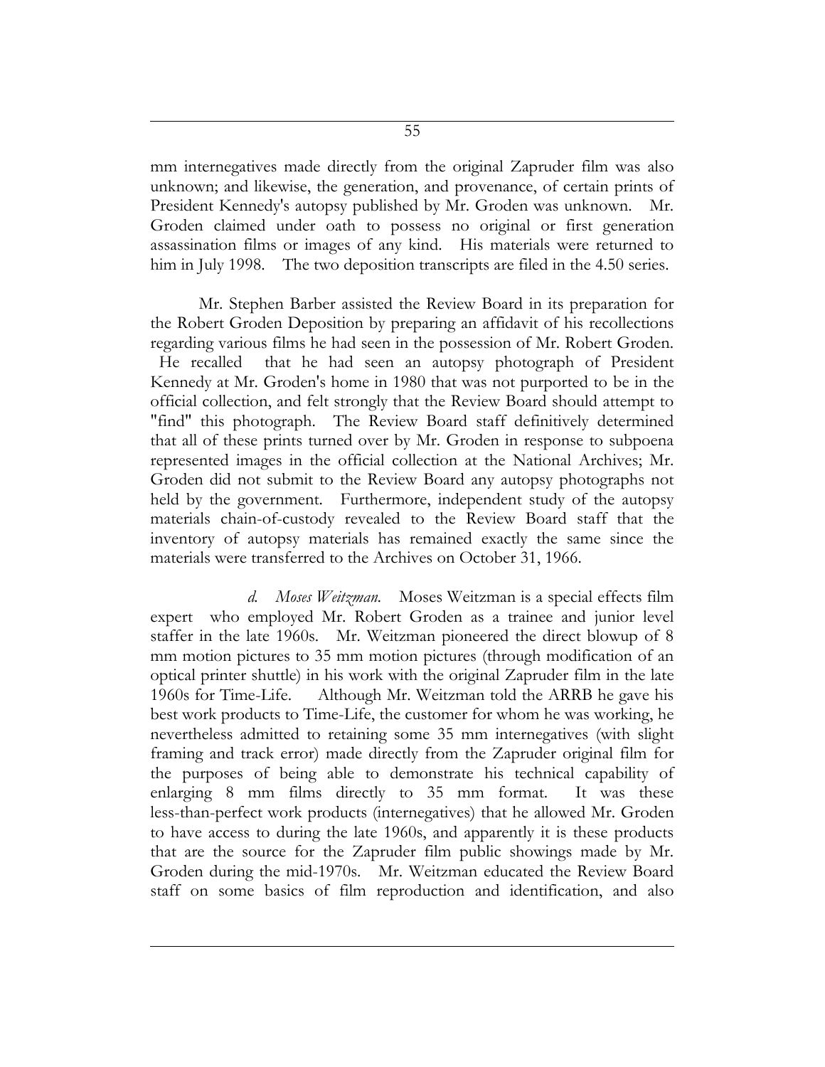mm internegatives made directly from the original Zapruder film was also unknown; and likewise, the generation, and provenance, of certain prints of President Kennedy's autopsy published by Mr. Groden was unknown. Mr. Groden claimed under oath to possess no original or first generation assassination films or images of any kind. His materials were returned to him in July 1998. The two deposition transcripts are filed in the 4.50 series.

Mr. Stephen Barber assisted the Review Board in its preparation for the Robert Groden Deposition by preparing an affidavit of his recollections regarding various films he had seen in the possession of Mr. Robert Groden. He recalled that he had seen an autopsy photograph of President Kennedy at Mr. Groden's home in 1980 that was not purported to be in the official collection, and felt strongly that the Review Board should attempt to "find" this photograph. The Review Board staff definitively determined that all of these prints turned over by Mr. Groden in response to subpoena represented images in the official collection at the National Archives; Mr. Groden did not submit to the Review Board any autopsy photographs not held by the government. Furthermore, independent study of the autopsy materials chain-of-custody revealed to the Review Board staff that the inventory of autopsy materials has remained exactly the same since the materials were transferred to the Archives on October 31, 1966.

*d. Moses Weitzman.* Moses Weitzman is a special effects film expert who employed Mr. Robert Groden as a trainee and junior level staffer in the late 1960s. Mr. Weitzman pioneered the direct blowup of 8 mm motion pictures to 35 mm motion pictures (through modification of an optical printer shuttle) in his work with the original Zapruder film in the late 1960s for Time-Life. Although Mr. Weitzman told the ARRB he gave his best work products to Time-Life, the customer for whom he was working, he nevertheless admitted to retaining some 35 mm internegatives (with slight framing and track error) made directly from the Zapruder original film for the purposes of being able to demonstrate his technical capability of enlarging 8 mm films directly to 35 mm format. It was these less-than-perfect work products (internegatives) that he allowed Mr. Groden to have access to during the late 1960s, and apparently it is these products that are the source for the Zapruder film public showings made by Mr. Groden during the mid-1970s. Mr. Weitzman educated the Review Board staff on some basics of film reproduction and identification, and also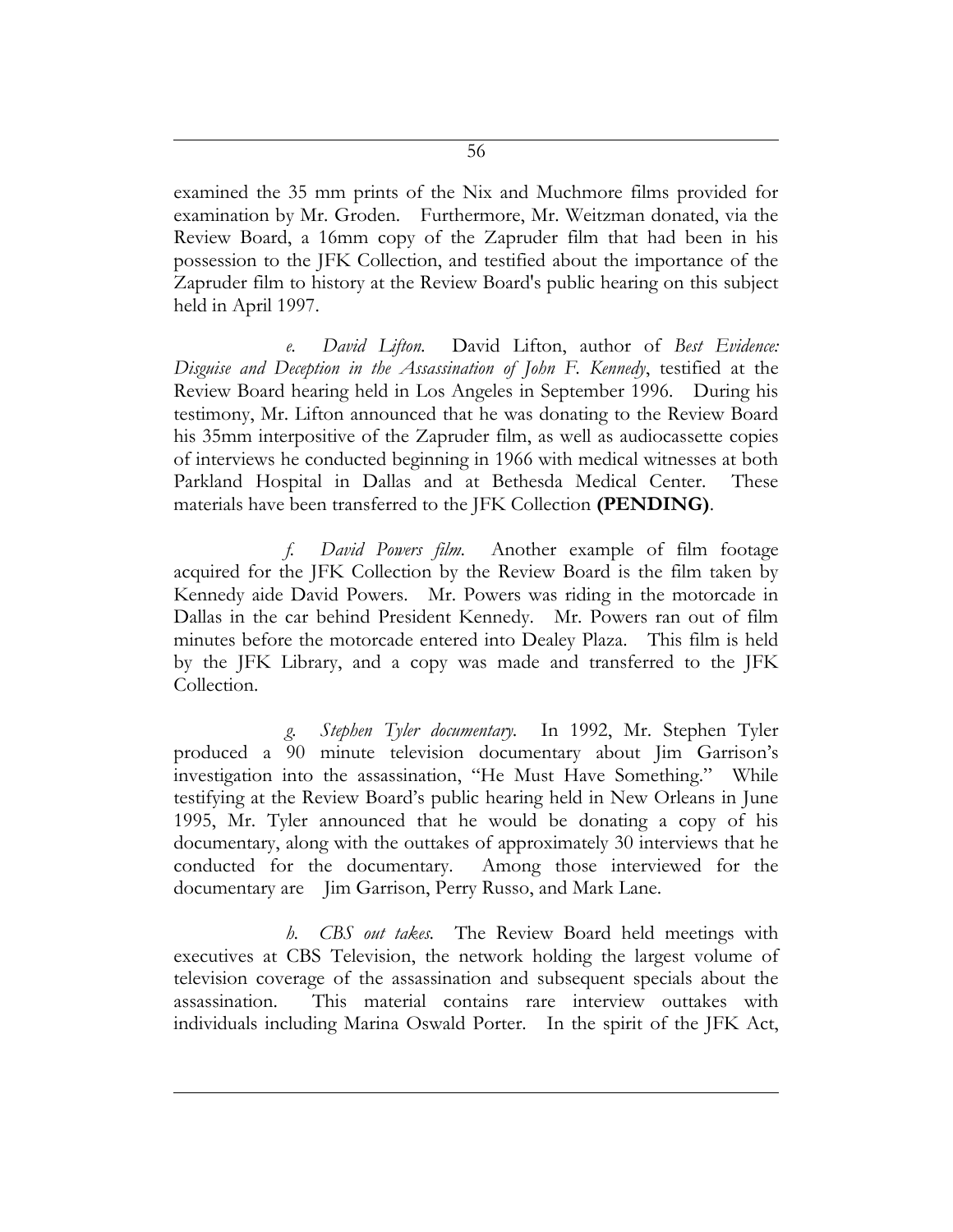examined the 35 mm prints of the Nix and Muchmore films provided for examination by Mr. Groden. Furthermore, Mr. Weitzman donated, via the Review Board, a 16mm copy of the Zapruder film that had been in his possession to the JFK Collection, and testified about the importance of the Zapruder film to history at the Review Board's public hearing on this subject held in April 1997.

*e. David Lifton.* David Lifton, author of *Best Evidence: Disguise and Deception in the Assassination of John F. Kennedy*, testified at the Review Board hearing held in Los Angeles in September 1996. During his testimony, Mr. Lifton announced that he was donating to the Review Board his 35mm interpositive of the Zapruder film, as well as audiocassette copies of interviews he conducted beginning in 1966 with medical witnesses at both Parkland Hospital in Dallas and at Bethesda Medical Center. These materials have been transferred to the JFK Collection **(PENDING)**.

*f. David Powers film.* Another example of film footage acquired for the JFK Collection by the Review Board is the film taken by Kennedy aide David Powers. Mr. Powers was riding in the motorcade in Dallas in the car behind President Kennedy. Mr. Powers ran out of film minutes before the motorcade entered into Dealey Plaza. This film is held by the JFK Library, and a copy was made and transferred to the JFK Collection.

*g. Stephen Tyler documentary.* In 1992, Mr. Stephen Tyler produced a 90 minute television documentary about Jim Garrison's investigation into the assassination, "He Must Have Something." While testifying at the Review Board's public hearing held in New Orleans in June 1995, Mr. Tyler announced that he would be donating a copy of his documentary, along with the outtakes of approximately 30 interviews that he conducted for the documentary. Among those interviewed for the documentary are Jim Garrison, Perry Russo, and Mark Lane.

*h. CBS out takes.* The Review Board held meetings with executives at CBS Television, the network holding the largest volume of television coverage of the assassination and subsequent specials about the assassination. This material contains rare interview outtakes with individuals including Marina Oswald Porter. In the spirit of the JFK Act,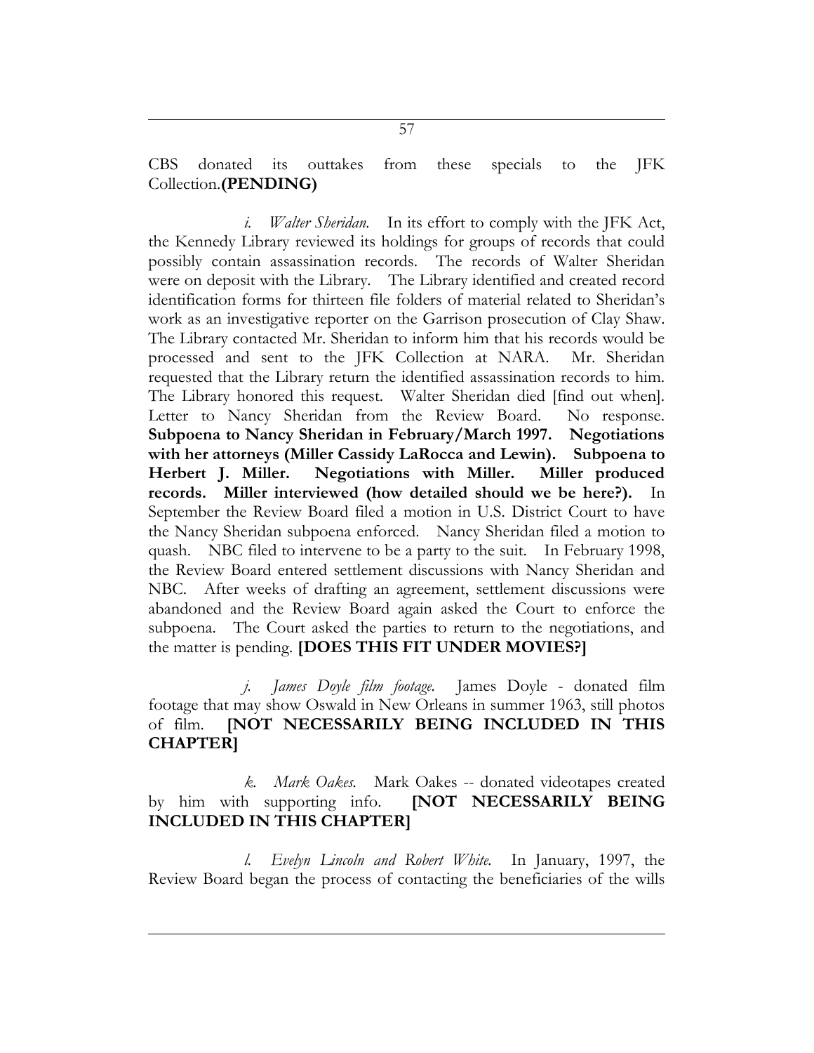CBS donated its outtakes from these specials to the JFK Collection.**(PENDING)**

*i. Walter Sheridan.* In its effort to comply with the JFK Act, the Kennedy Library reviewed its holdings for groups of records that could possibly contain assassination records. The records of Walter Sheridan were on deposit with the Library. The Library identified and created record identification forms for thirteen file folders of material related to Sheridan's work as an investigative reporter on the Garrison prosecution of Clay Shaw. The Library contacted Mr. Sheridan to inform him that his records would be processed and sent to the JFK Collection at NARA. Mr. Sheridan requested that the Library return the identified assassination records to him. The Library honored this request. Walter Sheridan died [find out when]. Letter to Nancy Sheridan from the Review Board. No response. **Subpoena to Nancy Sheridan in February/March 1997. Negotiations with her attorneys (Miller Cassidy LaRocca and Lewin). Subpoena to Herbert J. Miller. Negotiations with Miller. Miller produced records. Miller interviewed (how detailed should we be here?).** In September the Review Board filed a motion in U.S. District Court to have the Nancy Sheridan subpoena enforced. Nancy Sheridan filed a motion to quash. NBC filed to intervene to be a party to the suit. In February 1998, the Review Board entered settlement discussions with Nancy Sheridan and NBC. After weeks of drafting an agreement, settlement discussions were abandoned and the Review Board again asked the Court to enforce the subpoena. The Court asked the parties to return to the negotiations, and the matter is pending. **[DOES THIS FIT UNDER MOVIES?]**

*j. James Doyle film footage.* James Doyle - donated film footage that may show Oswald in New Orleans in summer 1963, still photos of film. **[NOT NECESSARILY BEING INCLUDED IN THIS CHAPTER]**

*k. Mark Oakes.* Mark Oakes -- donated videotapes created by him with supporting info. **[NOT NECESSARILY BEING INCLUDED IN THIS CHAPTER]**

*l. Evelyn Lincoln and Robert White.* In January, 1997, the Review Board began the process of contacting the beneficiaries of the wills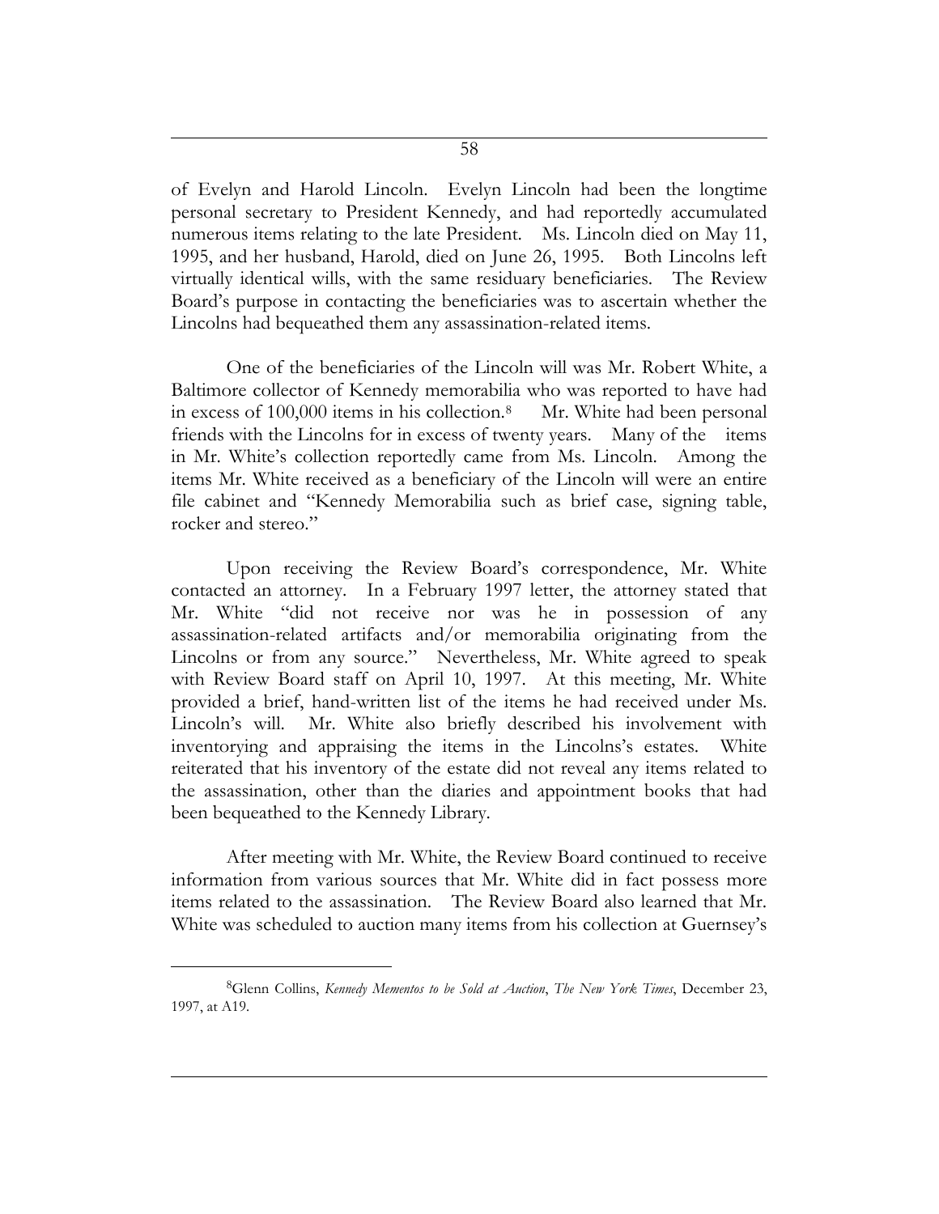of Evelyn and Harold Lincoln. Evelyn Lincoln had been the longtime personal secretary to President Kennedy, and had reportedly accumulated numerous items relating to the late President. Ms. Lincoln died on May 11, 1995, and her husband, Harold, died on June 26, 1995. Both Lincolns left virtually identical wills, with the same residuary beneficiaries. The Review Board's purpose in contacting the beneficiaries was to ascertain whether the Lincolns had bequeathed them any assassination-related items.

One of the beneficiaries of the Lincoln will was Mr. Robert White, a Baltimore collector of Kennedy memorabilia who was reported to have had in excess of 100,000 items in his collection.[8] Mr. White had been personal friends with the Lincolns for in excess of twenty years. Many of the items in Mr. White's collection reportedly came from Ms. Lincoln. Among the items Mr. White received as a beneficiary of the Lincoln will were an entire file cabinet and "Kennedy Memorabilia such as brief case, signing table, rocker and stereo."

Upon receiving the Review Board's correspondence, Mr. White contacted an attorney. In a February 1997 letter, the attorney stated that Mr. White "did not receive nor was he in possession of any assassination-related artifacts and/or memorabilia originating from the Lincolns or from any source." Nevertheless, Mr. White agreed to speak with Review Board staff on April 10, 1997. At this meeting, Mr. White provided a brief, hand-written list of the items he had received under Ms. Lincoln's will. Mr. White also briefly described his involvement with inventorying and appraising the items in the Lincolns's estates. White reiterated that his inventory of the estate did not reveal any items related to the assassination, other than the diaries and appointment books that had been bequeathed to the Kennedy Library.

After meeting with Mr. White, the Review Board continued to receive information from various sources that Mr. White did in fact possess more items related to the assassination. The Review Board also learned that Mr. White was scheduled to auction many items from his collection at Guernsey's

---

[8] Glenn Collins, *Kennedy Mementos to be Sold at Auction*, *The New York Times*, December 23, 1997, at A19.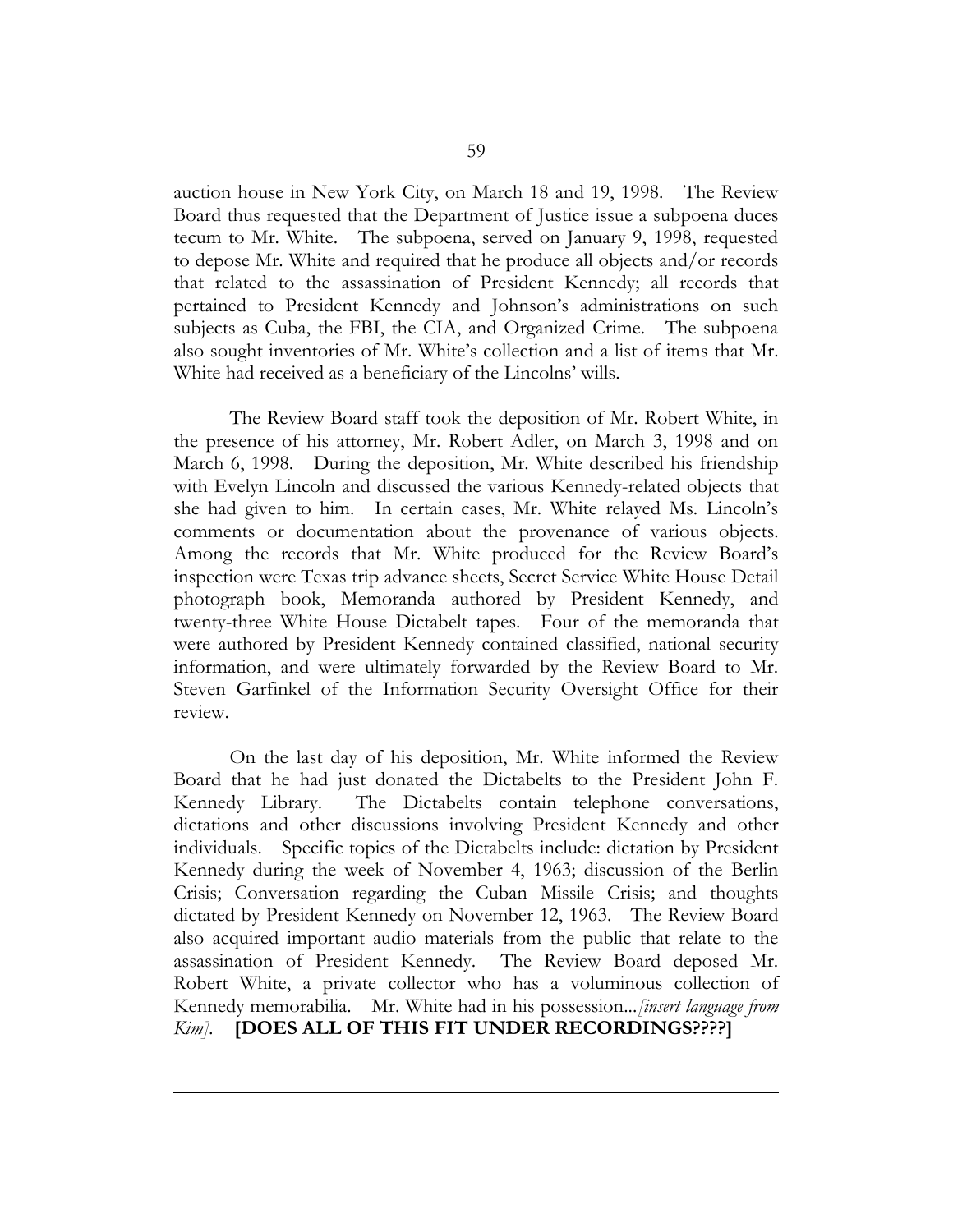auction house in New York City, on March 18 and 19, 1998. The Review Board thus requested that the Department of Justice issue a subpoena duces tecum to Mr. White. The subpoena, served on January 9, 1998, requested to depose Mr. White and required that he produce all objects and/or records that related to the assassination of President Kennedy; all records that pertained to President Kennedy and Johnson's administrations on such subjects as Cuba, the FBI, the CIA, and Organized Crime. The subpoena also sought inventories of Mr. White's collection and a list of items that Mr. White had received as a beneficiary of the Lincolns' wills.

The Review Board staff took the deposition of Mr. Robert White, in the presence of his attorney, Mr. Robert Adler, on March 3, 1998 and on March 6, 1998. During the deposition, Mr. White described his friendship with Evelyn Lincoln and discussed the various Kennedy-related objects that she had given to him. In certain cases, Mr. White relayed Ms. Lincoln's comments or documentation about the provenance of various objects. Among the records that Mr. White produced for the Review Board's inspection were Texas trip advance sheets, Secret Service White House Detail photograph book, Memoranda authored by President Kennedy, and twenty-three White House Dictabelt tapes. Four of the memoranda that were authored by President Kennedy contained classified, national security information, and were ultimately forwarded by the Review Board to Mr. Steven Garfinkel of the Information Security Oversight Office for their review.

On the last day of his deposition, Mr. White informed the Review Board that he had just donated the Dictabelts to the President John F. Kennedy Library. The Dictabelts contain telephone conversations, dictations and other discussions involving President Kennedy and other individuals. Specific topics of the Dictabelts include: dictation by President Kennedy during the week of November 4, 1963; discussion of the Berlin Crisis; Conversation regarding the Cuban Missile Crisis; and thoughts dictated by President Kennedy on November 12, 1963. The Review Board also acquired important audio materials from the public that relate to the assassination of President Kennedy. The Review Board deposed Mr. Robert White, a private collector who has a voluminous collection of Kennedy memorabilia. Mr. White had in his possession...*[insert language from Kim]*. **[DOES ALL OF THIS FIT UNDER RECORDINGS????]**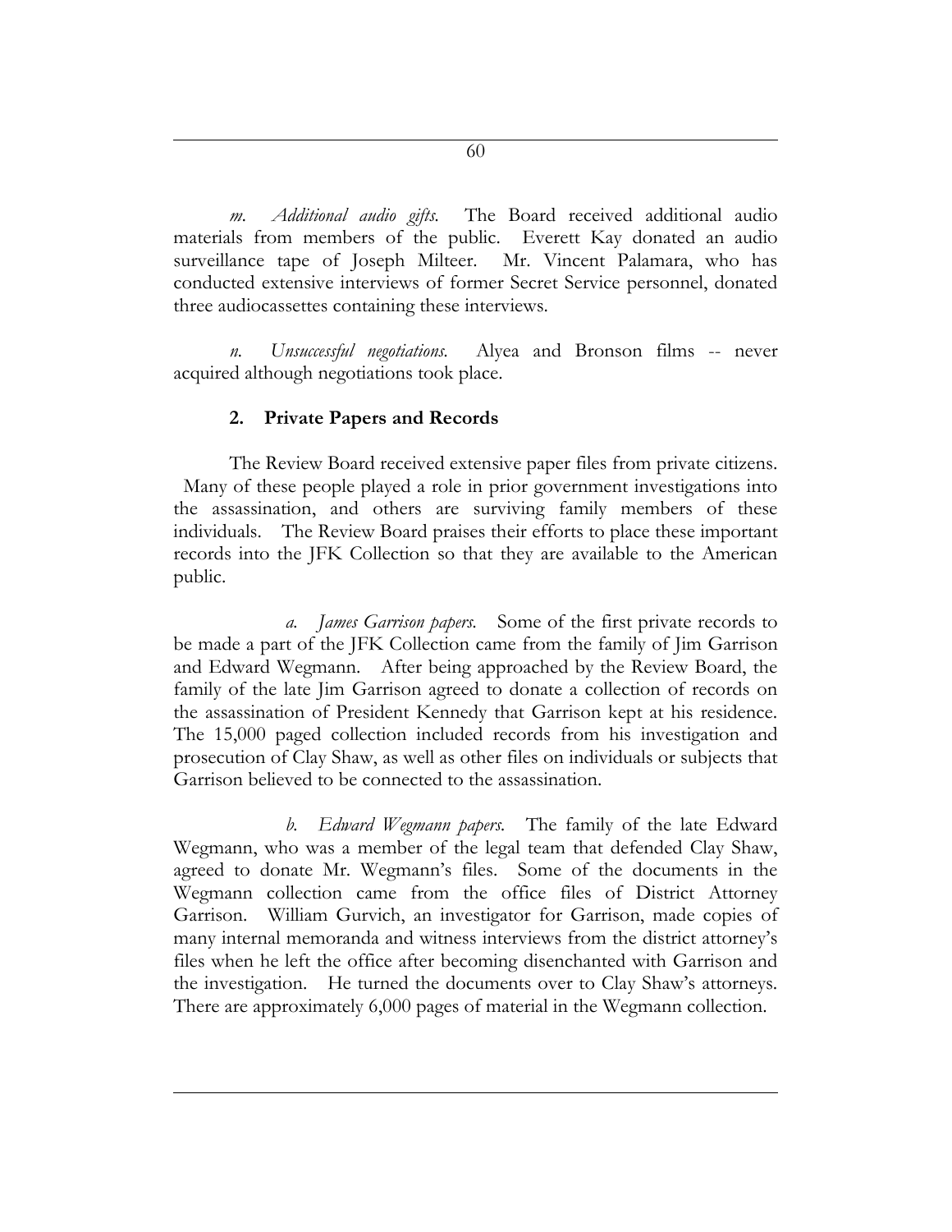*m. Additional audio gifts.* The Board received additional audio materials from members of the public. Everett Kay donated an audio surveillance tape of Joseph Milteer. Mr. Vincent Palamara, who has conducted extensive interviews of former Secret Service personnel, donated three audiocassettes containing these interviews.

*n. Unsuccessful negotiations.* Alyea and Bronson films -- never acquired although negotiations took place.

### 2. Private Papers and Records

The Review Board received extensive paper files from private citizens. Many of these people played a role in prior government investigations into the assassination, and others are surviving family members of these individuals. The Review Board praises their efforts to place these important records into the JFK Collection so that they are available to the American public.

*a. James Garrison papers.* Some of the first private records to be made a part of the JFK Collection came from the family of Jim Garrison and Edward Wegmann. After being approached by the Review Board, the family of the late Jim Garrison agreed to donate a collection of records on the assassination of President Kennedy that Garrison kept at his residence. The 15,000 paged collection included records from his investigation and prosecution of Clay Shaw, as well as other files on individuals or subjects that Garrison believed to be connected to the assassination.

*b. Edward Wegmann papers.* The family of the late Edward Wegmann, who was a member of the legal team that defended Clay Shaw, agreed to donate Mr. Wegmann's files. Some of the documents in the Wegmann collection came from the office files of District Attorney Garrison. William Gurvich, an investigator for Garrison, made copies of many internal memoranda and witness interviews from the district attorney's files when he left the office after becoming disenchanted with Garrison and the investigation. He turned the documents over to Clay Shaw's attorneys. There are approximately 6,000 pages of material in the Wegmann collection.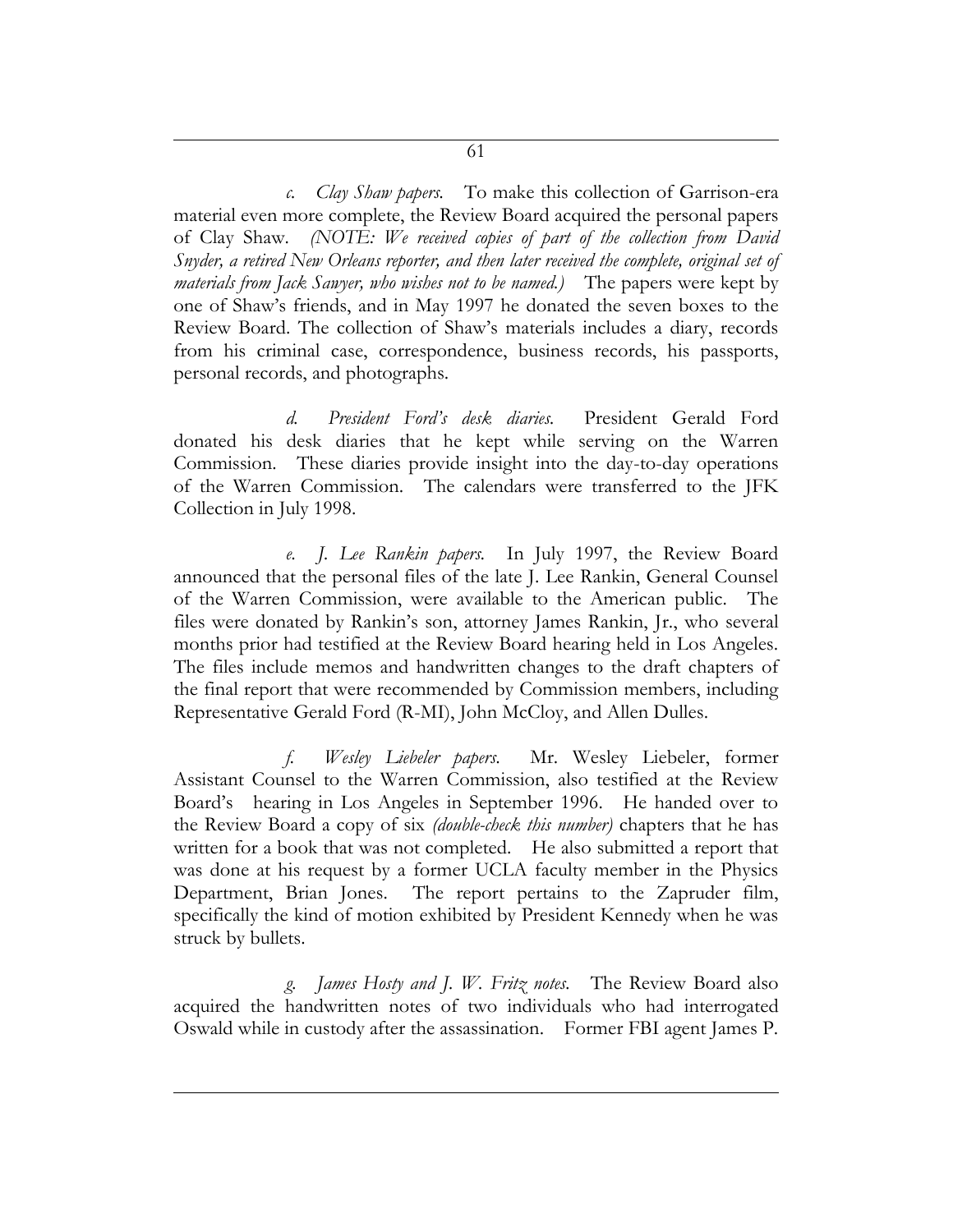*c. Clay Shaw papers.* To make this collection of Garrison-era material even more complete, the Review Board acquired the personal papers of Clay Shaw. *(NOTE: We received copies of part of the collection from David Snyder, a retired New Orleans reporter, and then later received the complete, original set of materials from Jack Sawyer, who wishes not to be named.)* The papers were kept by one of Shaw's friends, and in May 1997 he donated the seven boxes to the Review Board. The collection of Shaw's materials includes a diary, records from his criminal case, correspondence, business records, his passports, personal records, and photographs.

*d. President Ford's desk diaries.* President Gerald Ford donated his desk diaries that he kept while serving on the Warren Commission. These diaries provide insight into the day-to-day operations of the Warren Commission. The calendars were transferred to the JFK Collection in July 1998.

*e. J. Lee Rankin papers.* In July 1997, the Review Board announced that the personal files of the late J. Lee Rankin, General Counsel of the Warren Commission, were available to the American public. The files were donated by Rankin's son, attorney James Rankin, Jr., who several months prior had testified at the Review Board hearing held in Los Angeles. The files include memos and handwritten changes to the draft chapters of the final report that were recommended by Commission members, including Representative Gerald Ford (R-MI), John McCloy, and Allen Dulles.

*f. Wesley Liebeler papers.* Mr. Wesley Liebeler, former Assistant Counsel to the Warren Commission, also testified at the Review Board's hearing in Los Angeles in September 1996. He handed over to the Review Board a copy of six *(double-check this number)* chapters that he has written for a book that was not completed. He also submitted a report that was done at his request by a former UCLA faculty member in the Physics Department, Brian Jones. The report pertains to the Zapruder film, specifically the kind of motion exhibited by President Kennedy when he was struck by bullets.

*g. James Hosty and J. W. Fritz notes.* The Review Board also acquired the handwritten notes of two individuals who had interrogated Oswald while in custody after the assassination. Former FBI agent James P.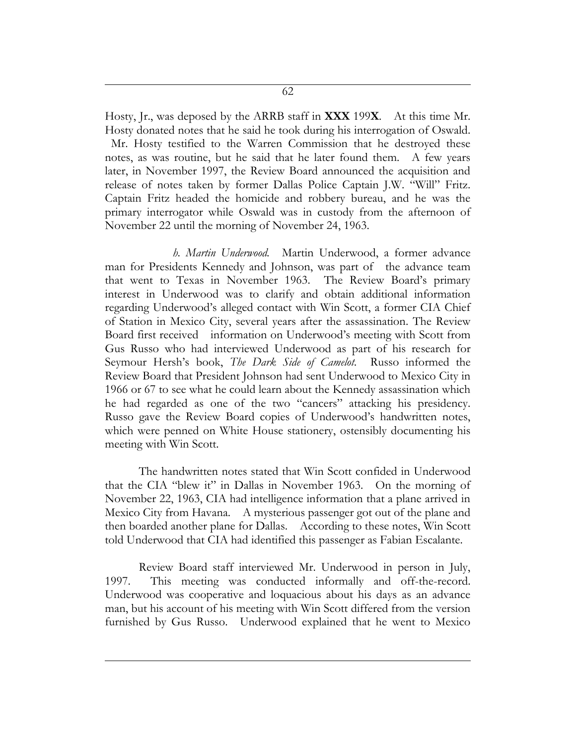Hosty, Jr., was deposed by the ARRB staff in **XXX** 199**X**. At this time Mr. Hosty donated notes that he said he took during his interrogation of Oswald. Mr. Hosty testified to the Warren Commission that he destroyed these notes, as was routine, but he said that he later found them. A few years later, in November 1997, the Review Board announced the acquisition and release of notes taken by former Dallas Police Captain J.W. "Will" Fritz. Captain Fritz headed the homicide and robbery bureau, and he was the primary interrogator while Oswald was in custody from the afternoon of November 22 until the morning of November 24, 1963.

*h. Martin Underwood.* Martin Underwood, a former advance man for Presidents Kennedy and Johnson, was part of the advance team that went to Texas in November 1963. The Review Board's primary interest in Underwood was to clarify and obtain additional information regarding Underwood's alleged contact with Win Scott, a former CIA Chief of Station in Mexico City, several years after the assassination. The Review Board first received information on Underwood's meeting with Scott from Gus Russo who had interviewed Underwood as part of his research for Seymour Hersh's book, *The Dark Side of Camelot.* Russo informed the Review Board that President Johnson had sent Underwood to Mexico City in 1966 or 67 to see what he could learn about the Kennedy assassination which he had regarded as one of the two "cancers" attacking his presidency. Russo gave the Review Board copies of Underwood's handwritten notes, which were penned on White House stationery, ostensibly documenting his meeting with Win Scott.

The handwritten notes stated that Win Scott confided in Underwood that the CIA "blew it" in Dallas in November 1963. On the morning of November 22, 1963, CIA had intelligence information that a plane arrived in Mexico City from Havana. A mysterious passenger got out of the plane and then boarded another plane for Dallas. According to these notes, Win Scott told Underwood that CIA had identified this passenger as Fabian Escalante.

Review Board staff interviewed Mr. Underwood in person in July, 1997. This meeting was conducted informally and off-the-record. Underwood was cooperative and loquacious about his days as an advance man, but his account of his meeting with Win Scott differed from the version furnished by Gus Russo. Underwood explained that he went to Mexico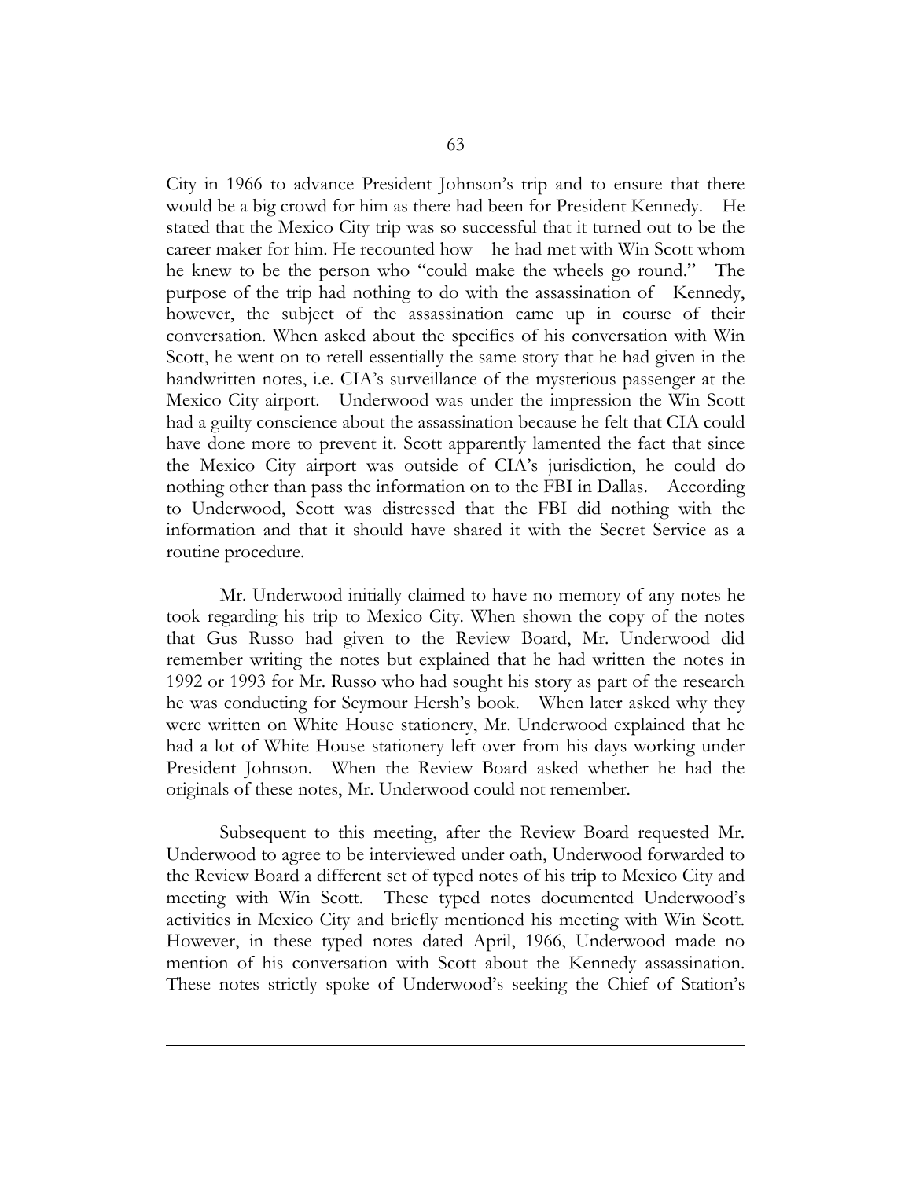City in 1966 to advance President Johnson's trip and to ensure that there would be a big crowd for him as there had been for President Kennedy. He stated that the Mexico City trip was so successful that it turned out to be the career maker for him. He recounted how he had met with Win Scott whom he knew to be the person who "could make the wheels go round." The purpose of the trip had nothing to do with the assassination of Kennedy, however, the subject of the assassination came up in course of their conversation. When asked about the specifics of his conversation with Win Scott, he went on to retell essentially the same story that he had given in the handwritten notes, i.e. CIA's surveillance of the mysterious passenger at the Mexico City airport. Underwood was under the impression the Win Scott had a guilty conscience about the assassination because he felt that CIA could have done more to prevent it. Scott apparently lamented the fact that since the Mexico City airport was outside of CIA's jurisdiction, he could do nothing other than pass the information on to the FBI in Dallas. According to Underwood, Scott was distressed that the FBI did nothing with the information and that it should have shared it with the Secret Service as a routine procedure.

Mr. Underwood initially claimed to have no memory of any notes he took regarding his trip to Mexico City. When shown the copy of the notes that Gus Russo had given to the Review Board, Mr. Underwood did remember writing the notes but explained that he had written the notes in 1992 or 1993 for Mr. Russo who had sought his story as part of the research he was conducting for Seymour Hersh's book. When later asked why they were written on White House stationery, Mr. Underwood explained that he had a lot of White House stationery left over from his days working under President Johnson. When the Review Board asked whether he had the originals of these notes, Mr. Underwood could not remember.

Subsequent to this meeting, after the Review Board requested Mr. Underwood to agree to be interviewed under oath, Underwood forwarded to the Review Board a different set of typed notes of his trip to Mexico City and meeting with Win Scott. These typed notes documented Underwood's activities in Mexico City and briefly mentioned his meeting with Win Scott. However, in these typed notes dated April, 1966, Underwood made no mention of his conversation with Scott about the Kennedy assassination. These notes strictly spoke of Underwood's seeking the Chief of Station's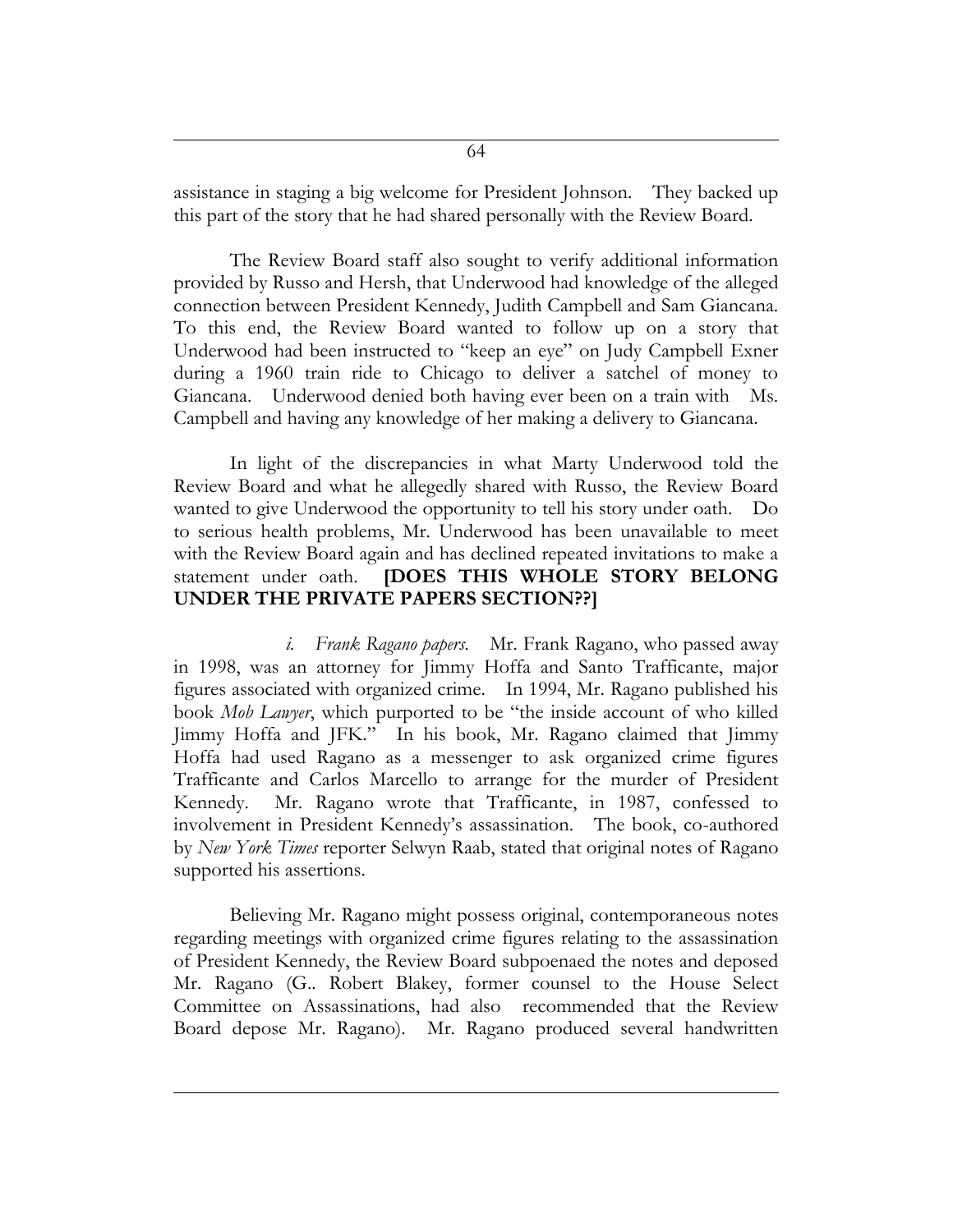assistance in staging a big welcome for President Johnson. They backed up this part of the story that he had shared personally with the Review Board.

The Review Board staff also sought to verify additional information provided by Russo and Hersh, that Underwood had knowledge of the alleged connection between President Kennedy, Judith Campbell and Sam Giancana. To this end, the Review Board wanted to follow up on a story that Underwood had been instructed to "keep an eye" on Judy Campbell Exner during a 1960 train ride to Chicago to deliver a satchel of money to Giancana. Underwood denied both having ever been on a train with Ms. Campbell and having any knowledge of her making a delivery to Giancana.

In light of the discrepancies in what Marty Underwood told the Review Board and what he allegedly shared with Russo, the Review Board wanted to give Underwood the opportunity to tell his story under oath. Do to serious health problems, Mr. Underwood has been unavailable to meet with the Review Board again and has declined repeated invitations to make a statement under oath. **[DOES THIS WHOLE STORY BELONG UNDER THE PRIVATE PAPERS SECTION??]**

*i. Frank Ragano papers*. Mr. Frank Ragano, who passed away in 1998, was an attorney for Jimmy Hoffa and Santo Trafficante, major figures associated with organized crime. In 1994, Mr. Ragano published his book *Mob Lawyer*, which purported to be "the inside account of who killed Jimmy Hoffa and JFK." In his book, Mr. Ragano claimed that Jimmy Hoffa had used Ragano as a messenger to ask organized crime figures Trafficante and Carlos Marcello to arrange for the murder of President Kennedy. Mr. Ragano wrote that Trafficante, in 1987, confessed to involvement in President Kennedy's assassination. The book, co-authored by *New York Times* reporter Selwyn Raab, stated that original notes of Ragano supported his assertions.

Believing Mr. Ragano might possess original, contemporaneous notes regarding meetings with organized crime figures relating to the assassination of President Kennedy, the Review Board subpoenaed the notes and deposed Mr. Ragano (G.. Robert Blakey, former counsel to the House Select Committee on Assassinations, had also recommended that the Review Board depose Mr. Ragano). Mr. Ragano produced several handwritten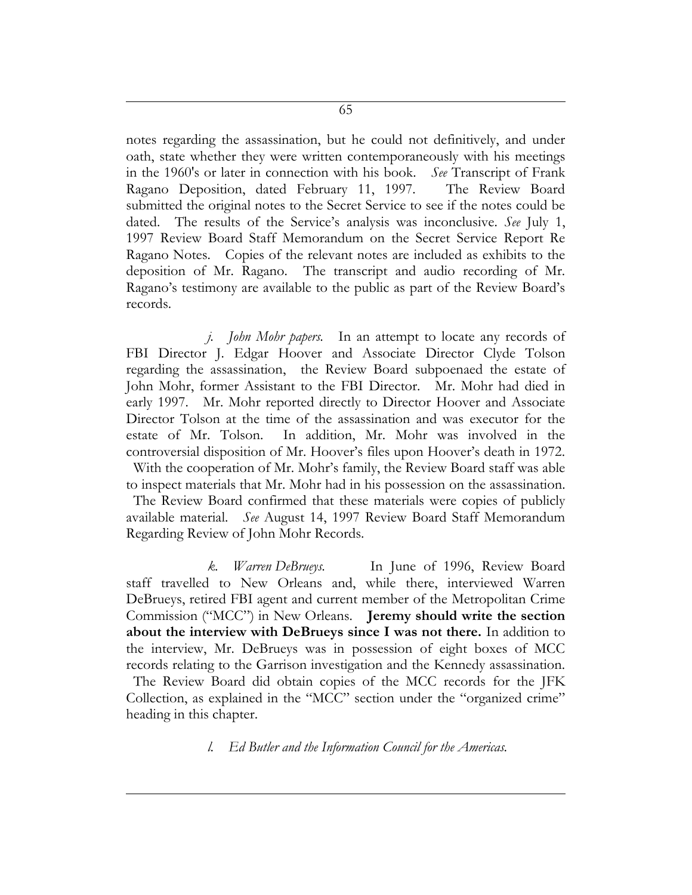notes regarding the assassination, but he could not definitively, and under oath, state whether they were written contemporaneously with his meetings in the 1960's or later in connection with his book. *See* Transcript of Frank Ragano Deposition, dated February 11, 1997. The Review Board submitted the original notes to the Secret Service to see if the notes could be dated. The results of the Service's analysis was inconclusive. *See* July 1, 1997 Review Board Staff Memorandum on the Secret Service Report Re Ragano Notes. Copies of the relevant notes are included as exhibits to the deposition of Mr. Ragano. The transcript and audio recording of Mr. Ragano's testimony are available to the public as part of the Review Board's records.

*j. John Mohr papers.* In an attempt to locate any records of FBI Director J. Edgar Hoover and Associate Director Clyde Tolson regarding the assassination, the Review Board subpoenaed the estate of John Mohr, former Assistant to the FBI Director. Mr. Mohr had died in early 1997. Mr. Mohr reported directly to Director Hoover and Associate Director Tolson at the time of the assassination and was executor for the estate of Mr. Tolson. In addition, Mr. Mohr was involved in the controversial disposition of Mr. Hoover's files upon Hoover's death in 1972. With the cooperation of Mr. Mohr's family, the Review Board staff was able to inspect materials that Mr. Mohr had in his possession on the assassination. The Review Board confirmed that these materials were copies of publicly available material. *See* August 14, 1997 Review Board Staff Memorandum Regarding Review of John Mohr Records.

*k. Warren DeBrueys.* In June of 1996, Review Board staff travelled to New Orleans and, while there, interviewed Warren DeBrueys, retired FBI agent and current member of the Metropolitan Crime Commission ("MCC") in New Orleans. **Jeremy should write the section about the interview with DeBrueys since I was not there.** In addition to the interview, Mr. DeBrueys was in possession of eight boxes of MCC records relating to the Garrison investigation and the Kennedy assassination. The Review Board did obtain copies of the MCC records for the JFK Collection, as explained in the "MCC" section under the "organized crime" heading in this chapter.

*l. Ed Butler and the Information Council for the Americas.*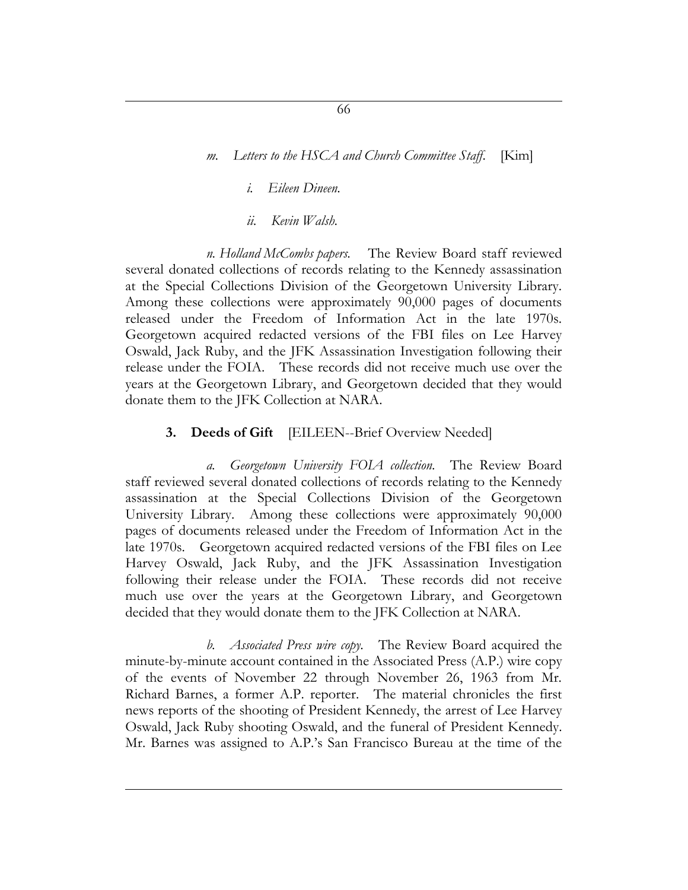*m. Letters to the HSCA and Church Committee Staff.* [Kim]

*i. Eileen Dineen.*

*ii. Kevin Walsh.*

*n. Holland McCombs papers.* The Review Board staff reviewed several donated collections of records relating to the Kennedy assassination at the Special Collections Division of the Georgetown University Library. Among these collections were approximately 90,000 pages of documents released under the Freedom of Information Act in the late 1970s. Georgetown acquired redacted versions of the FBI files on Lee Harvey Oswald, Jack Ruby, and the JFK Assassination Investigation following their release under the FOIA. These records did not receive much use over the years at the Georgetown Library, and Georgetown decided that they would donate them to the JFK Collection at NARA.

**3. Deeds of Gift** [EILEEN--Brief Overview Needed]

*a. Georgetown University FOIA collection.* The Review Board staff reviewed several donated collections of records relating to the Kennedy assassination at the Special Collections Division of the Georgetown University Library. Among these collections were approximately 90,000 pages of documents released under the Freedom of Information Act in the late 1970s. Georgetown acquired redacted versions of the FBI files on Lee Harvey Oswald, Jack Ruby, and the JFK Assassination Investigation following their release under the FOIA. These records did not receive much use over the years at the Georgetown Library, and Georgetown decided that they would donate them to the JFK Collection at NARA.

*b. Associated Press wire copy.* The Review Board acquired the minute-by-minute account contained in the Associated Press (A.P.) wire copy of the events of November 22 through November 26, 1963 from Mr. Richard Barnes, a former A.P. reporter. The material chronicles the first news reports of the shooting of President Kennedy, the arrest of Lee Harvey Oswald, Jack Ruby shooting Oswald, and the funeral of President Kennedy. Mr. Barnes was assigned to A.P.'s San Francisco Bureau at the time of the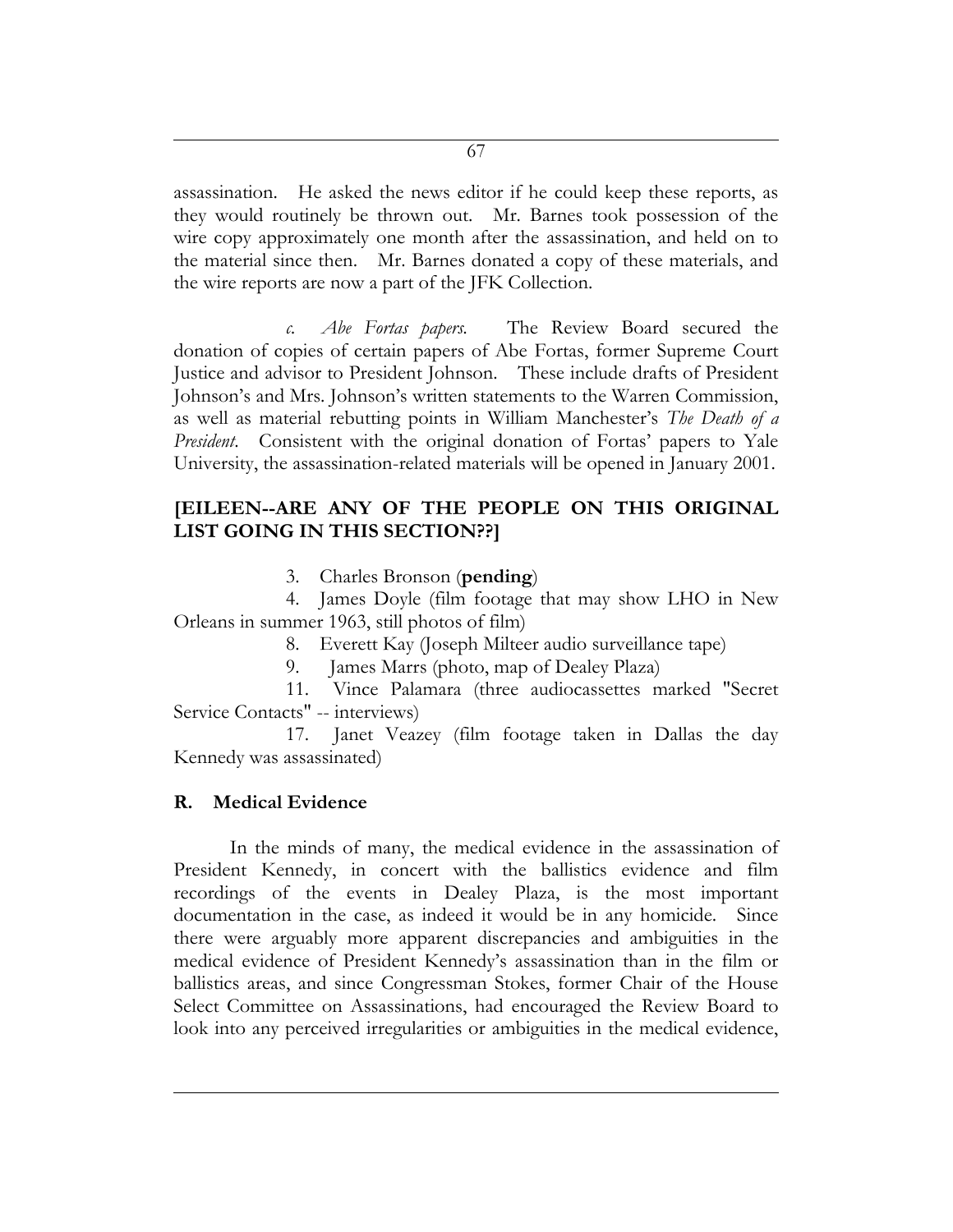assassination. He asked the news editor if he could keep these reports, as they would routinely be thrown out. Mr. Barnes took possession of the wire copy approximately one month after the assassination, and held on to the material since then. Mr. Barnes donated a copy of these materials, and the wire reports are now a part of the JFK Collection.

*c. Abe Fortas papers.* The Review Board secured the donation of copies of certain papers of Abe Fortas, former Supreme Court Justice and advisor to President Johnson. These include drafts of President Johnson's and Mrs. Johnson's written statements to the Warren Commission, as well as material rebutting points in William Manchester's *The Death of a President*. Consistent with the original donation of Fortas' papers to Yale University, the assassination-related materials will be opened in January 2001.

**[EILEEN--ARE ANY OF THE PEOPLE ON THIS ORIGINAL LIST GOING IN THIS SECTION??]**

3. Charles Bronson (**pending**)

4. James Doyle (film footage that may show LHO in New Orleans in summer 1963, still photos of film)

8. Everett Kay (Joseph Milteer audio surveillance tape)

9. James Marrs (photo, map of Dealey Plaza)

11. Vince Palamara (three audiocassettes marked "Secret Service Contacts" -- interviews)

17. Janet Veazey (film footage taken in Dallas the day Kennedy was assassinated)

## R. Medical Evidence

In the minds of many, the medical evidence in the assassination of President Kennedy, in concert with the ballistics evidence and film recordings of the events in Dealey Plaza, is the most important documentation in the case, as indeed it would be in any homicide. Since there were arguably more apparent discrepancies and ambiguities in the medical evidence of President Kennedy's assassination than in the film or ballistics areas, and since Congressman Stokes, former Chair of the House Select Committee on Assassinations, had encouraged the Review Board to look into any perceived irregularities or ambiguities in the medical evidence,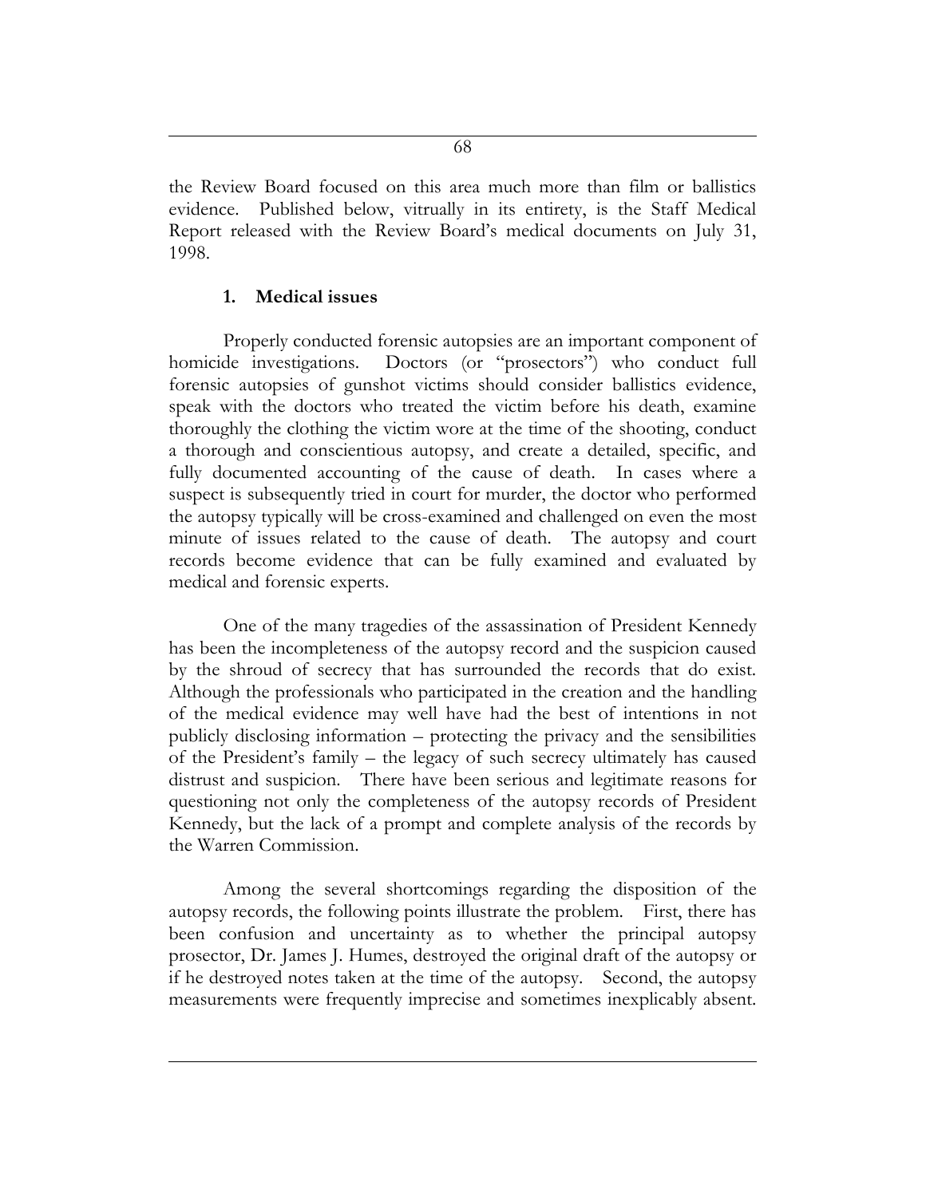the Review Board focused on this area much more than film or ballistics evidence. Published below, vitrually in its entirety, is the Staff Medical Report released with the Review Board's medical documents on July 31, 1998.

### 1. Medical issues

Properly conducted forensic autopsies are an important component of homicide investigations. Doctors (or "prosectors") who conduct full forensic autopsies of gunshot victims should consider ballistics evidence, speak with the doctors who treated the victim before his death, examine thoroughly the clothing the victim wore at the time of the shooting, conduct a thorough and conscientious autopsy, and create a detailed, specific, and fully documented accounting of the cause of death. In cases where a suspect is subsequently tried in court for murder, the doctor who performed the autopsy typically will be cross-examined and challenged on even the most minute of issues related to the cause of death. The autopsy and court records become evidence that can be fully examined and evaluated by medical and forensic experts.

One of the many tragedies of the assassination of President Kennedy has been the incompleteness of the autopsy record and the suspicion caused by the shroud of secrecy that has surrounded the records that do exist. Although the professionals who participated in the creation and the handling of the medical evidence may well have had the best of intentions in not publicly disclosing information – protecting the privacy and the sensibilities of the President's family – the legacy of such secrecy ultimately has caused distrust and suspicion. There have been serious and legitimate reasons for questioning not only the completeness of the autopsy records of President Kennedy, but the lack of a prompt and complete analysis of the records by the Warren Commission.

Among the several shortcomings regarding the disposition of the autopsy records, the following points illustrate the problem. First, there has been confusion and uncertainty as to whether the principal autopsy prosector, Dr. James J. Humes, destroyed the original draft of the autopsy or if he destroyed notes taken at the time of the autopsy. Second, the autopsy measurements were frequently imprecise and sometimes inexplicably absent.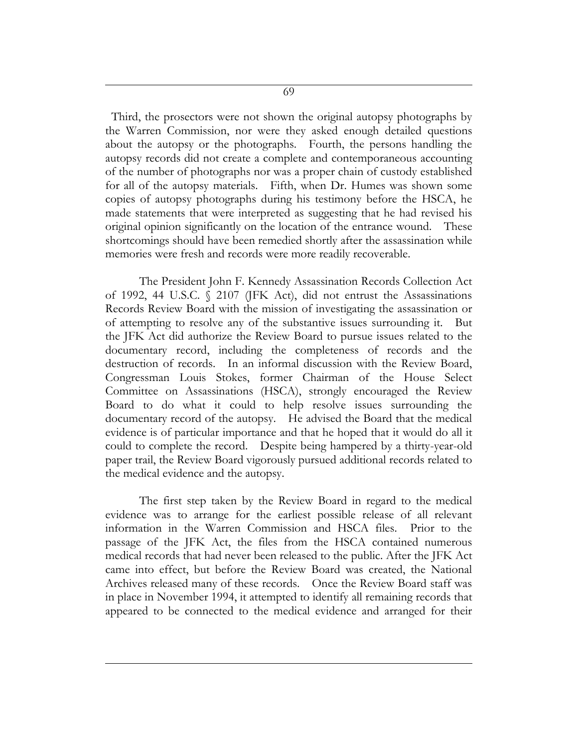Third, the prosectors were not shown the original autopsy photographs by the Warren Commission, nor were they asked enough detailed questions about the autopsy or the photographs. Fourth, the persons handling the autopsy records did not create a complete and contemporaneous accounting of the number of photographs nor was a proper chain of custody established for all of the autopsy materials. Fifth, when Dr. Humes was shown some copies of autopsy photographs during his testimony before the HSCA, he made statements that were interpreted as suggesting that he had revised his original opinion significantly on the location of the entrance wound. These shortcomings should have been remedied shortly after the assassination while memories were fresh and records were more readily recoverable.

The President John F. Kennedy Assassination Records Collection Act of 1992, 44 U.S.C. § 2107 (JFK Act), did not entrust the Assassinations Records Review Board with the mission of investigating the assassination or of attempting to resolve any of the substantive issues surrounding it. But the JFK Act did authorize the Review Board to pursue issues related to the documentary record, including the completeness of records and the destruction of records. In an informal discussion with the Review Board, Congressman Louis Stokes, former Chairman of the House Select Committee on Assassinations (HSCA), strongly encouraged the Review Board to do what it could to help resolve issues surrounding the documentary record of the autopsy. He advised the Board that the medical evidence is of particular importance and that he hoped that it would do all it could to complete the record. Despite being hampered by a thirty-year-old paper trail, the Review Board vigorously pursued additional records related to the medical evidence and the autopsy.

The first step taken by the Review Board in regard to the medical evidence was to arrange for the earliest possible release of all relevant information in the Warren Commission and HSCA files. Prior to the passage of the JFK Act, the files from the HSCA contained numerous medical records that had never been released to the public. After the JFK Act came into effect, but before the Review Board was created, the National Archives released many of these records. Once the Review Board staff was in place in November 1994, it attempted to identify all remaining records that appeared to be connected to the medical evidence and arranged for their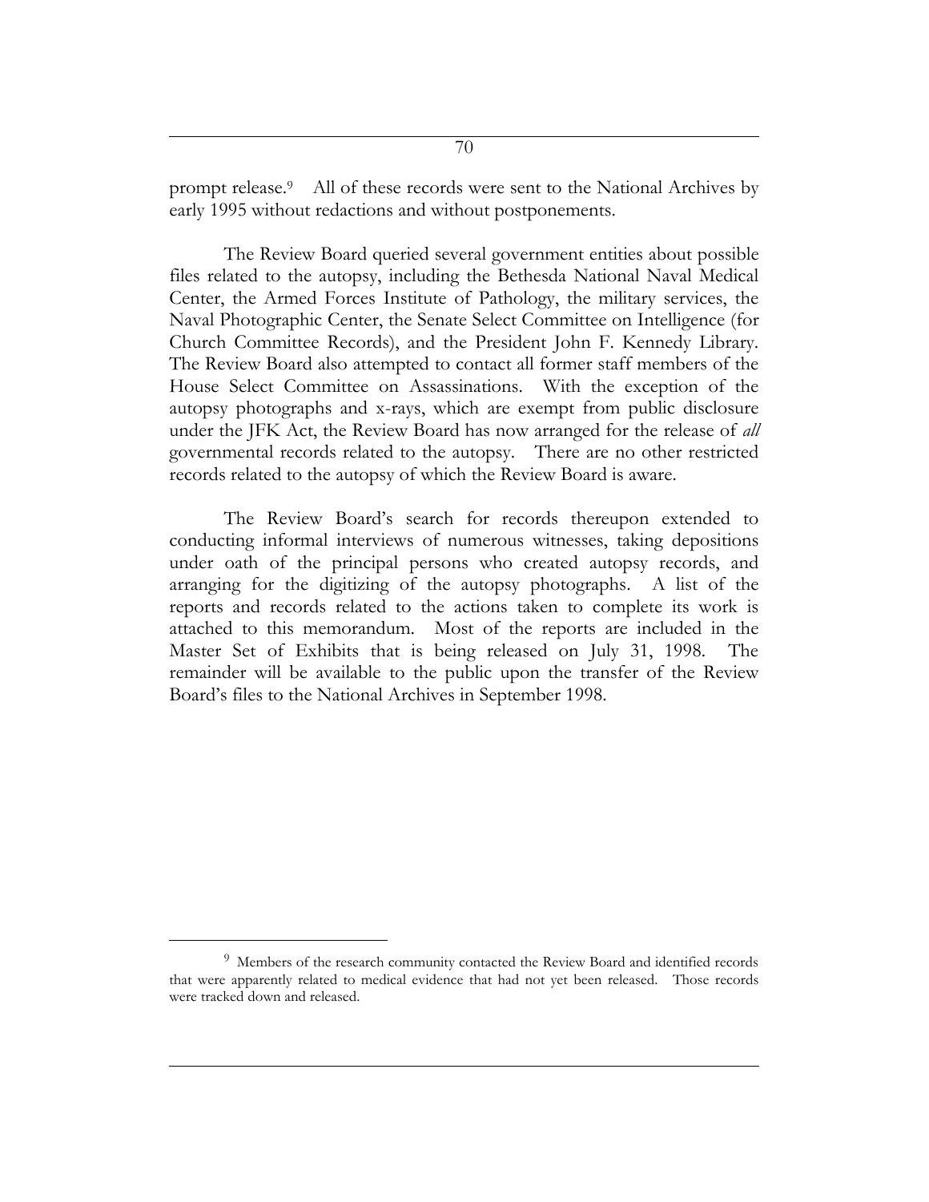prompt release.[9] All of these records were sent to the National Archives by early 1995 without redactions and without postponements.

The Review Board queried several government entities about possible files related to the autopsy, including the Bethesda National Naval Medical Center, the Armed Forces Institute of Pathology, the military services, the Naval Photographic Center, the Senate Select Committee on Intelligence (for Church Committee Records), and the President John F. Kennedy Library. The Review Board also attempted to contact all former staff members of the House Select Committee on Assassinations. With the exception of the autopsy photographs and x-rays, which are exempt from public disclosure under the JFK Act, the Review Board has now arranged for the release of *all* governmental records related to the autopsy. There are no other restricted records related to the autopsy of which the Review Board is aware.

The Review Board's search for records thereupon extended to conducting informal interviews of numerous witnesses, taking depositions under oath of the principal persons who created autopsy records, and arranging for the digitizing of the autopsy photographs. A list of the reports and records related to the actions taken to complete its work is attached to this memorandum. Most of the reports are included in the Master Set of Exhibits that is being released on July 31, 1998. The remainder will be available to the public upon the transfer of the Review Board's files to the National Archives in September 1998.

---

[9] Members of the research community contacted the Review Board and identified records that were apparently related to medical evidence that had not yet been released. Those records were tracked down and released.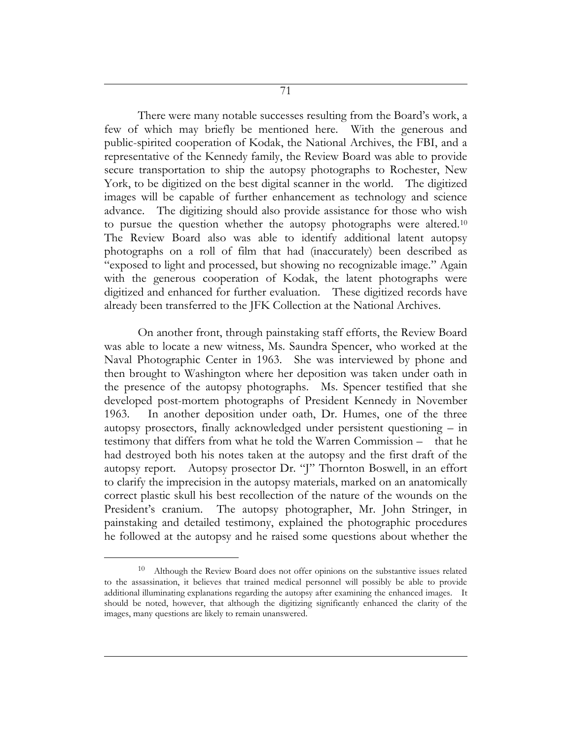There were many notable successes resulting from the Board's work, a few of which may briefly be mentioned here. With the generous and public-spirited cooperation of Kodak, the National Archives, the FBI, and a representative of the Kennedy family, the Review Board was able to provide secure transportation to ship the autopsy photographs to Rochester, New York, to be digitized on the best digital scanner in the world. The digitized images will be capable of further enhancement as technology and science advance. The digitizing should also provide assistance for those who wish to pursue the question whether the autopsy photographs were altered.[10] The Review Board also was able to identify additional latent autopsy photographs on a roll of film that had (inaccurately) been described as "exposed to light and processed, but showing no recognizable image." Again with the generous cooperation of Kodak, the latent photographs were digitized and enhanced for further evaluation. These digitized records have already been transferred to the JFK Collection at the National Archives.

On another front, through painstaking staff efforts, the Review Board was able to locate a new witness, Ms. Saundra Spencer, who worked at the Naval Photographic Center in 1963. She was interviewed by phone and then brought to Washington where her deposition was taken under oath in the presence of the autopsy photographs. Ms. Spencer testified that she developed post-mortem photographs of President Kennedy in November 1963. In another deposition under oath, Dr. Humes, one of the three autopsy prosectors, finally acknowledged under persistent questioning – in testimony that differs from what he told the Warren Commission – that he had destroyed both his notes taken at the autopsy and the first draft of the autopsy report. Autopsy prosector Dr. "J" Thornton Boswell, in an effort to clarify the imprecision in the autopsy materials, marked on an anatomically correct plastic skull his best recollection of the nature of the wounds on the President's cranium. The autopsy photographer, Mr. John Stringer, in painstaking and detailed testimony, explained the photographic procedures he followed at the autopsy and he raised some questions about whether the

[10] Although the Review Board does not offer opinions on the substantive issues related to the assassination, it believes that trained medical personnel will possibly be able to provide additional illuminating explanations regarding the autopsy after examining the enhanced images. It should be noted, however, that although the digitizing significantly enhanced the clarity of the images, many questions are likely to remain unanswered.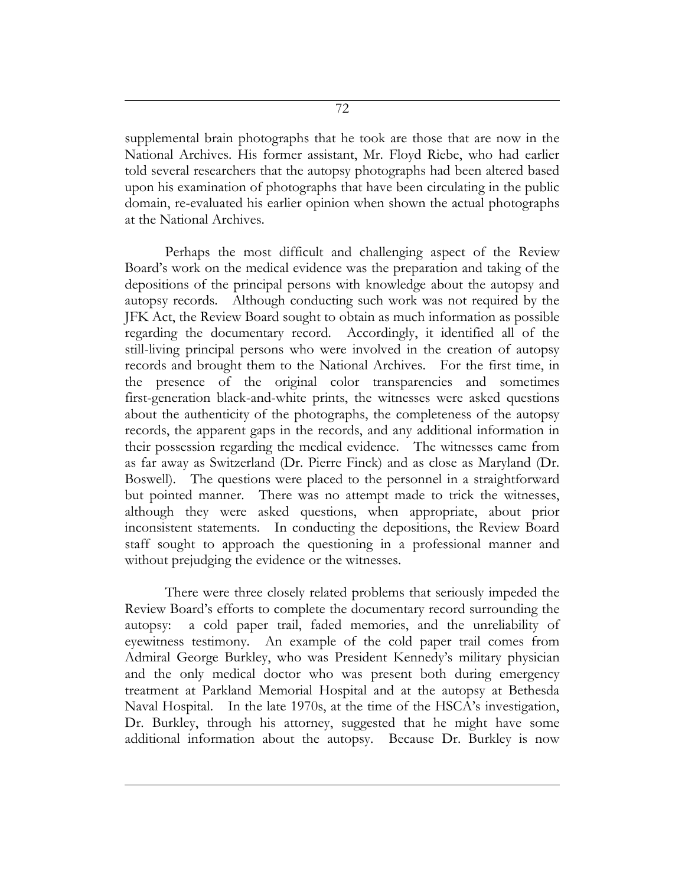supplemental brain photographs that he took are those that are now in the National Archives. His former assistant, Mr. Floyd Riebe, who had earlier told several researchers that the autopsy photographs had been altered based upon his examination of photographs that have been circulating in the public domain, re-evaluated his earlier opinion when shown the actual photographs at the National Archives.

Perhaps the most difficult and challenging aspect of the Review Board's work on the medical evidence was the preparation and taking of the depositions of the principal persons with knowledge about the autopsy and autopsy records. Although conducting such work was not required by the JFK Act, the Review Board sought to obtain as much information as possible regarding the documentary record. Accordingly, it identified all of the still-living principal persons who were involved in the creation of autopsy records and brought them to the National Archives. For the first time, in the presence of the original color transparencies and sometimes first-generation black-and-white prints, the witnesses were asked questions about the authenticity of the photographs, the completeness of the autopsy records, the apparent gaps in the records, and any additional information in their possession regarding the medical evidence. The witnesses came from as far away as Switzerland (Dr. Pierre Finck) and as close as Maryland (Dr. Boswell). The questions were placed to the personnel in a straightforward but pointed manner. There was no attempt made to trick the witnesses, although they were asked questions, when appropriate, about prior inconsistent statements. In conducting the depositions, the Review Board staff sought to approach the questioning in a professional manner and without prejudging the evidence or the witnesses.

There were three closely related problems that seriously impeded the Review Board's efforts to complete the documentary record surrounding the autopsy: a cold paper trail, faded memories, and the unreliability of eyewitness testimony. An example of the cold paper trail comes from Admiral George Burkley, who was President Kennedy's military physician and the only medical doctor who was present both during emergency treatment at Parkland Memorial Hospital and at the autopsy at Bethesda Naval Hospital. In the late 1970s, at the time of the HSCA's investigation, Dr. Burkley, through his attorney, suggested that he might have some additional information about the autopsy. Because Dr. Burkley is now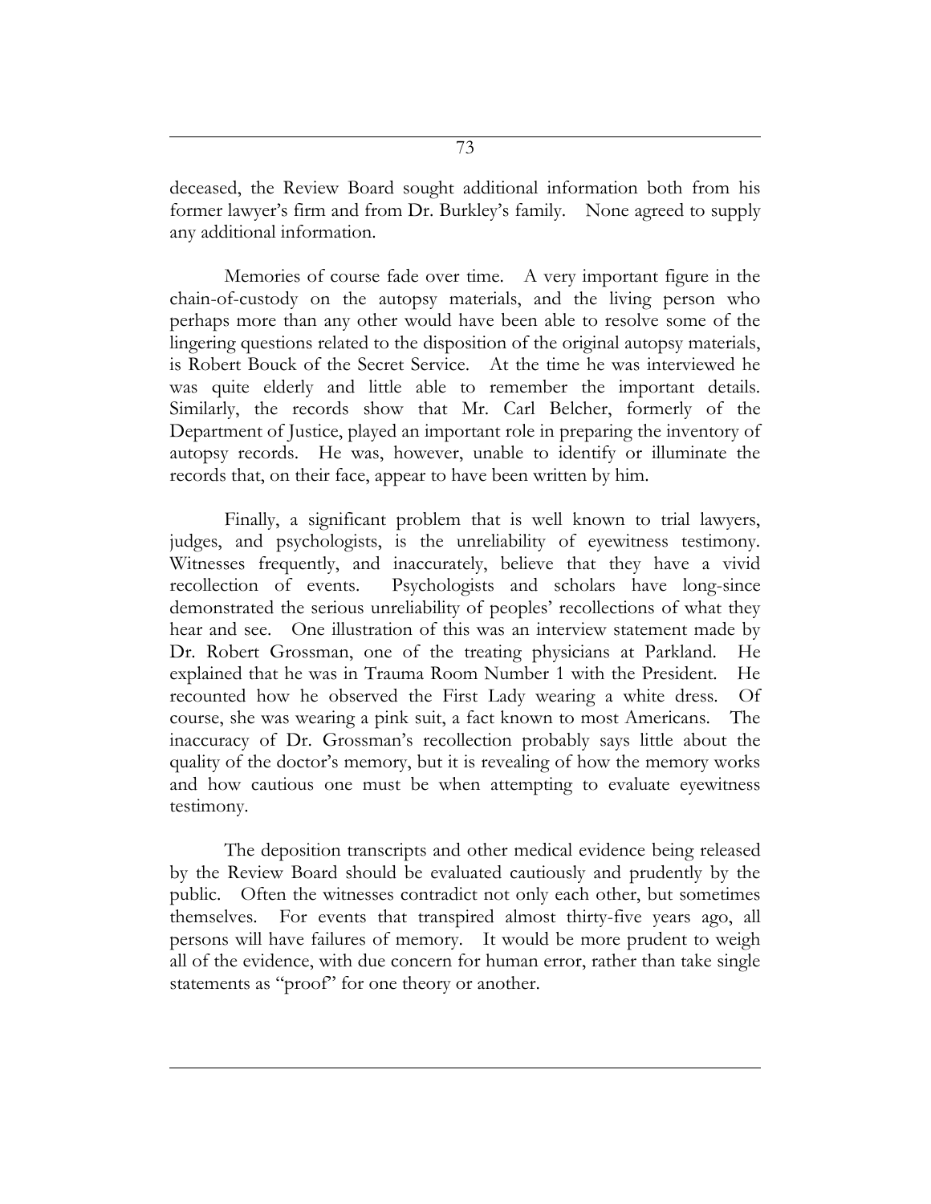deceased, the Review Board sought additional information both from his former lawyer's firm and from Dr. Burkley's family. None agreed to supply any additional information.

Memories of course fade over time. A very important figure in the chain-of-custody on the autopsy materials, and the living person who perhaps more than any other would have been able to resolve some of the lingering questions related to the disposition of the original autopsy materials, is Robert Bouck of the Secret Service. At the time he was interviewed he was quite elderly and little able to remember the important details. Similarly, the records show that Mr. Carl Belcher, formerly of the Department of Justice, played an important role in preparing the inventory of autopsy records. He was, however, unable to identify or illuminate the records that, on their face, appear to have been written by him.

Finally, a significant problem that is well known to trial lawyers, judges, and psychologists, is the unreliability of eyewitness testimony. Witnesses frequently, and inaccurately, believe that they have a vivid recollection of events. Psychologists and scholars have long-since demonstrated the serious unreliability of peoples' recollections of what they hear and see. One illustration of this was an interview statement made by Dr. Robert Grossman, one of the treating physicians at Parkland. He explained that he was in Trauma Room Number 1 with the President. He recounted how he observed the First Lady wearing a white dress. Of course, she was wearing a pink suit, a fact known to most Americans. The inaccuracy of Dr. Grossman's recollection probably says little about the quality of the doctor's memory, but it is revealing of how the memory works and how cautious one must be when attempting to evaluate eyewitness testimony.

The deposition transcripts and other medical evidence being released by the Review Board should be evaluated cautiously and prudently by the public. Often the witnesses contradict not only each other, but sometimes themselves. For events that transpired almost thirty-five years ago, all persons will have failures of memory. It would be more prudent to weigh all of the evidence, with due concern for human error, rather than take single statements as "proof" for one theory or another.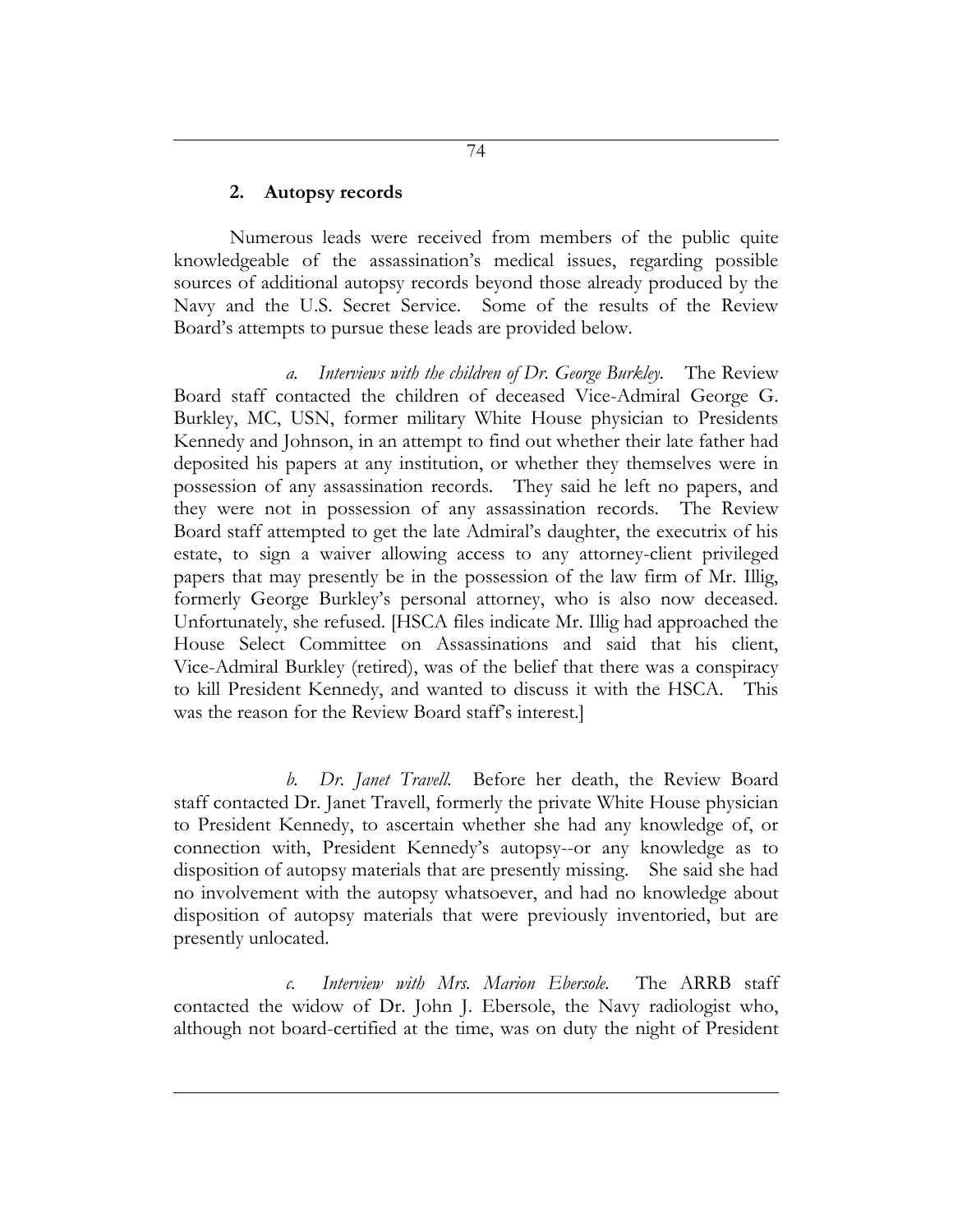## 2. Autopsy records

Numerous leads were received from members of the public quite knowledgeable of the assassination's medical issues, regarding possible sources of additional autopsy records beyond those already produced by the Navy and the U.S. Secret Service. Some of the results of the Review Board's attempts to pursue these leads are provided below.

*a. Interviews with the children of Dr. George Burkley.* The Review Board staff contacted the children of deceased Vice-Admiral George G. Burkley, MC, USN, former military White House physician to Presidents Kennedy and Johnson, in an attempt to find out whether their late father had deposited his papers at any institution, or whether they themselves were in possession of any assassination records. They said he left no papers, and they were not in possession of any assassination records. The Review Board staff attempted to get the late Admiral's daughter, the executrix of his estate, to sign a waiver allowing access to any attorney-client privileged papers that may presently be in the possession of the law firm of Mr. Illig, formerly George Burkley's personal attorney, who is also now deceased. Unfortunately, she refused. [HSCA files indicate Mr. Illig had approached the House Select Committee on Assassinations and said that his client, Vice-Admiral Burkley (retired), was of the belief that there was a conspiracy to kill President Kennedy, and wanted to discuss it with the HSCA. This was the reason for the Review Board staff's interest.]

*b. Dr. Janet Travell.* Before her death, the Review Board staff contacted Dr. Janet Travell, formerly the private White House physician to President Kennedy, to ascertain whether she had any knowledge of, or connection with, President Kennedy's autopsy--or any knowledge as to disposition of autopsy materials that are presently missing. She said she had no involvement with the autopsy whatsoever, and had no knowledge about disposition of autopsy materials that were previously inventoried, but are presently unlocated.

*c. Interview with Mrs. Marion Ebersole.* The ARRB staff contacted the widow of Dr. John J. Ebersole, the Navy radiologist who, although not board-certified at the time, was on duty the night of President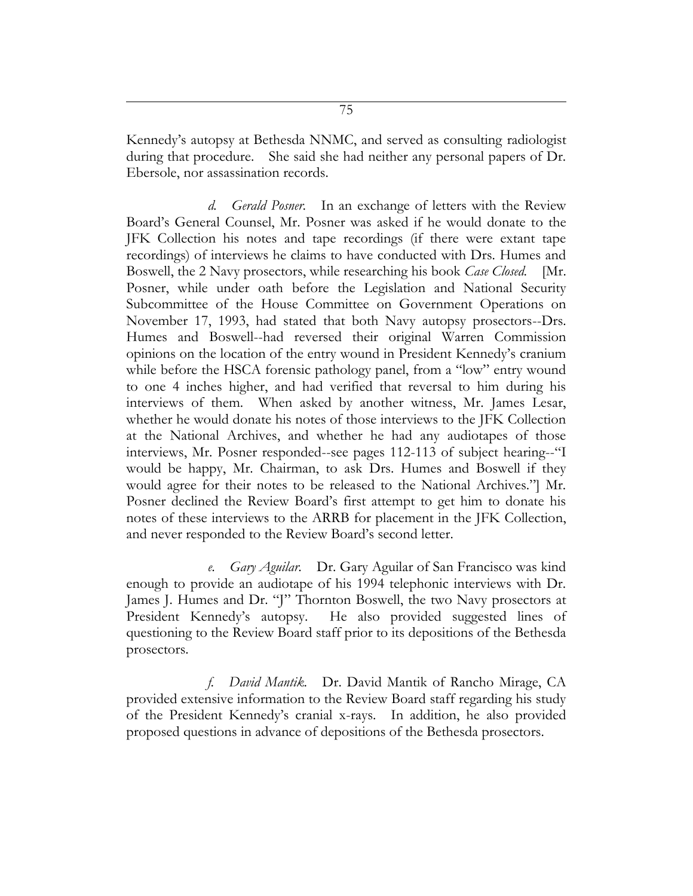Kennedy's autopsy at Bethesda NNMC, and served as consulting radiologist during that procedure. She said she had neither any personal papers of Dr. Ebersole, nor assassination records.

*d. Gerald Posner.* In an exchange of letters with the Review Board's General Counsel, Mr. Posner was asked if he would donate to the JFK Collection his notes and tape recordings (if there were extant tape recordings) of interviews he claims to have conducted with Drs. Humes and Boswell, the 2 Navy prosectors, while researching his book *Case Closed.* [Mr. Posner, while under oath before the Legislation and National Security Subcommittee of the House Committee on Government Operations on November 17, 1993, had stated that both Navy autopsy prosectors--Drs. Humes and Boswell--had reversed their original Warren Commission opinions on the location of the entry wound in President Kennedy's cranium while before the HSCA forensic pathology panel, from a "low" entry wound to one 4 inches higher, and had verified that reversal to him during his interviews of them. When asked by another witness, Mr. James Lesar, whether he would donate his notes of those interviews to the JFK Collection at the National Archives, and whether he had any audiotapes of those interviews, Mr. Posner responded--see pages 112-113 of subject hearing--"I would be happy, Mr. Chairman, to ask Drs. Humes and Boswell if they would agree for their notes to be released to the National Archives."] Mr. Posner declined the Review Board's first attempt to get him to donate his notes of these interviews to the ARRB for placement in the JFK Collection, and never responded to the Review Board's second letter.

*e. Gary Aguilar.* Dr. Gary Aguilar of San Francisco was kind enough to provide an audiotape of his 1994 telephonic interviews with Dr. James J. Humes and Dr. "J" Thornton Boswell, the two Navy prosectors at President Kennedy's autopsy. He also provided suggested lines of questioning to the Review Board staff prior to its depositions of the Bethesda prosectors.

*f. David Mantik.* Dr. David Mantik of Rancho Mirage, CA provided extensive information to the Review Board staff regarding his study of the President Kennedy's cranial x-rays. In addition, he also provided proposed questions in advance of depositions of the Bethesda prosectors.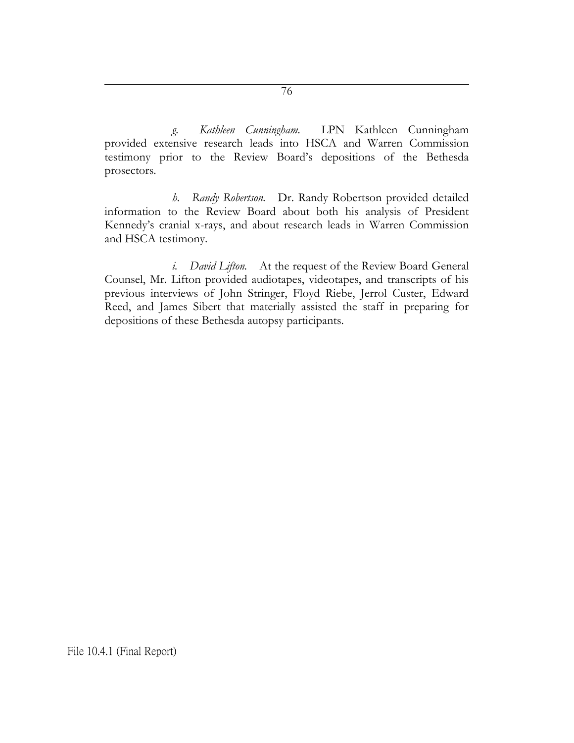*g. Kathleen Cunningham.* LPN Kathleen Cunningham provided extensive research leads into HSCA and Warren Commission testimony prior to the Review Board's depositions of the Bethesda prosectors.

*h. Randy Robertson.* Dr. Randy Robertson provided detailed information to the Review Board about both his analysis of President Kennedy's cranial x-rays, and about research leads in Warren Commission and HSCA testimony.

*i. David Lifton.* At the request of the Review Board General Counsel, Mr. Lifton provided audiotapes, videotapes, and transcripts of his previous interviews of John Stringer, Floyd Riebe, Jerrol Custer, Edward Reed, and James Sibert that materially assisted the staff in preparing for depositions of these Bethesda autopsy participants.

File 10.4.1 (Final Report)